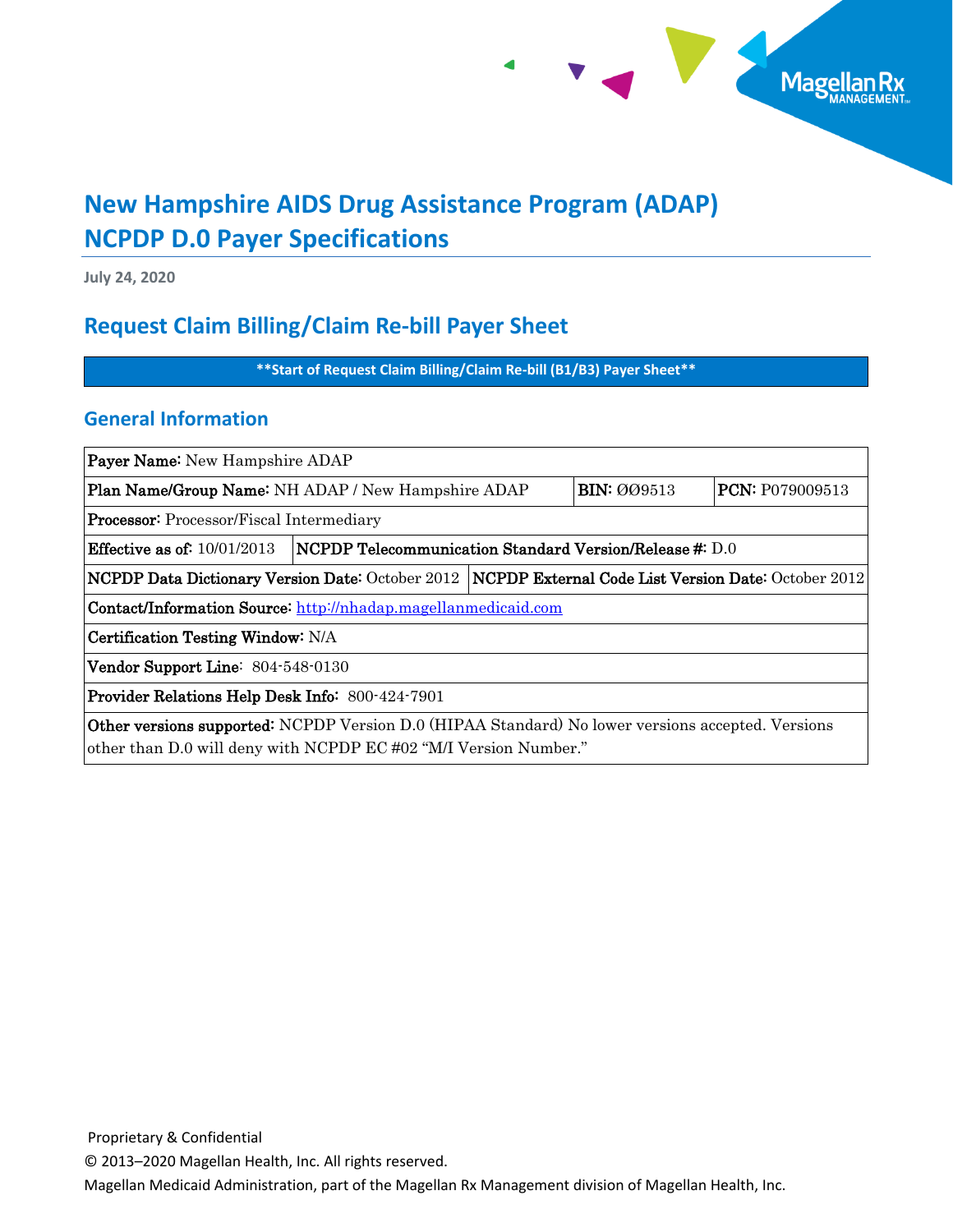# New Hampshire AIDS Drug Assistance Program (ADAP) NCPDP D.0 Payer Specifications

**July 24, 2020**

## Request Claim Billing/Claim Re-bill Payer Sheet

**\*\*Start of Request Claim Billing/Claim Re-bill (B1/B3) Payer Sheet\*\***

### General Information

| | | | |
|---|---|---|---|
| **Payer Name:** New Hampshire ADAP | | | |
| **Plan Name/Group Name:** NH ADAP / New Hampshire ADAP | | **BIN:** ØØ9513 | **PCN:** P079009513 |
| **Processor:** Processor/Fiscal Intermediary | | | |
| **Effective as of:** 10/01/2013 | **NCPDP Telecommunication Standard Version/Release #:** D.0 | | |
| **NCPDP Data Dictionary Version Date:** October 2012 | | **NCPDP External Code List Version Date:** October 2012 | |
| **Contact/Information Source:** http://nhadap.magellanmedicaid.com | | | |
| **Certification Testing Window:** N/A | | | |
| **Vendor Support Line:** 804-548-0130 | | | |
| **Provider Relations Help Desk Info:** 800-424-7901 | | | |
| **Other versions supported:** NCPDP Version D.0 (HIPAA Standard) No lower versions accepted. Versions other than D.0 will deny with NCPDP EC #02 "M/I Version Number." | | | |

Proprietary & Confidential

© 2013–2020 Magellan Health, Inc. All rights reserved.

Magellan Medicaid Administration, part of the Magellan Rx Management division of Magellan Health, Inc.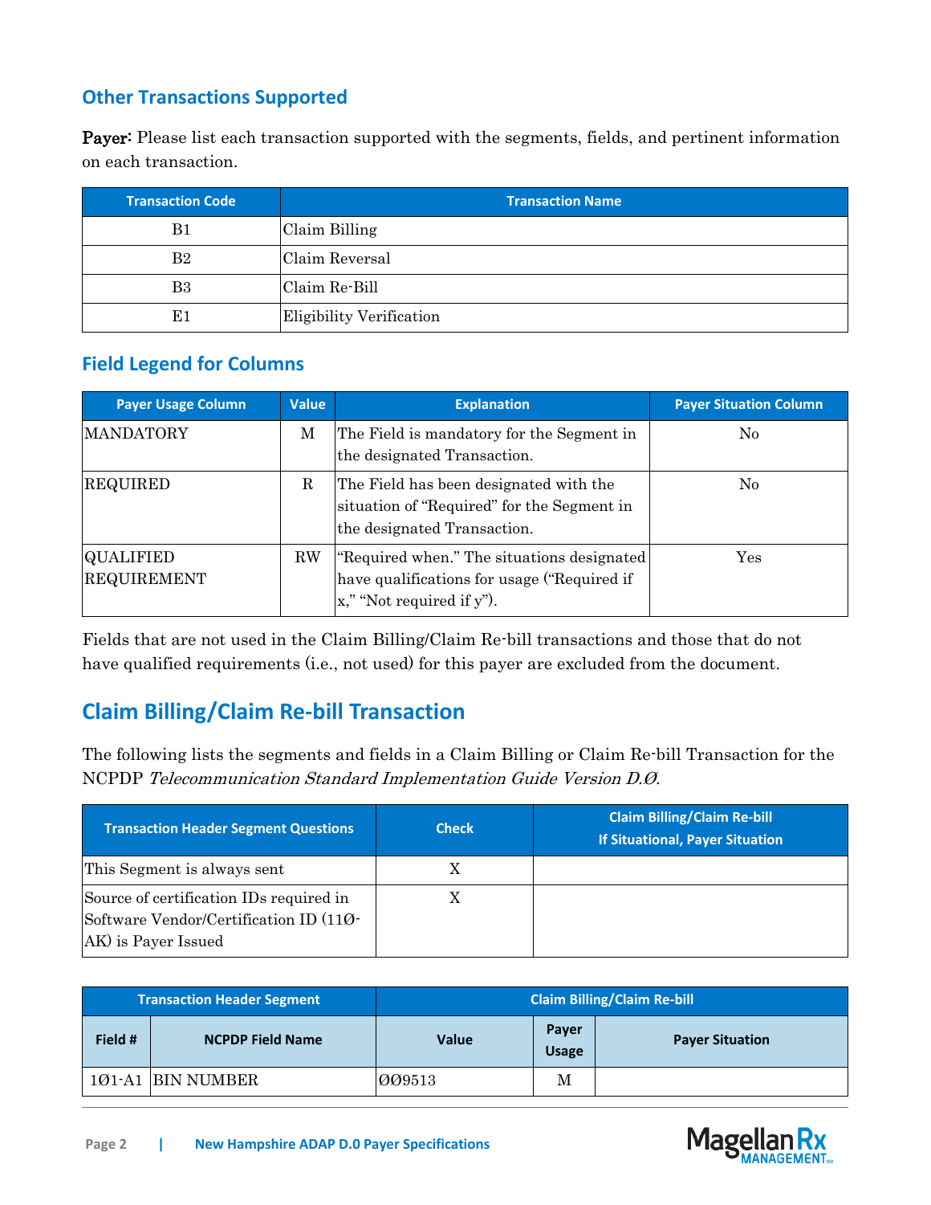## Other Transactions Supported

**Payer:** Please list each transaction supported with the segments, fields, and pertinent information on each transaction.

| Transaction Code | Transaction Name |
|---|---|
| B1 | Claim Billing |
| B2 | Claim Reversal |
| B3 | Claim Re-Bill |
| E1 | Eligibility Verification |

## Field Legend for Columns

| Payer Usage Column | Value | Explanation | Payer Situation Column |
|---|---|---|---|
| MANDATORY | M | The Field is mandatory for the Segment in the designated Transaction. | No |
| REQUIRED | R | The Field has been designated with the situation of "Required" for the Segment in the designated Transaction. | No |
| QUALIFIED REQUIREMENT | RW | "Required when." The situations designated have qualifications for usage ("Required if x," "Not required if y"). | Yes |

Fields that are not used in the Claim Billing/Claim Re-bill transactions and those that do not have qualified requirements (i.e., not used) for this payer are excluded from the document.

# Claim Billing/Claim Re-bill Transaction

The following lists the segments and fields in a Claim Billing or Claim Re-bill Transaction for the NCPDP *Telecommunication Standard Implementation Guide Version D.Ø*.

| Transaction Header Segment Questions | Check | Claim Billing/Claim Re-bill If Situational, Payer Situation |
|---|---|---|
| This Segment is always sent | X | |
| Source of certification IDs required in Software Vendor/Certification ID (11Ø-AK) is Payer Issued | X | |

| Transaction Header Segment | | Claim Billing/Claim Re-bill | | |
|---|---|---|---|---|
| Field # | NCPDP Field Name | Value | Payer Usage | Payer Situation |
| 1Ø1-A1 | BIN NUMBER | ØØ9513 | M | |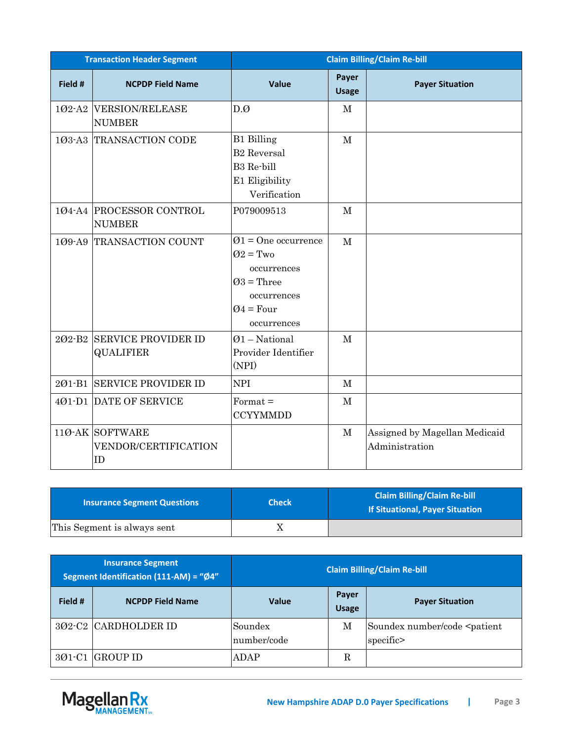| Transaction Header Segment | | Claim Billing/Claim Re-bill | | |
|---|---|---|---|---|
| **Field #** | **NCPDP Field Name** | **Value** | **Payer Usage** | **Payer Situation** |
| 1Ø2-A2 | VERSION/RELEASE NUMBER | D.Ø | M | |
| 1Ø3-A3 | TRANSACTION CODE | B1 Billing<br>B2 Reversal<br>B3 Re-bill<br>E1 Eligibility Verification | M | |
| 1Ø4-A4 | PROCESSOR CONTROL NUMBER | P079009513 | M | |
| 1Ø9-A9 | TRANSACTION COUNT | Ø1 = One occurrence<br>Ø2 = Two occurrences<br>Ø3 = Three occurrences<br>Ø4 = Four occurrences | M | |
| 2Ø2-B2 | SERVICE PROVIDER ID QUALIFIER | Ø1 – National Provider Identifier (NPI) | M | |
| 2Ø1-B1 | SERVICE PROVIDER ID | NPI | M | |
| 4Ø1-D1 | DATE OF SERVICE | Format = CCYYMMDD | M | |
| 11Ø-AK | SOFTWARE VENDOR/CERTIFICATION ID | | M | Assigned by Magellan Medicaid Administration |

| Insurance Segment Questions | Check | Claim Billing/Claim Re-bill<br>If Situational, Payer Situation |
|---|---|---|
| This Segment is always sent | X | |

| Insurance Segment<br>Segment Identification (111-AM) = "Ø4" | | Claim Billing/Claim Re-bill | | |
|---|---|---|---|---|
| **Field #** | **NCPDP Field Name** | **Value** | **Payer Usage** | **Payer Situation** |
| 3Ø2-C2 | CARDHOLDER ID | Soundex number/code | M | Soundex number/code <patient specific> |
| 3Ø1-C1 | GROUP ID | ADAP | R | |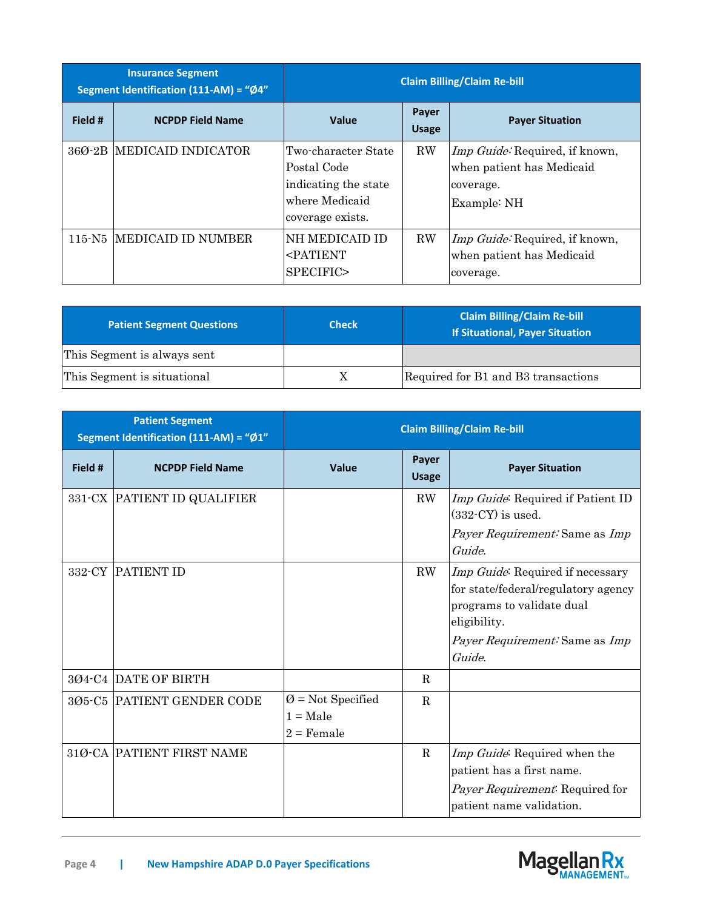| Insurance Segment<br>Segment Identification (111-AM) = "Ø4" | | Claim Billing/Claim Re-bill | | |
|---|---|---|---|---|
| **Field #** | **NCPDP Field Name** | **Value** | **Payer Usage** | **Payer Situation** |
| 36Ø-2B | MEDICAID INDICATOR | Two-character State Postal Code indicating the state where Medicaid coverage exists. | RW | *Imp Guide:* Required, if known, when patient has Medicaid coverage.<br>Example: NH |
| 115-N5 | MEDICAID ID NUMBER | NH MEDICAID ID <PATIENT SPECIFIC> | RW | *Imp Guide:* Required, if known, when patient has Medicaid coverage. |

| Patient Segment Questions | Check | Claim Billing/Claim Re-bill<br>If Situational, Payer Situation |
|---|---|---|
| This Segment is always sent | | |
| This Segment is situational | X | Required for B1 and B3 transactions |

| Patient Segment<br>Segment Identification (111-AM) = "Ø1" | | Claim Billing/Claim Re-bill | | |
|---|---|---|---|---|
| **Field #** | **NCPDP Field Name** | **Value** | **Payer Usage** | **Payer Situation** |
| 331-CX | PATIENT ID QUALIFIER | | RW | *Imp Guide*: Required if Patient ID (332-CY) is used.<br>*Payer Requirement:* Same as *Imp Guide*. |
| 332-CY | PATIENT ID | | RW | *Imp Guide*: Required if necessary for state/federal/regulatory agency programs to validate dual eligibility.<br>*Payer Requirement:* Same as *Imp Guide*. |
| 3Ø4-C4 | DATE OF BIRTH | | R | |
| 3Ø5-C5 | PATIENT GENDER CODE | Ø = Not Specified<br>1 = Male<br>2 = Female | R | |
| 31Ø-CA | PATIENT FIRST NAME | | R | *Imp Guide*: Required when the patient has a first name.<br>*Payer Requirement*: Required for patient name validation. |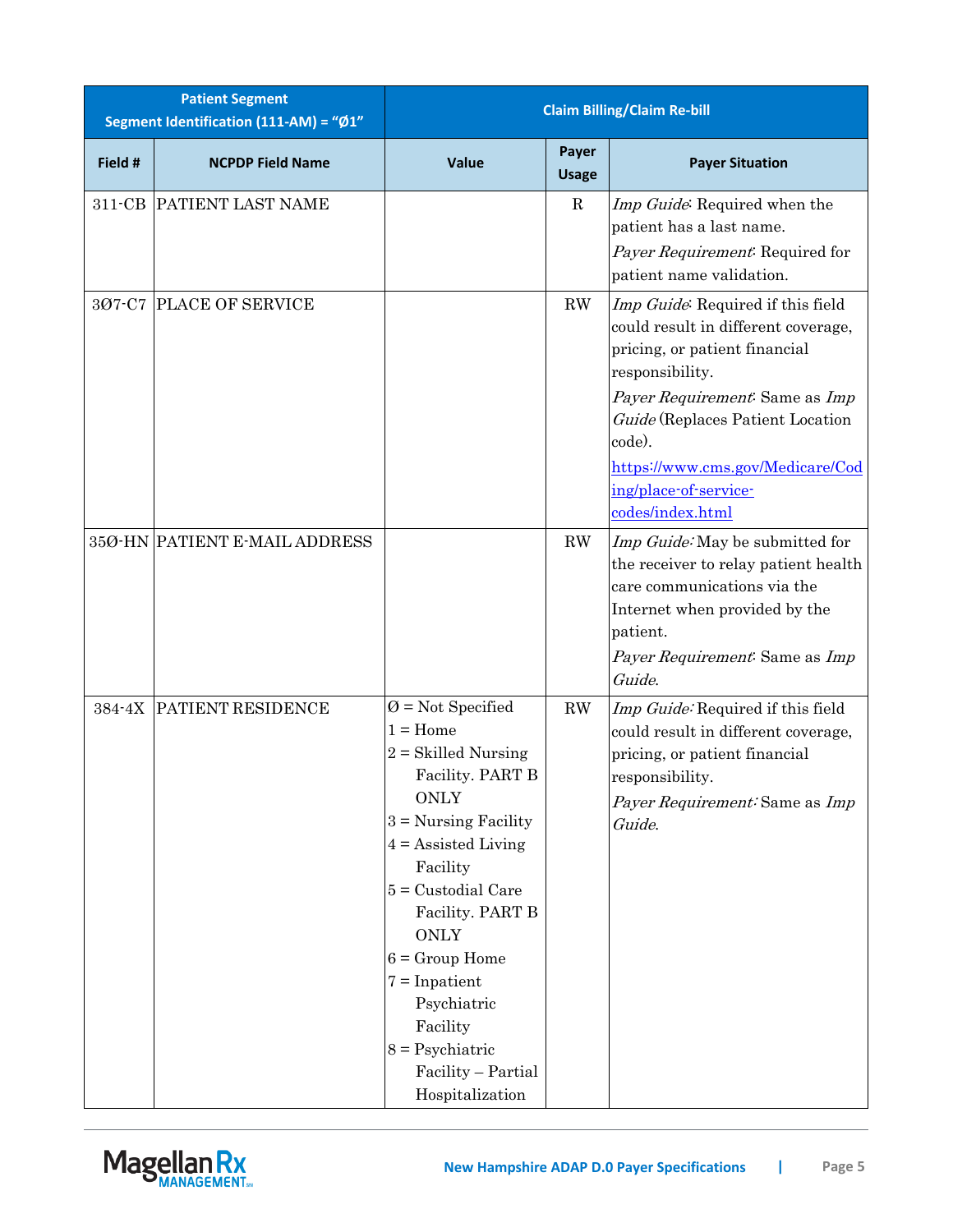| Patient Segment<br>Segment Identification (111-AM) = "Ø1" | | Claim Billing/Claim Re-bill | | |
|---|---|---|---|---|
| **Field #** | **NCPDP Field Name** | **Value** | **Payer Usage** | **Payer Situation** |
| 311-CB | PATIENT LAST NAME | | R | *Imp Guide*: Required when the patient has a last name.<br>*Payer Requirement*: Required for patient name validation. |
| 3Ø7-C7 | PLACE OF SERVICE | | RW | *Imp Guide*: Required if this field could result in different coverage, pricing, or patient financial responsibility.<br>*Payer Requirement*: Same as *Imp Guide* (Replaces Patient Location code).<br>https://www.cms.gov/Medicare/Coding/place-of-service-codes/index.html |
| 35Ø-HN | PATIENT E-MAIL ADDRESS | | RW | *Imp Guide:* May be submitted for the receiver to relay patient health care communications via the Internet when provided by the patient.<br>*Payer Requirement*: Same as *Imp Guide*. |
| 384-4X | PATIENT RESIDENCE | Ø = Not Specified<br>1 = Home<br>2 = Skilled Nursing Facility. PART B ONLY<br>3 = Nursing Facility<br>4 = Assisted Living Facility<br>5 = Custodial Care Facility. PART B ONLY<br>6 = Group Home<br>7 = Inpatient Psychiatric Facility<br>8 = Psychiatric Facility – Partial Hospitalization | RW | *Imp Guide:* Required if this field could result in different coverage, pricing, or patient financial responsibility.<br>*Payer Requirement:* Same as *Imp Guide*. |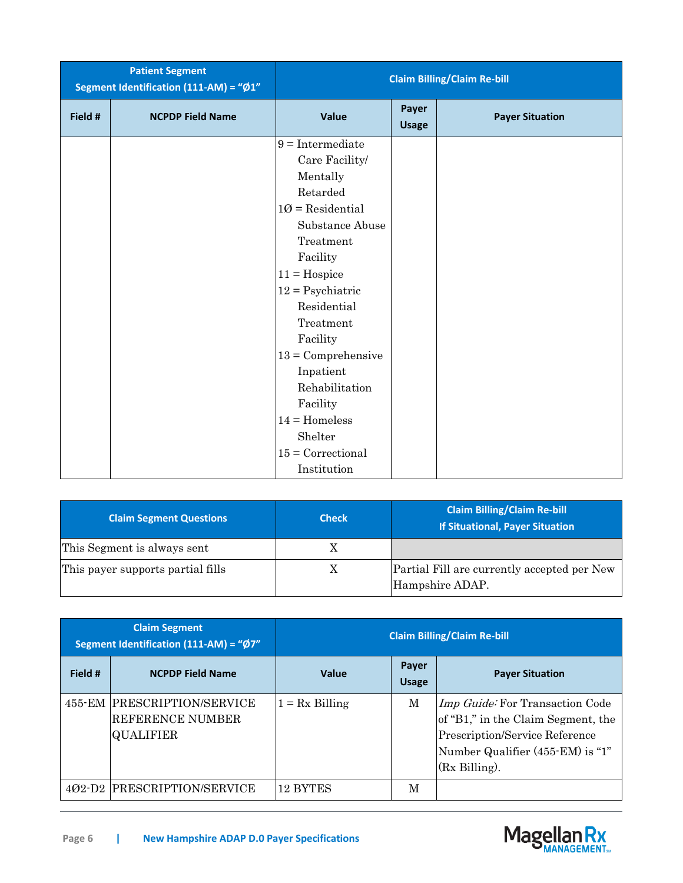| Patient Segment Segment Identification (111-AM) = "Ø1" | | Claim Billing/Claim Re-bill | | |
|---|---|---|---|---|
| **Field #** | **NCPDP Field Name** | **Value** | **Payer Usage** | **Payer Situation** |
| | | 9 = Intermediate Care Facility/ Mentally Retarded<br>1Ø = Residential Substance Abuse Treatment Facility<br>11 = Hospice<br>12 = Psychiatric Residential Treatment Facility<br>13 = Comprehensive Inpatient Rehabilitation Facility<br>14 = Homeless Shelter<br>15 = Correctional Institution | | |

| Claim Segment Questions | Check | Claim Billing/Claim Re-bill If Situational, Payer Situation |
|---|---|---|
| This Segment is always sent | X | |
| This payer supports partial fills | X | Partial Fill are currently accepted per New Hampshire ADAP. |

| Claim Segment Segment Identification (111-AM) = "Ø7" | | Claim Billing/Claim Re-bill | | |
|---|---|---|---|---|
| **Field #** | **NCPDP Field Name** | **Value** | **Payer Usage** | **Payer Situation** |
| 455-EM | PRESCRIPTION/SERVICE REFERENCE NUMBER QUALIFIER | 1 = Rx Billing | M | *Imp Guide:* For Transaction Code of "B1," in the Claim Segment, the Prescription/Service Reference Number Qualifier (455-EM) is "1" (Rx Billing). |
| 4Ø2-D2 | PRESCRIPTION/SERVICE | 12 BYTES | M | |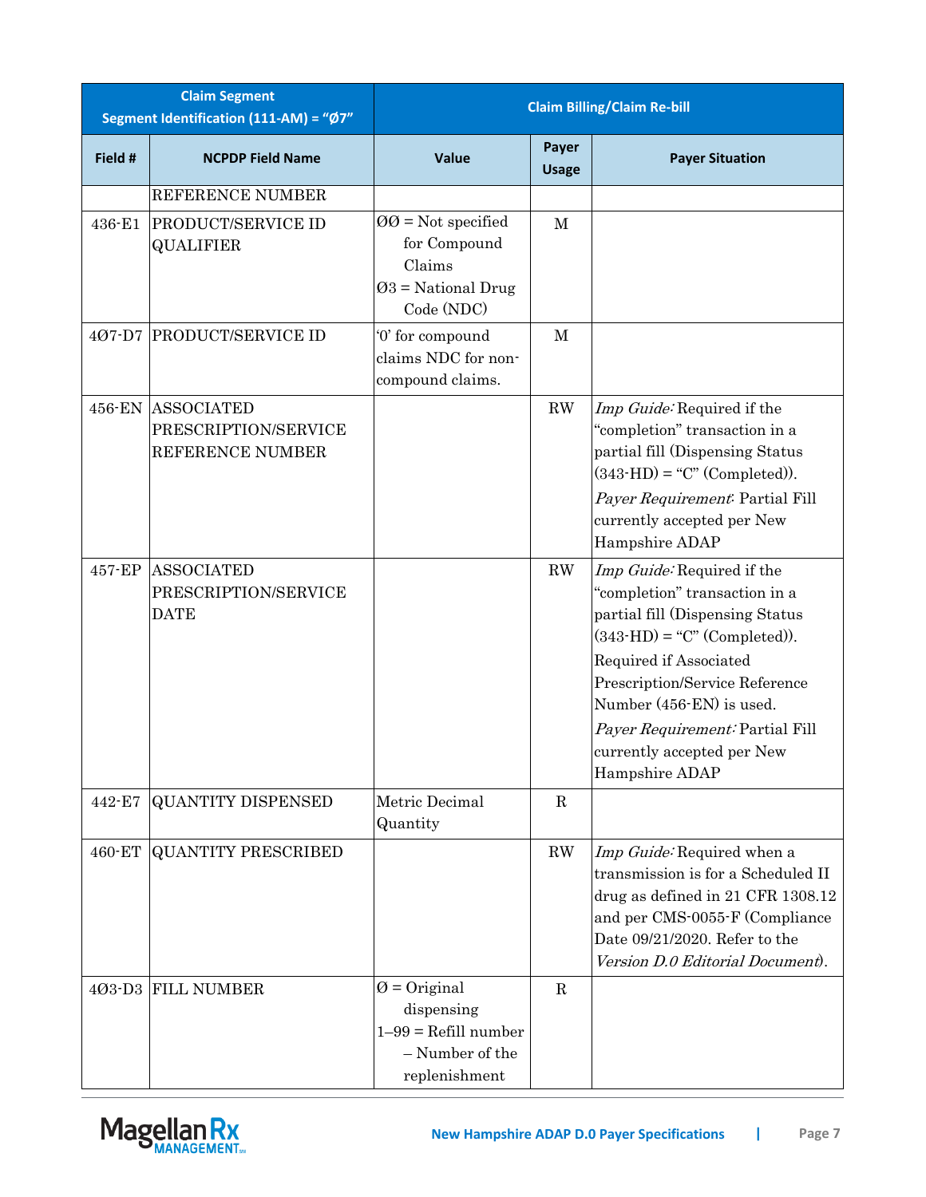| Claim Segment Segment Identification (111-AM) = "Ø7" | | Claim Billing/Claim Re-bill | | |
|---|---|---|---|---|
| **Field #** | **NCPDP Field Name** | **Value** | **Payer Usage** | **Payer Situation** |
| | REFERENCE NUMBER | | | |
| 436-E1 | PRODUCT/SERVICE ID QUALIFIER | ØØ = Not specified for Compound Claims<br>Ø3 = National Drug Code (NDC) | M | |
| 4Ø7-D7 | PRODUCT/SERVICE ID | '0' for compound claims NDC for non-compound claims. | M | |
| 456-EN | ASSOCIATED PRESCRIPTION/SERVICE REFERENCE NUMBER | | RW | *Imp Guide:* Required if the "completion" transaction in a partial fill (Dispensing Status (343-HD) = "C" (Completed)).<br>*Payer Requirement*: Partial Fill currently accepted per New Hampshire ADAP |
| 457-EP | ASSOCIATED PRESCRIPTION/SERVICE DATE | | RW | *Imp Guide:* Required if the "completion" transaction in a partial fill (Dispensing Status (343-HD) = "C" (Completed)).<br>Required if Associated Prescription/Service Reference Number (456-EN) is used.<br>*Payer Requirement:* Partial Fill currently accepted per New Hampshire ADAP |
| 442-E7 | QUANTITY DISPENSED | Metric Decimal Quantity | R | |
| 460-ET | QUANTITY PRESCRIBED | | RW | *Imp Guide:* Required when a transmission is for a Scheduled II drug as defined in 21 CFR 1308.12 and per CMS-0055-F (Compliance Date 09/21/2020. Refer to the *Version D.0 Editorial Document*). |
| 4Ø3-D3 | FILL NUMBER | Ø = Original dispensing<br>1–99 = Refill number – Number of the replenishment | R | |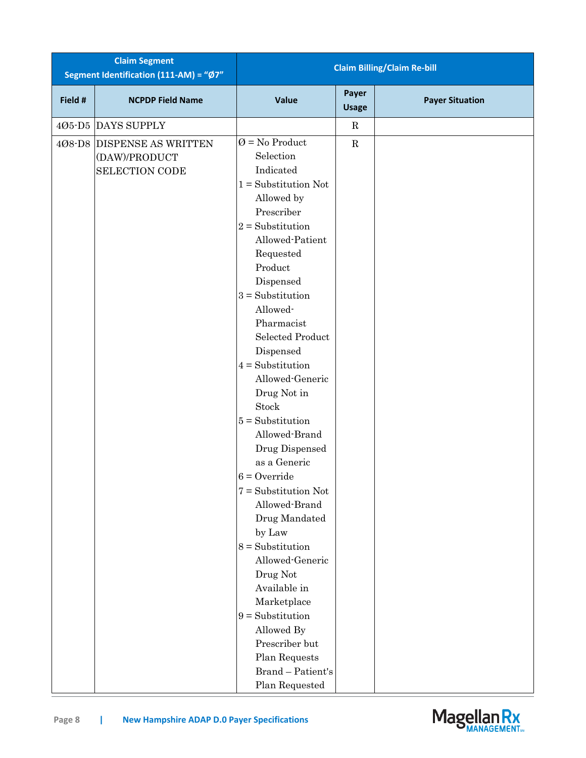| Claim Segment Segment Identification (111-AM) = "Ø7" | | Claim Billing/Claim Re-bill | | |
|---|---|---|---|---|
| Field # | NCPDP Field Name | Value | Payer Usage | Payer Situation |
| 4Ø5-D5 | DAYS SUPPLY | | R | |
| 4Ø8-D8 | DISPENSE AS WRITTEN (DAW)/PRODUCT SELECTION CODE | Ø = No Product Selection Indicated<br>1 = Substitution Not Allowed by Prescriber<br>2 = Substitution Allowed-Patient Requested Product Dispensed<br>3 = Substitution Allowed-Pharmacist Selected Product Dispensed<br>4 = Substitution Allowed-Generic Drug Not in Stock<br>5 = Substitution Allowed-Brand Drug Dispensed as a Generic<br>6 = Override<br>7 = Substitution Not Allowed-Brand Drug Mandated by Law<br>8 = Substitution Allowed-Generic Drug Not Available in Marketplace<br>9 = Substitution Allowed By Prescriber but Plan Requests Brand – Patient's Plan Requested | R | |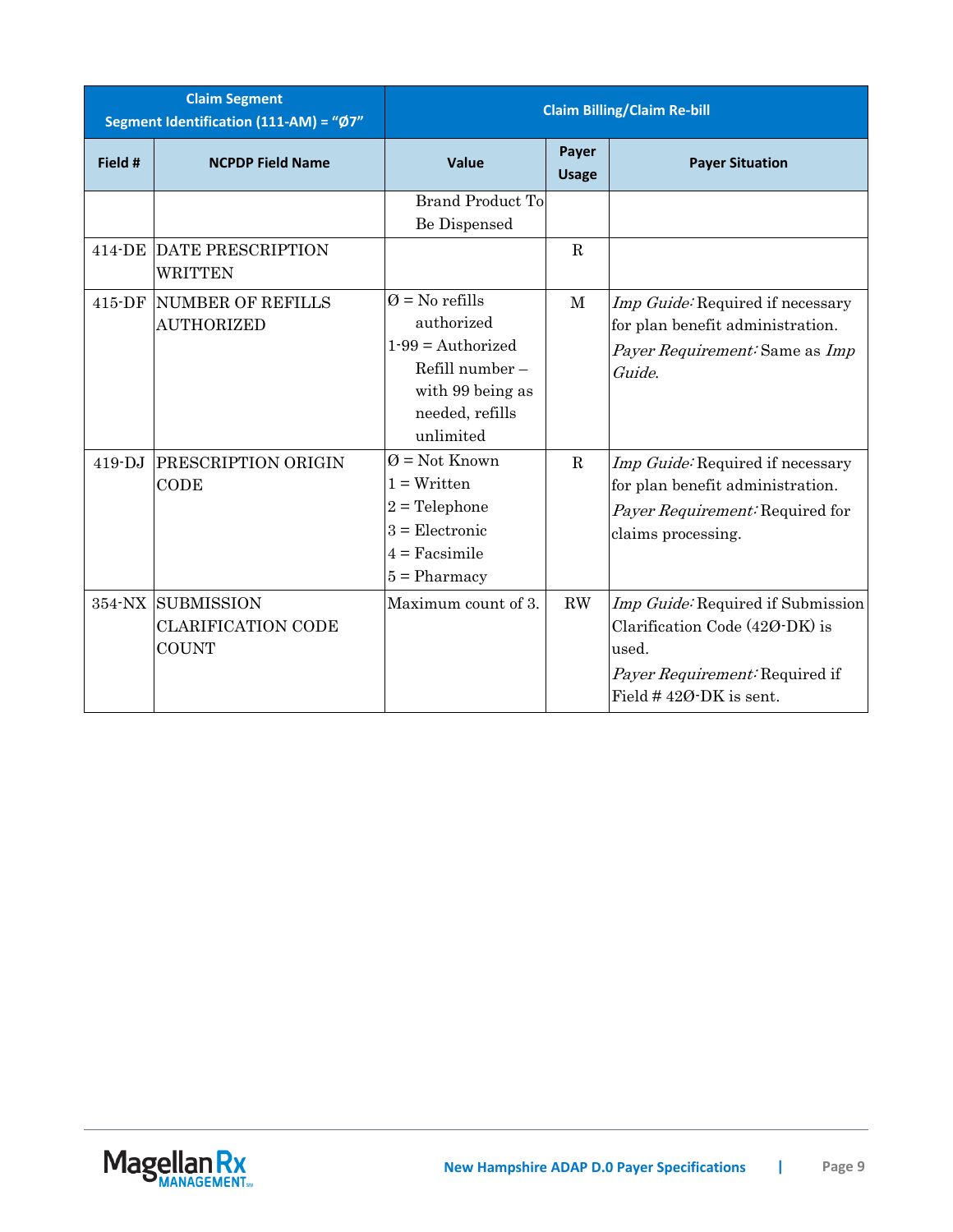| Claim Segment Segment Identification (111-AM) = "Ø7" | | Claim Billing/Claim Re-bill | | |
|---|---|---|---|---|
| **Field #** | **NCPDP Field Name** | **Value** | **Payer Usage** | **Payer Situation** |
| | | Brand Product To Be Dispensed | | |
| 414-DE | DATE PRESCRIPTION WRITTEN | | R | |
| 415-DF | NUMBER OF REFILLS AUTHORIZED | Ø = No refills authorized<br>1-99 = Authorized Refill number – with 99 being as needed, refills unlimited | M | *Imp Guide:* Required if necessary for plan benefit administration.<br>*Payer Requirement:* Same as *Imp Guide*. |
| 419-DJ | PRESCRIPTION ORIGIN CODE | Ø = Not Known<br>1 = Written<br>2 = Telephone<br>3 = Electronic<br>4 = Facsimile<br>5 = Pharmacy | R | *Imp Guide:* Required if necessary for plan benefit administration.<br>*Payer Requirement:* Required for claims processing. |
| 354-NX | SUBMISSION CLARIFICATION CODE COUNT | Maximum count of 3. | RW | *Imp Guide:* Required if Submission Clarification Code (42Ø-DK) is used.<br>*Payer Requirement:* Required if Field # 42Ø-DK is sent. |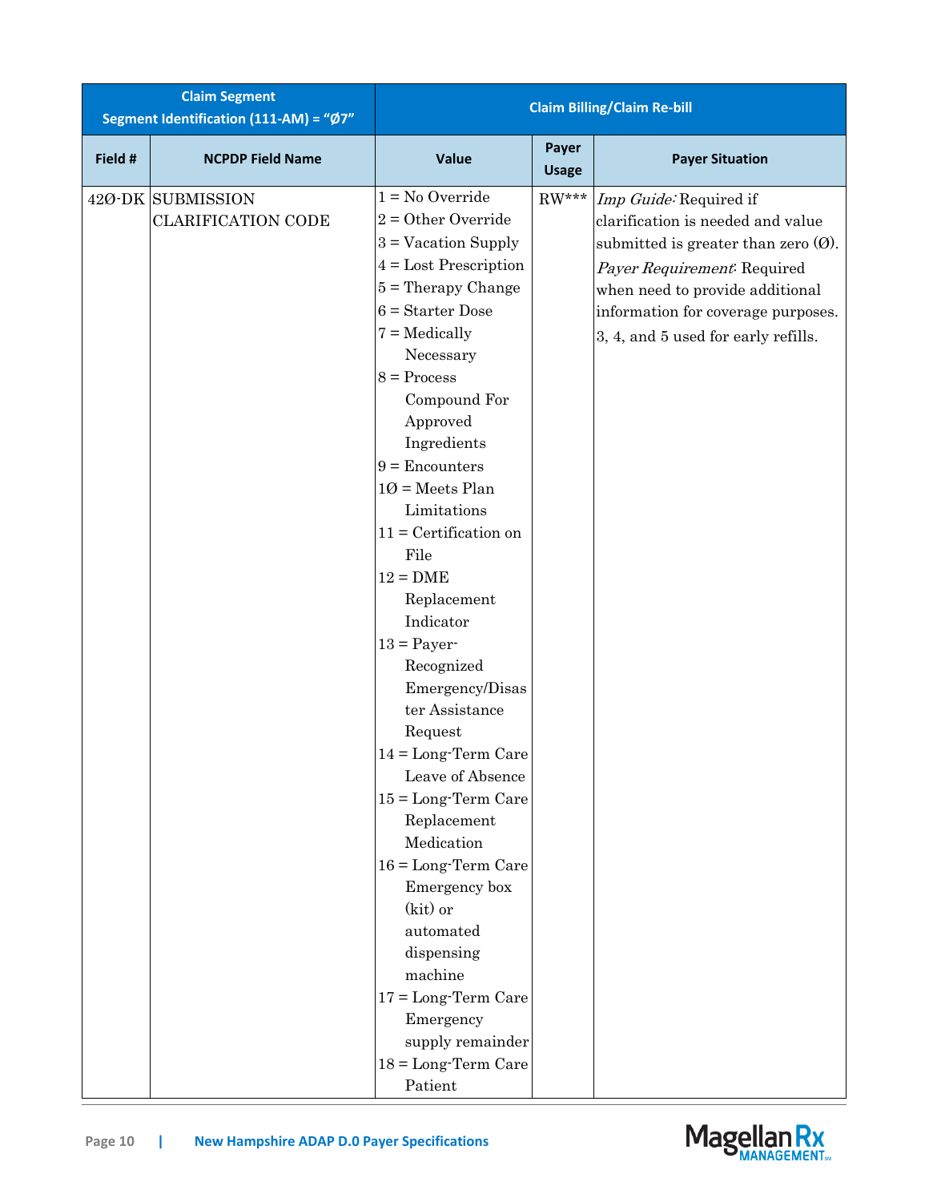| Claim Segment<br>Segment Identification (111-AM) = “Ø7” | | Claim Billing/Claim Re-bill | | |
|---|---|---|---|---|
| **Field #** | **NCPDP Field Name** | **Value** | **Payer Usage** | **Payer Situation** |
| 42Ø-DK | SUBMISSION CLARIFICATION CODE | 1 = No Override<br>2 = Other Override<br>3 = Vacation Supply<br>4 = Lost Prescription<br>5 = Therapy Change<br>6 = Starter Dose<br>7 = Medically Necessary<br>8 = Process Compound For Approved Ingredients<br>9 = Encounters<br>1Ø = Meets Plan Limitations<br>11 = Certification on File<br>12 = DME Replacement Indicator<br>13 = Payer-Recognized Emergency/Disaster Assistance Request<br>14 = Long-Term Care Leave of Absence<br>15 = Long-Term Care Replacement Medication<br>16 = Long-Term Care Emergency box (kit) or automated dispensing machine<br>17 = Long-Term Care Emergency supply remainder<br>18 = Long-Term Care Patient | RW*** | *Imp Guide:* Required if clarification is needed and value submitted is greater than zero (Ø).<br>*Payer Requirement:* Required when need to provide additional information for coverage purposes. 3, 4, and 5 used for early refills. |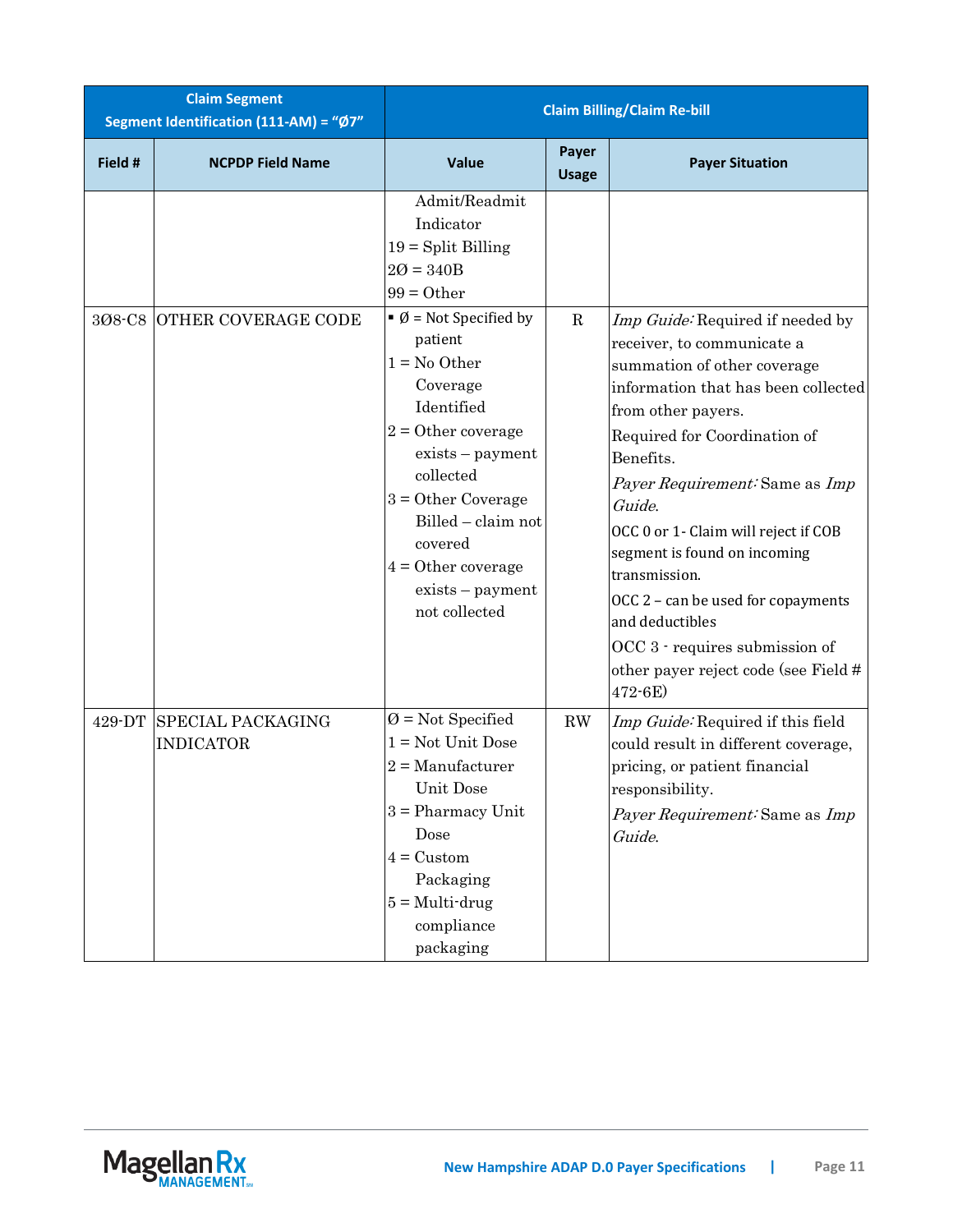| Claim Segment Segment Identification (111-AM) = "Ø7" | | Claim Billing/Claim Re-bill | | |
|---|---|---|---|---|
| **Field #** | **NCPDP Field Name** | **Value** | **Payer Usage** | **Payer Situation** |
| | | Admit/Readmit Indicator<br>19 = Split Billing<br>2Ø = 340B<br>99 = Other | | |
| 3Ø8-C8 | OTHER COVERAGE CODE | ▪ Ø = Not Specified by patient<br>1 = No Other Coverage Identified<br>2 = Other coverage exists – payment collected<br>3 = Other Coverage Billed – claim not covered<br>4 = Other coverage exists – payment not collected | R | *Imp Guide:* Required if needed by receiver, to communicate a summation of other coverage information that has been collected from other payers.<br>Required for Coordination of Benefits.<br>*Payer Requirement:* Same as *Imp Guide*.<br>OCC 0 or 1- Claim will reject if COB segment is found on incoming transmission.<br>OCC 2 – can be used for copayments and deductibles<br>OCC 3 - requires submission of other payer reject code (see Field # 472-6E) |
| 429-DT | SPECIAL PACKAGING INDICATOR | Ø = Not Specified<br>1 = Not Unit Dose<br>2 = Manufacturer Unit Dose<br>3 = Pharmacy Unit Dose<br>4 = Custom Packaging<br>5 = Multi-drug compliance packaging | RW | *Imp Guide:* Required if this field could result in different coverage, pricing, or patient financial responsibility.<br>*Payer Requirement:* Same as *Imp Guide*. |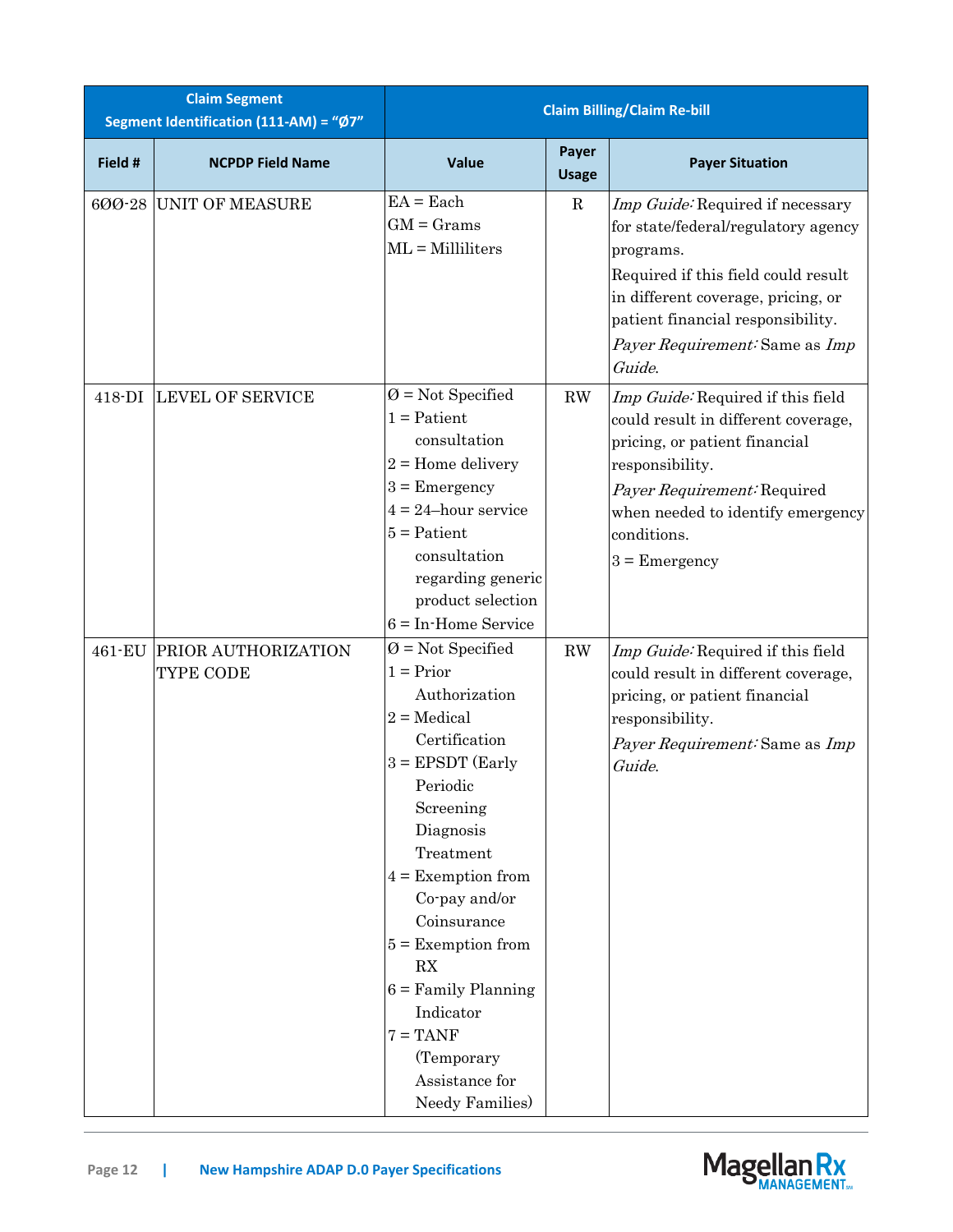| Claim Segment Segment Identification (111-AM) = "Ø7" | | Claim Billing/Claim Re-bill | | |
|---|---|---|---|---|
| **Field #** | **NCPDP Field Name** | **Value** | **Payer Usage** | **Payer Situation** |
| 6ØØ-28 | UNIT OF MEASURE | EA = Each<br>GM = Grams<br>ML = Milliliters | R | *Imp Guide:* Required if necessary for state/federal/regulatory agency programs.<br>Required if this field could result in different coverage, pricing, or patient financial responsibility.<br>*Payer Requirement:* Same as *Imp Guide*. |
| 418-DI | LEVEL OF SERVICE | Ø = Not Specified<br>1 = Patient consultation<br>2 = Home delivery<br>3 = Emergency<br>4 = 24–hour service<br>5 = Patient consultation regarding generic product selection<br>6 = In-Home Service | RW | *Imp Guide:* Required if this field could result in different coverage, pricing, or patient financial responsibility.<br>*Payer Requirement:* Required when needed to identify emergency conditions.<br>3 = Emergency |
| 461-EU | PRIOR AUTHORIZATION TYPE CODE | Ø = Not Specified<br>1 = Prior Authorization<br>2 = Medical Certification<br>3 = EPSDT (Early Periodic Screening Diagnosis Treatment<br>4 = Exemption from Co-pay and/or Coinsurance<br>5 = Exemption from RX<br>6 = Family Planning Indicator<br>7 = TANF (Temporary Assistance for Needy Families) | RW | *Imp Guide:* Required if this field could result in different coverage, pricing, or patient financial responsibility.<br>*Payer Requirement:* Same as *Imp Guide*. |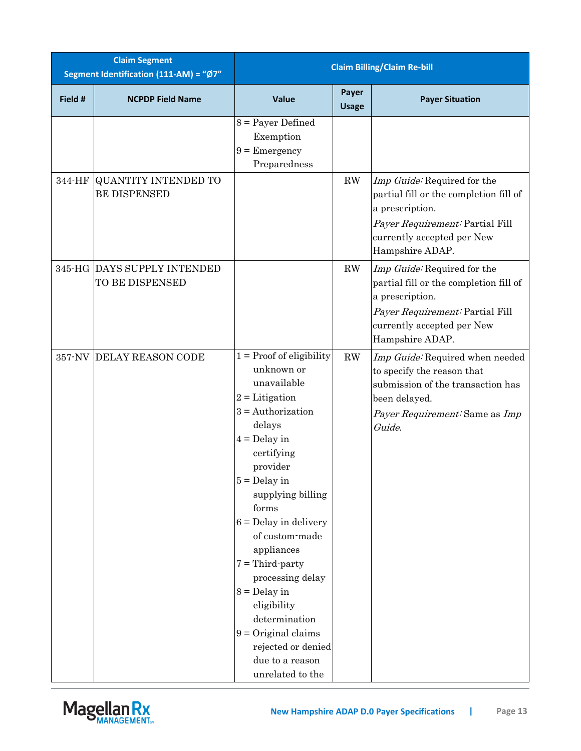| Claim Segment Segment Identification (111-AM) = "Ø7" | | Claim Billing/Claim Re-bill | | |
|---|---|---|---|---|
| **Field #** | **NCPDP Field Name** | **Value** | **Payer Usage** | **Payer Situation** |
| | | 8 = Payer Defined Exemption<br>9 = Emergency Preparedness | | |
| 344-HF | QUANTITY INTENDED TO BE DISPENSED | | RW | *Imp Guide:* Required for the partial fill or the completion fill of a prescription.<br>*Payer Requirement:* Partial Fill currently accepted per New Hampshire ADAP. |
| 345-HG | DAYS SUPPLY INTENDED TO BE DISPENSED | | RW | *Imp Guide:* Required for the partial fill or the completion fill of a prescription.<br>*Payer Requirement:* Partial Fill currently accepted per New Hampshire ADAP. |
| 357-NV | DELAY REASON CODE | 1 = Proof of eligibility unknown or unavailable<br>2 = Litigation<br>3 = Authorization delays<br>4 = Delay in certifying provider<br>5 = Delay in supplying billing forms<br>6 = Delay in delivery of custom-made appliances<br>7 = Third-party processing delay<br>8 = Delay in eligibility determination<br>9 = Original claims rejected or denied due to a reason unrelated to the | RW | *Imp Guide:* Required when needed to specify the reason that submission of the transaction has been delayed.<br>*Payer Requirement:* Same as *Imp Guide*. |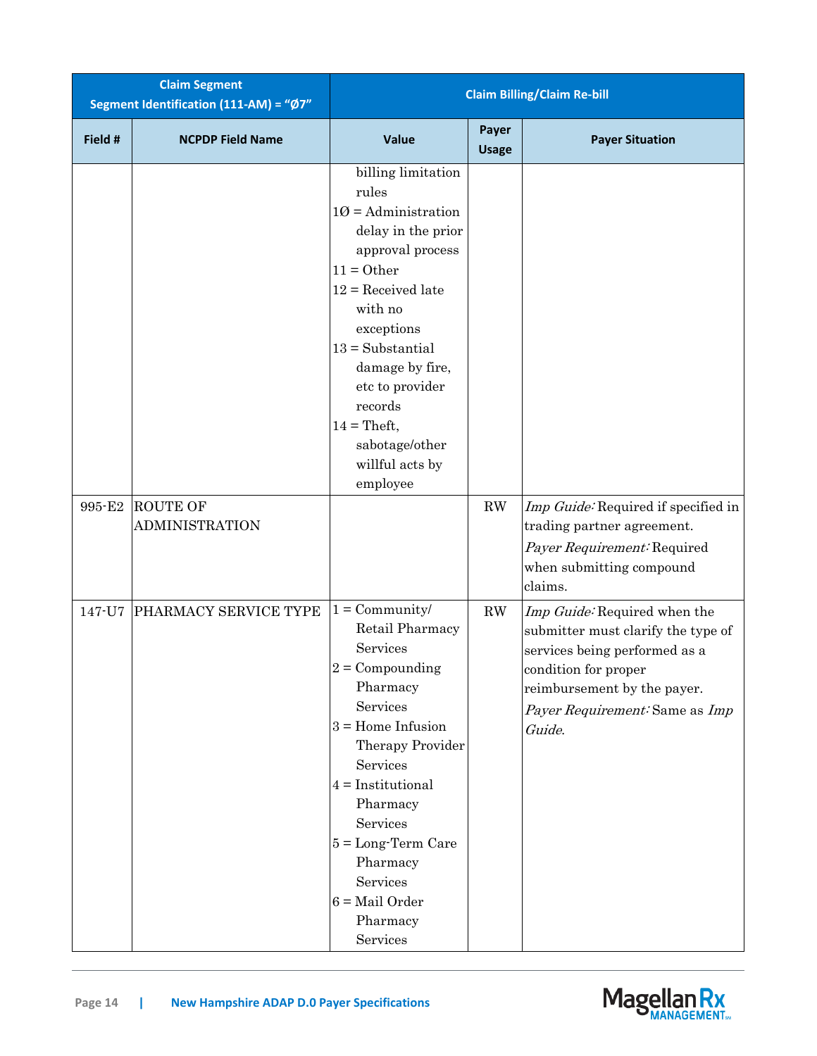| Claim Segment<br>Segment Identification (111-AM) = "Ø7" | | Claim Billing/Claim Re-bill | | |
|---|---|---|---|---|
| **Field #** | **NCPDP Field Name** | **Value** | **Payer Usage** | **Payer Situation** |
| | | billing limitation rules<br>1Ø = Administration delay in the prior approval process<br>11 = Other<br>12 = Received late with no exceptions<br>13 = Substantial damage by fire, etc to provider records<br>14 = Theft, sabotage/other willful acts by employee | | |
| 995-E2 | ROUTE OF ADMINISTRATION | | RW | *Imp Guide:* Required if specified in trading partner agreement.<br>*Payer Requirement:* Required when submitting compound claims. |
| 147-U7 | PHARMACY SERVICE TYPE | 1 = Community/ Retail Pharmacy Services<br>2 = Compounding Pharmacy Services<br>3 = Home Infusion Therapy Provider Services<br>4 = Institutional Pharmacy Services<br>5 = Long-Term Care Pharmacy Services<br>6 = Mail Order Pharmacy Services | RW | *Imp Guide:* Required when the submitter must clarify the type of services being performed as a condition for proper reimbursement by the payer.<br>*Payer Requirement:* Same as *Imp Guide*. |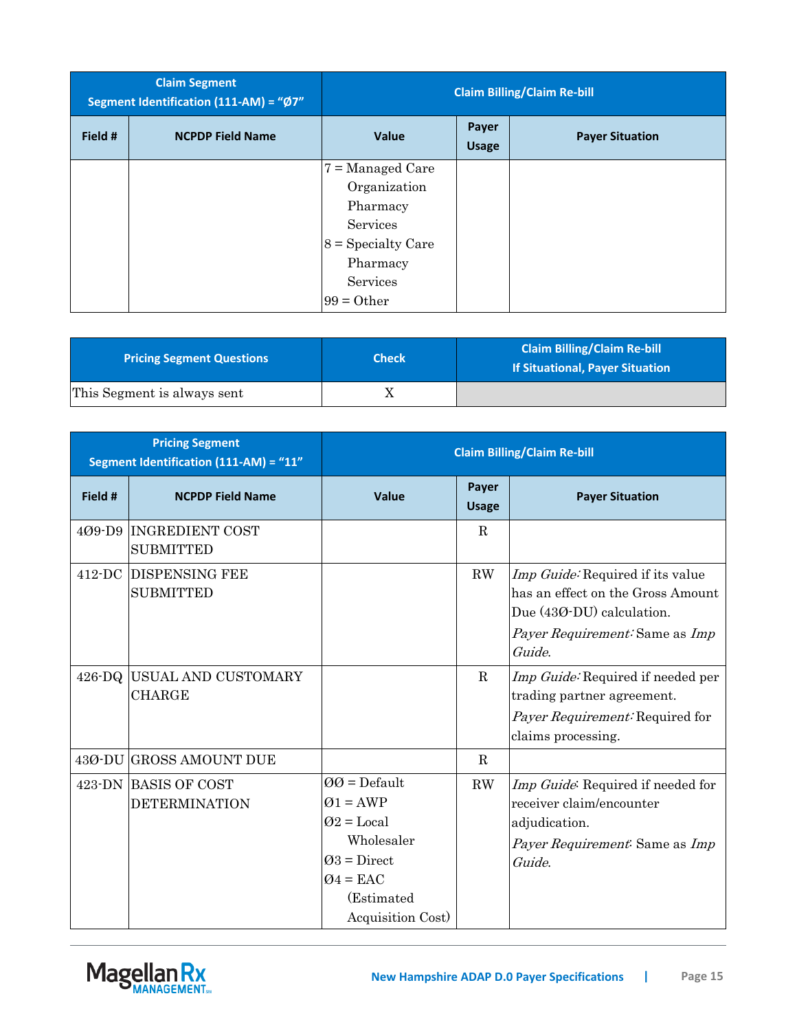| Claim Segment Segment Identification (111-AM) = "Ø7" | | Claim Billing/Claim Re-bill | | |
|---|---|---|---|---|
| **Field #** | **NCPDP Field Name** | **Value** | **Payer Usage** | **Payer Situation** |
| | | 7 = Managed Care Organization Pharmacy Services<br>8 = Specialty Care Pharmacy Services<br>99 = Other | | |

| Pricing Segment Questions | Check | Claim Billing/Claim Re-bill If Situational, Payer Situation |
|---|---|---|
| This Segment is always sent | X | |

| Pricing Segment Segment Identification (111-AM) = "11" | | Claim Billing/Claim Re-bill | | |
|---|---|---|---|---|
| **Field #** | **NCPDP Field Name** | **Value** | **Payer Usage** | **Payer Situation** |
| 4Ø9-D9 | INGREDIENT COST SUBMITTED | | R | |
| 412-DC | DISPENSING FEE SUBMITTED | | RW | *Imp Guide:* Required if its value has an effect on the Gross Amount Due (43Ø-DU) calculation.<br>*Payer Requirement:* Same as *Imp Guide.* |
| 426-DQ | USUAL AND CUSTOMARY CHARGE | | R | *Imp Guide:* Required if needed per trading partner agreement.<br>*Payer Requirement:* Required for claims processing. |
| 43Ø-DU | GROSS AMOUNT DUE | | R | |
| 423-DN | BASIS OF COST DETERMINATION | ØØ = Default<br>Ø1 = AWP<br>Ø2 = Local Wholesaler<br>Ø3 = Direct<br>Ø4 = EAC (Estimated Acquisition Cost) | RW | *Imp Guide*: Required if needed for receiver claim/encounter adjudication.<br>*Payer Requirement*: Same as *Imp Guide.* |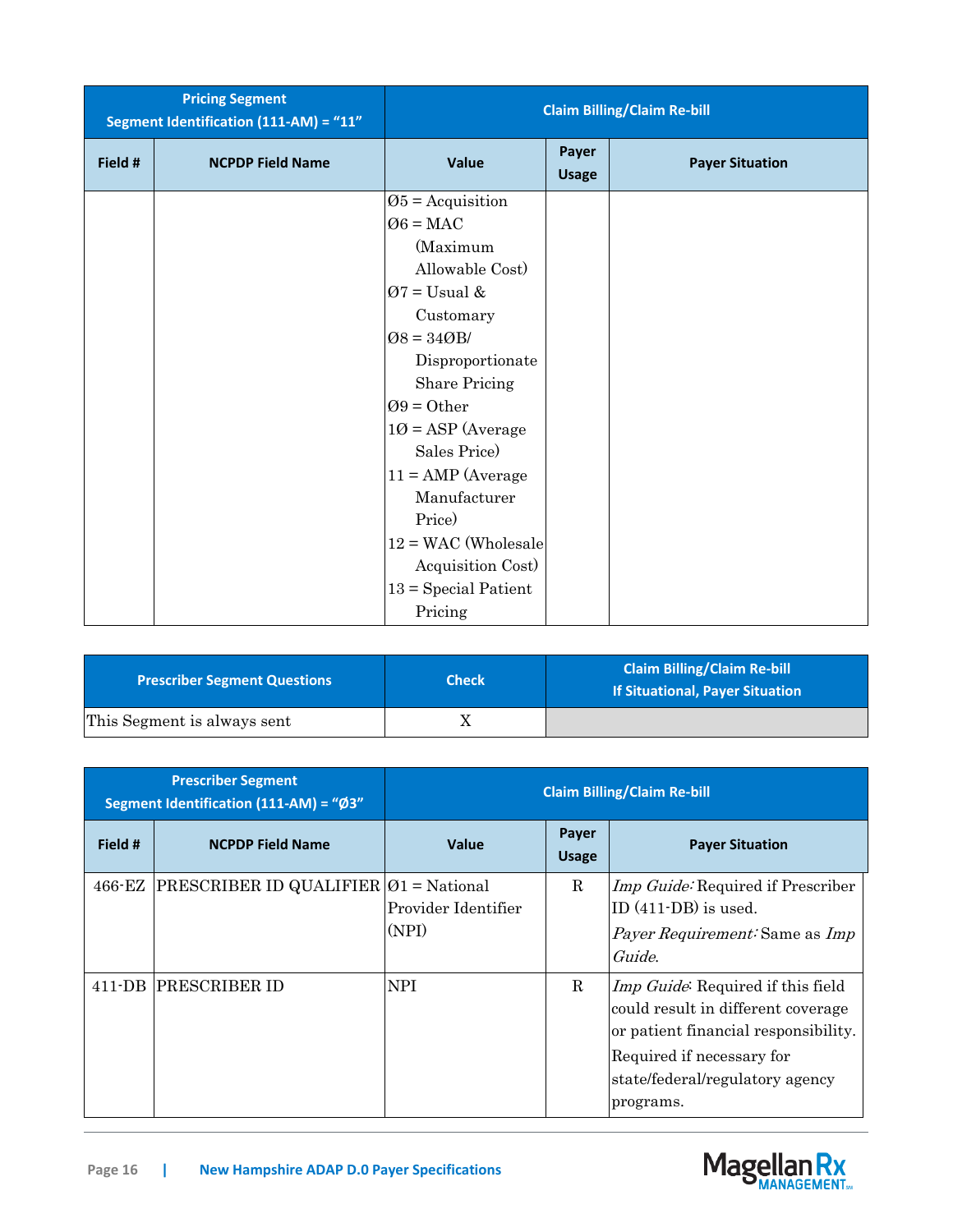| Pricing Segment Segment Identification (111-AM) = "11" | | Claim Billing/Claim Re-bill | | |
|---|---|---|---|---|
| Field # | NCPDP Field Name | Value | Payer Usage | Payer Situation |
| | | Ø5 = Acquisition<br>Ø6 = MAC (Maximum Allowable Cost)<br>Ø7 = Usual & Customary<br>Ø8 = 34ØB/ Disproportionate Share Pricing<br>Ø9 = Other<br>1Ø = ASP (Average Sales Price)<br>11 = AMP (Average Manufacturer Price)<br>12 = WAC (Wholesale Acquisition Cost)<br>13 = Special Patient Pricing | | |

| Prescriber Segment Questions | Check | Claim Billing/Claim Re-bill If Situational, Payer Situation |
|---|---|---|
| This Segment is always sent | X | |

| Prescriber Segment Segment Identification (111-AM) = "Ø3" | | Claim Billing/Claim Re-bill | | |
|---|---|---|---|---|
| Field # | NCPDP Field Name | Value | Payer Usage | Payer Situation |
| 466-EZ | PRESCRIBER ID QUALIFIER | Ø1 = National Provider Identifier (NPI) | R | *Imp Guide:* Required if Prescriber ID (411-DB) is used.<br>*Payer Requirement:* Same as *Imp Guide.* |
| 411-DB | PRESCRIBER ID | NPI | R | *Imp Guide*: Required if this field could result in different coverage or patient financial responsibility.<br>Required if necessary for state/federal/regulatory agency programs. |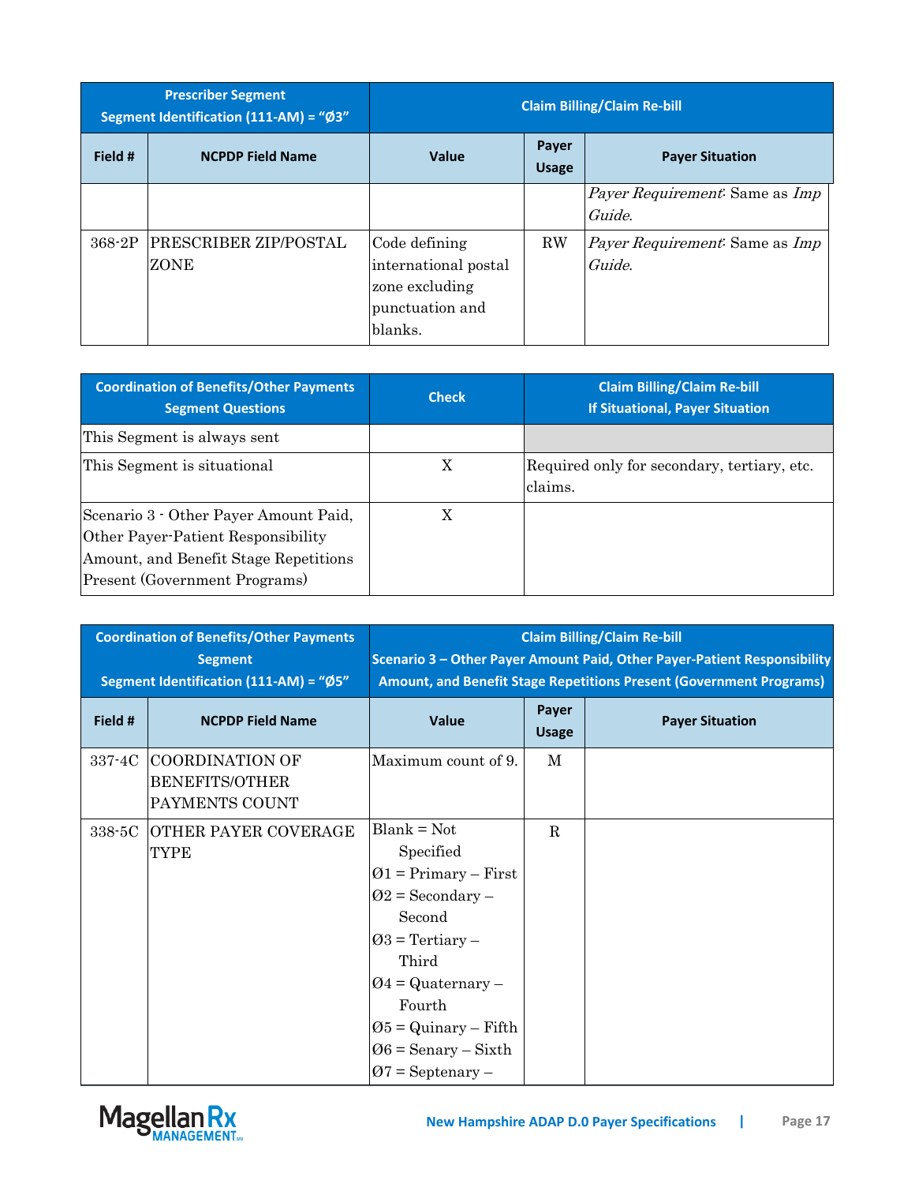| Prescriber Segment<br>Segment Identification (111-AM) = "Ø3" | | Claim Billing/Claim Re-bill | | |
|---|---|---|---|---|
| **Field #** | **NCPDP Field Name** | **Value** | **Payer Usage** | **Payer Situation** |
| | | | | *Payer Requirement*: Same as *Imp Guide*. |
| 368-2P | PRESCRIBER ZIP/POSTAL ZONE | Code defining international postal zone excluding punctuation and blanks. | RW | *Payer Requirement*: Same as *Imp Guide*. |

| Coordination of Benefits/Other Payments Segment Questions | Check | Claim Billing/Claim Re-bill<br>If Situational, Payer Situation |
|---|---|---|
| This Segment is always sent | | |
| This Segment is situational | X | Required only for secondary, tertiary, etc. claims. |
| Scenario 3 - Other Payer Amount Paid, Other Payer-Patient Responsibility Amount, and Benefit Stage Repetitions Present (Government Programs) | X | |

| Coordination of Benefits/Other Payments Segment<br>Segment Identification (111-AM) = "Ø5" | | Claim Billing/Claim Re-bill<br>Scenario 3 – Other Payer Amount Paid, Other Payer-Patient Responsibility Amount, and Benefit Stage Repetitions Present (Government Programs) | | |
|---|---|---|---|---|
| **Field #** | **NCPDP Field Name** | **Value** | **Payer Usage** | **Payer Situation** |
| 337-4C | COORDINATION OF BENEFITS/OTHER PAYMENTS COUNT | Maximum count of 9. | M | |
| 338-5C | OTHER PAYER COVERAGE TYPE | Blank = Not Specified<br>Ø1 = Primary – First<br>Ø2 = Secondary – Second<br>Ø3 = Tertiary – Third<br>Ø4 = Quaternary – Fourth<br>Ø5 = Quinary – Fifth<br>Ø6 = Senary – Sixth<br>Ø7 = Septenary – | R | |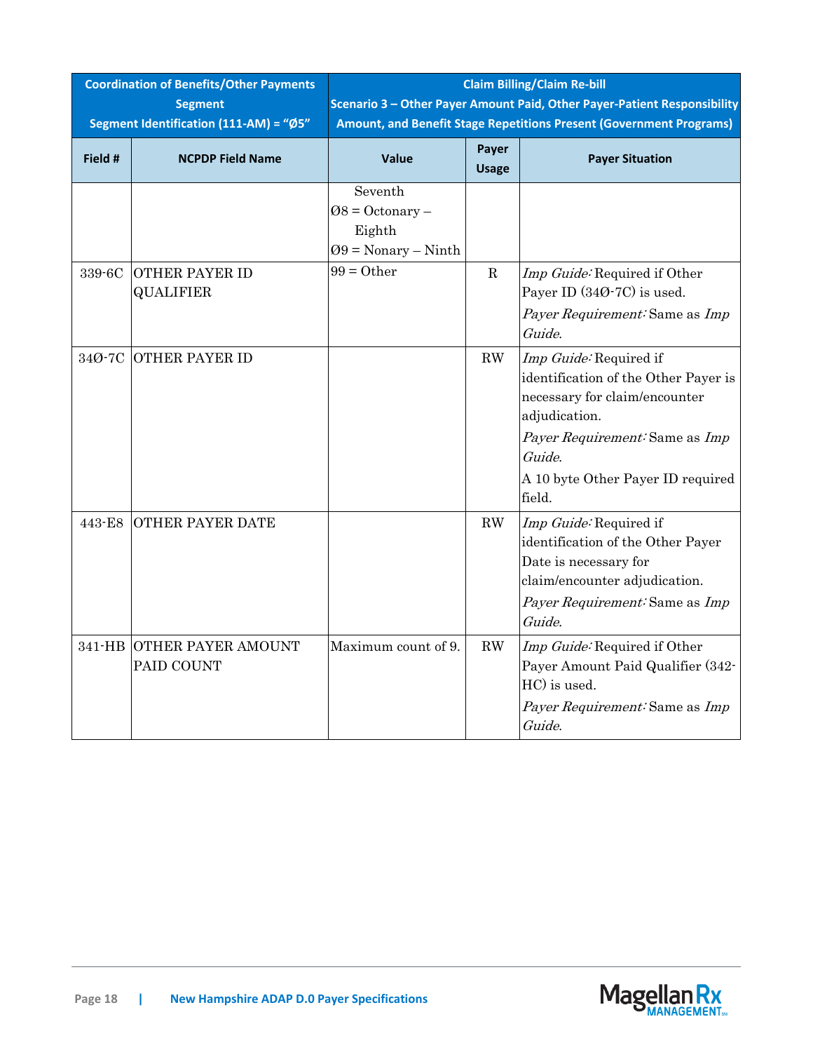| Coordination of Benefits/Other Payments Segment Segment Identification (111-AM) = "Ø5" | | Claim Billing/Claim Re-bill Scenario 3 – Other Payer Amount Paid, Other Payer-Patient Responsibility Amount, and Benefit Stage Repetitions Present (Government Programs) | | |
|---|---|---|---|---|
| **Field #** | **NCPDP Field Name** | **Value** | **Payer Usage** | **Payer Situation** |
| | | Seventh<br>Ø8 = Octonary – Eighth<br>Ø9 = Nonary – Ninth | | |
| 339-6C | OTHER PAYER ID QUALIFIER | 99 = Other | R | *Imp Guide:* Required if Other Payer ID (34Ø-7C) is used.<br>*Payer Requirement:* Same as *Imp Guide*. |
| 34Ø-7C | OTHER PAYER ID | | RW | *Imp Guide:* Required if identification of the Other Payer is necessary for claim/encounter adjudication.<br>*Payer Requirement:* Same as *Imp Guide*.<br>A 10 byte Other Payer ID required field. |
| 443-E8 | OTHER PAYER DATE | | RW | *Imp Guide:* Required if identification of the Other Payer Date is necessary for claim/encounter adjudication.<br>*Payer Requirement:* Same as *Imp Guide*. |
| 341-HB | OTHER PAYER AMOUNT PAID COUNT | Maximum count of 9. | RW | *Imp Guide:* Required if Other Payer Amount Paid Qualifier (342-HC) is used.<br>*Payer Requirement:* Same as *Imp Guide*. |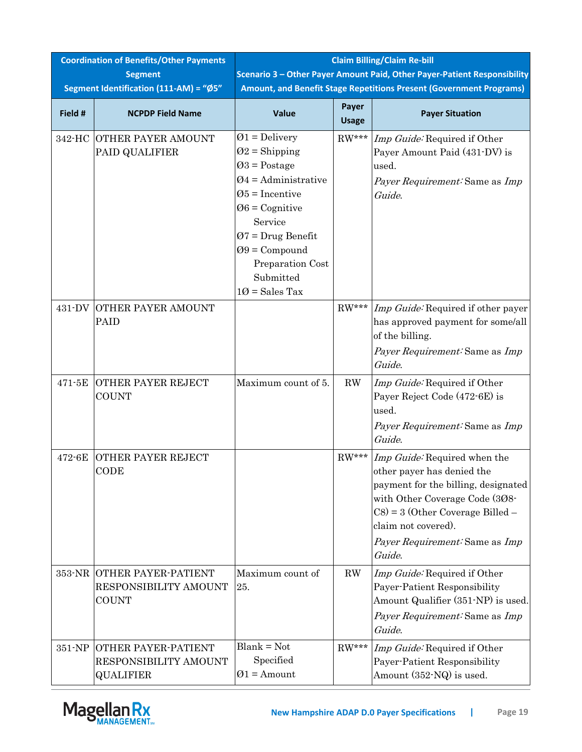| Coordination of Benefits/Other Payments Segment Segment Identification (111-AM) = "Ø5" | | Claim Billing/Claim Re-bill Scenario 3 – Other Payer Amount Paid, Other Payer-Patient Responsibility Amount, and Benefit Stage Repetitions Present (Government Programs) | | |
|---|---|---|---|---|
| **Field #** | **NCPDP Field Name** | **Value** | **Payer Usage** | **Payer Situation** |
| 342-HC | OTHER PAYER AMOUNT PAID QUALIFIER | Ø1 = Delivery<br>Ø2 = Shipping<br>Ø3 = Postage<br>Ø4 = Administrative<br>Ø5 = Incentive<br>Ø6 = Cognitive Service<br>Ø7 = Drug Benefit<br>Ø9 = Compound Preparation Cost Submitted<br>1Ø = Sales Tax | RW*** | *Imp Guide:* Required if Other Payer Amount Paid (431-DV) is used.<br>*Payer Requirement:* Same as *Imp Guide*. |
| 431-DV | OTHER PAYER AMOUNT PAID | | RW*** | *Imp Guide:* Required if other payer has approved payment for some/all of the billing.<br>*Payer Requirement:* Same as *Imp Guide*. |
| 471-5E | OTHER PAYER REJECT COUNT | Maximum count of 5. | RW | *Imp Guide:* Required if Other Payer Reject Code (472-6E) is used.<br>*Payer Requirement:* Same as *Imp Guide*. |
| 472-6E | OTHER PAYER REJECT CODE | | RW*** | *Imp Guide:* Required when the other payer has denied the payment for the billing, designated with Other Coverage Code (3Ø8-C8) = 3 (Other Coverage Billed – claim not covered).<br>*Payer Requirement:* Same as *Imp Guide*. |
| 353-NR | OTHER PAYER-PATIENT RESPONSIBILITY AMOUNT COUNT | Maximum count of 25. | RW | *Imp Guide:* Required if Other Payer-Patient Responsibility Amount Qualifier (351-NP) is used.<br>*Payer Requirement:* Same as *Imp Guide*. |
| 351-NP | OTHER PAYER-PATIENT RESPONSIBILITY AMOUNT QUALIFIER | Blank = Not Specified<br>Ø1 = Amount | RW*** | *Imp Guide:* Required if Other Payer-Patient Responsibility Amount (352-NQ) is used. |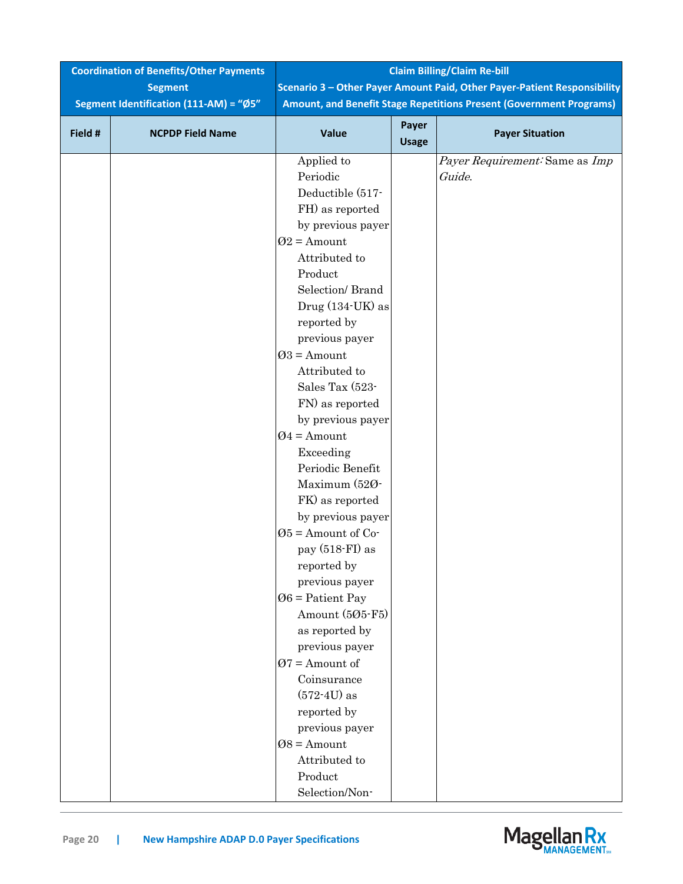| Coordination of Benefits/Other Payments Segment Segment Identification (111-AM) = "Ø5" | | Claim Billing/Claim Re-bill Scenario 3 – Other Payer Amount Paid, Other Payer-Patient Responsibility Amount, and Benefit Stage Repetitions Present (Government Programs) | | |
|---|---|---|---|---|
| **Field #** | **NCPDP Field Name** | **Value** | **Payer Usage** | **Payer Situation** |
| | | Applied to Periodic Deductible (517-FH) as reported by previous payer<br>Ø2 = Amount Attributed to Product Selection/ Brand Drug (134-UK) as reported by previous payer<br>Ø3 = Amount Attributed to Sales Tax (523-FN) as reported by previous payer<br>Ø4 = Amount Exceeding Periodic Benefit Maximum (52Ø-FK) as reported by previous payer<br>Ø5 = Amount of Co-pay (518-FI) as reported by previous payer<br>Ø6 = Patient Pay Amount (5Ø5-F5) as reported by previous payer<br>Ø7 = Amount of Coinsurance (572-4U) as reported by previous payer<br>Ø8 = Amount Attributed to Product Selection/Non- | | *Payer Requirement:* Same as *Imp Guide*. |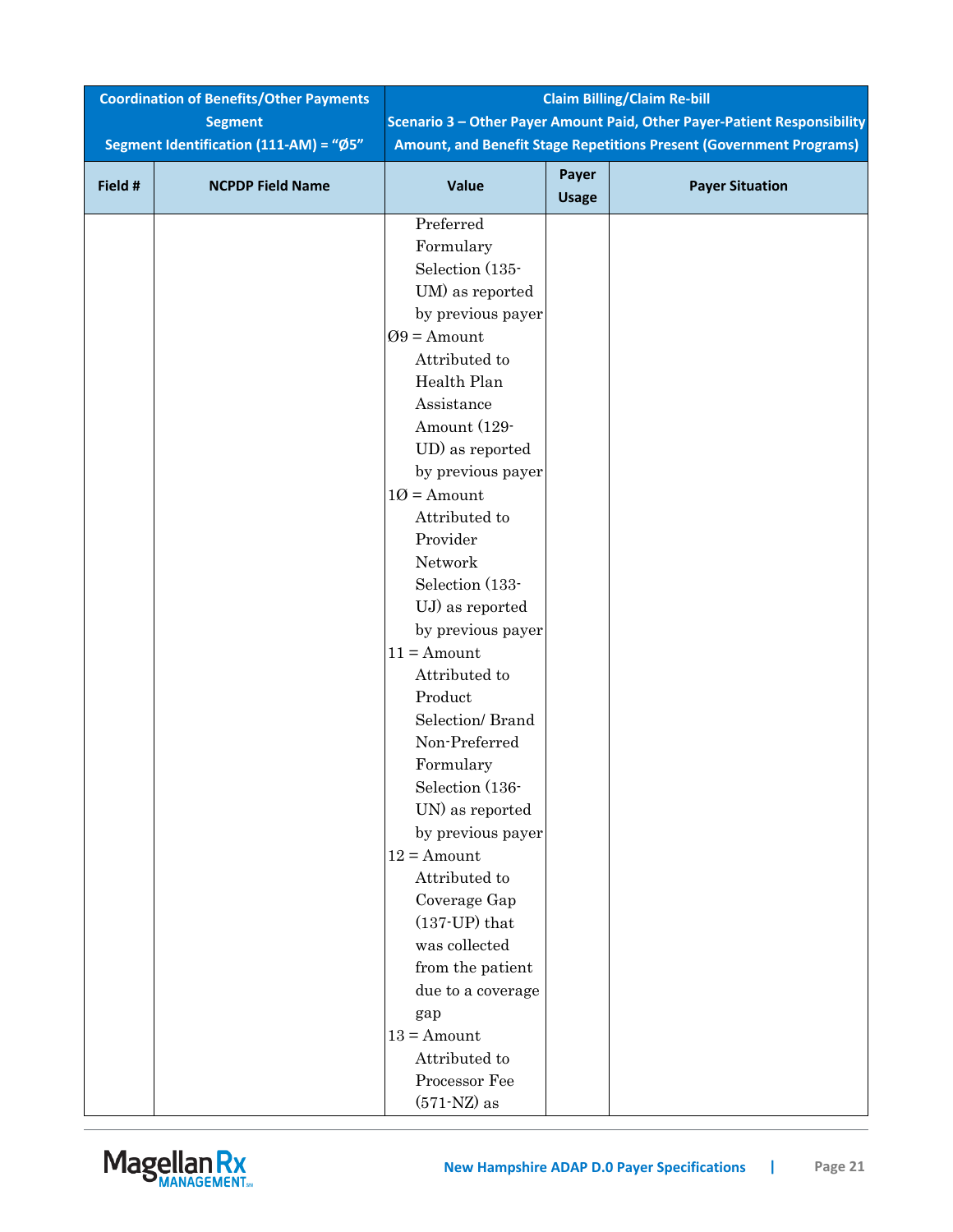| Coordination of Benefits/Other Payments Segment Segment Identification (111-AM) = "Ø5" | | Claim Billing/Claim Re-bill Scenario 3 – Other Payer Amount Paid, Other Payer-Patient Responsibility Amount, and Benefit Stage Repetitions Present (Government Programs) | | |
|---|---|---|---|---|
| **Field #** | **NCPDP Field Name** | **Value** | **Payer Usage** | **Payer Situation** |
| | | Preferred Formulary Selection (135-UM) as reported by previous payer<br>Ø9 = Amount Attributed to Health Plan Assistance Amount (129-UD) as reported by previous payer<br>1Ø = Amount Attributed to Provider Network Selection (133-UJ) as reported by previous payer<br>11 = Amount Attributed to Product Selection/ Brand Non-Preferred Formulary Selection (136-UN) as reported by previous payer<br>12 = Amount Attributed to Coverage Gap (137-UP) that was collected from the patient due to a coverage gap<br>13 = Amount Attributed to Processor Fee (571-NZ) as | | |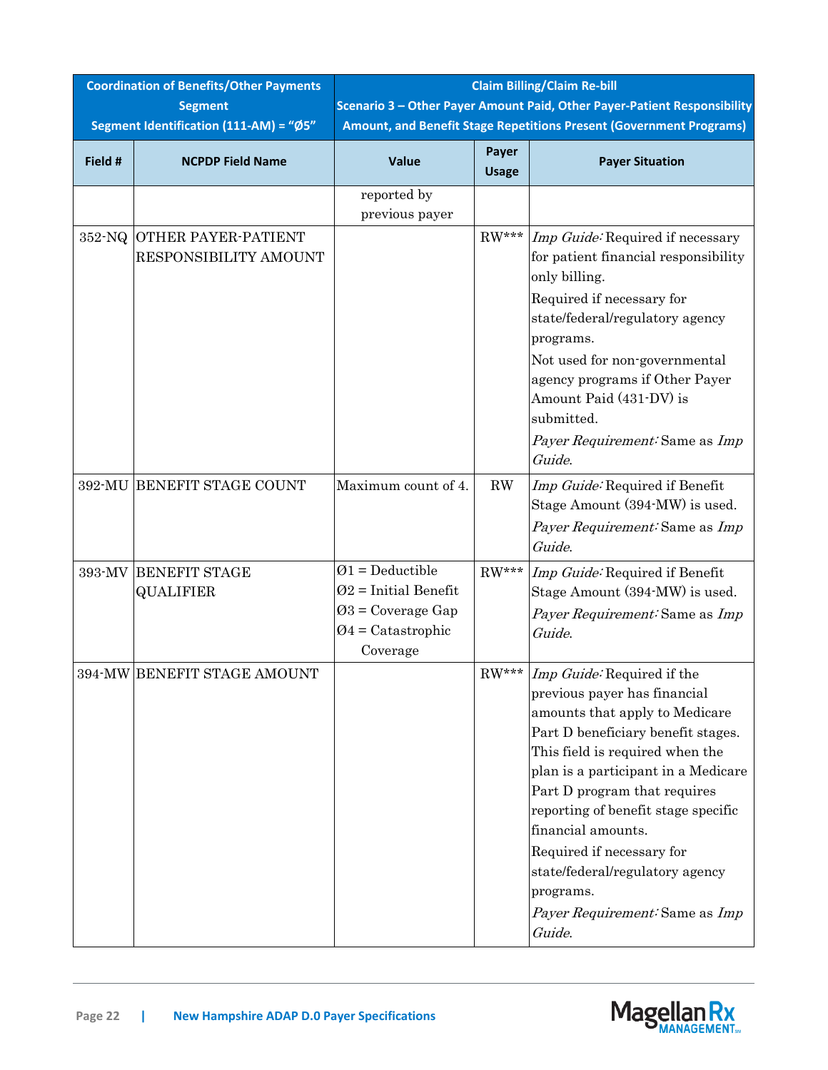| Coordination of Benefits/Other Payments Segment Segment Identification (111-AM) = "Ø5" | | Claim Billing/Claim Re-bill Scenario 3 – Other Payer Amount Paid, Other Payer-Patient Responsibility Amount, and Benefit Stage Repetitions Present (Government Programs) | | |
|---|---|---|---|---|
| **Field #** | **NCPDP Field Name** | **Value** | **Payer Usage** | **Payer Situation** |
| | | reported by previous payer | | |
| 352-NQ | OTHER PAYER-PATIENT RESPONSIBILITY AMOUNT | | RW*** | *Imp Guide:* Required if necessary for patient financial responsibility only billing.<br>Required if necessary for state/federal/regulatory agency programs.<br>Not used for non-governmental agency programs if Other Payer Amount Paid (431-DV) is submitted.<br>*Payer Requirement:* Same as *Imp Guide*. |
| 392-MU | BENEFIT STAGE COUNT | Maximum count of 4. | RW | *Imp Guide:* Required if Benefit Stage Amount (394-MW) is used.<br>*Payer Requirement:* Same as *Imp Guide*. |
| 393-MV | BENEFIT STAGE QUALIFIER | Ø1 = Deductible<br>Ø2 = Initial Benefit<br>Ø3 = Coverage Gap<br>Ø4 = Catastrophic Coverage | RW*** | *Imp Guide:* Required if Benefit Stage Amount (394-MW) is used.<br>*Payer Requirement:* Same as *Imp Guide*. |
| 394-MW | BENEFIT STAGE AMOUNT | | RW*** | *Imp Guide:* Required if the previous payer has financial amounts that apply to Medicare Part D beneficiary benefit stages. This field is required when the plan is a participant in a Medicare Part D program that requires reporting of benefit stage specific financial amounts.<br>Required if necessary for state/federal/regulatory agency programs.<br>*Payer Requirement:* Same as *Imp Guide*. |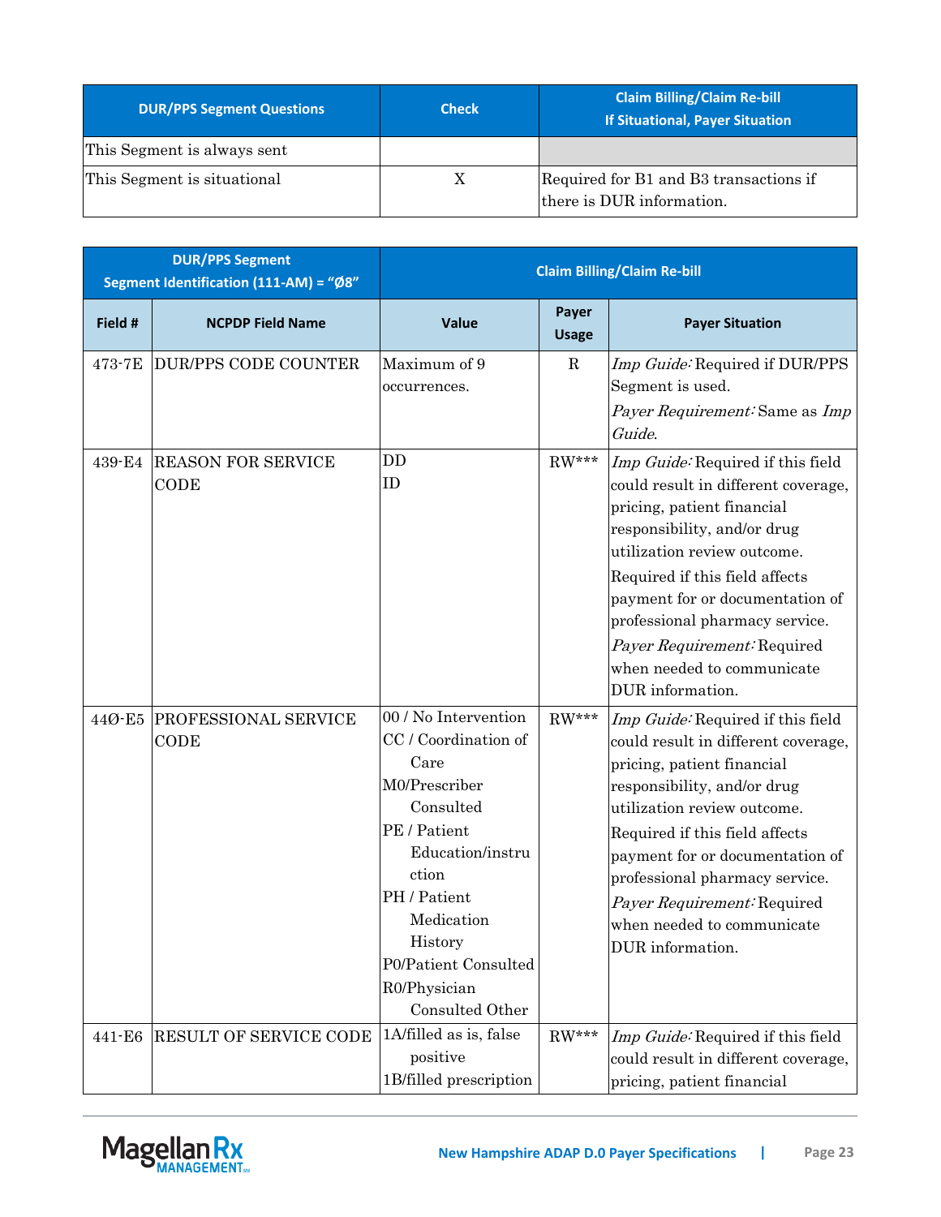| DUR/PPS Segment Questions | Check | Claim Billing/Claim Re-bill<br>If Situational, Payer Situation |
|---|---|---|
| This Segment is always sent | | |
| This Segment is situational | X | Required for B1 and B3 transactions if there is DUR information. |

| DUR/PPS Segment<br>Segment Identification (111-AM) = "Ø8" | | Claim Billing/Claim Re-bill | | |
|---|---|---|---|---|
| **Field #** | **NCPDP Field Name** | **Value** | **Payer Usage** | **Payer Situation** |
| 473-7E | DUR/PPS CODE COUNTER | Maximum of 9 occurrences. | R | *Imp Guide:* Required if DUR/PPS Segment is used.<br>*Payer Requirement:* Same as *Imp Guide*. |
| 439-E4 | REASON FOR SERVICE CODE | DD<br>ID | RW*** | *Imp Guide:* Required if this field could result in different coverage, pricing, patient financial responsibility, and/or drug utilization review outcome.<br>Required if this field affects payment for or documentation of professional pharmacy service.<br>*Payer Requirement:* Required when needed to communicate DUR information. |
| 44Ø-E5 | PROFESSIONAL SERVICE CODE | 00 / No Intervention<br>CC / Coordination of Care<br>M0/Prescriber Consulted<br>PE / Patient Education/instruction<br>PH / Patient Medication History<br>P0/Patient Consulted<br>R0/Physician Consulted Other | RW*** | *Imp Guide:* Required if this field could result in different coverage, pricing, patient financial responsibility, and/or drug utilization review outcome.<br>Required if this field affects payment for or documentation of professional pharmacy service.<br>*Payer Requirement:* Required when needed to communicate DUR information. |
| 441-E6 | RESULT OF SERVICE CODE | 1A/filled as is, false positive<br>1B/filled prescription | RW*** | *Imp Guide:* Required if this field could result in different coverage, pricing, patient financial |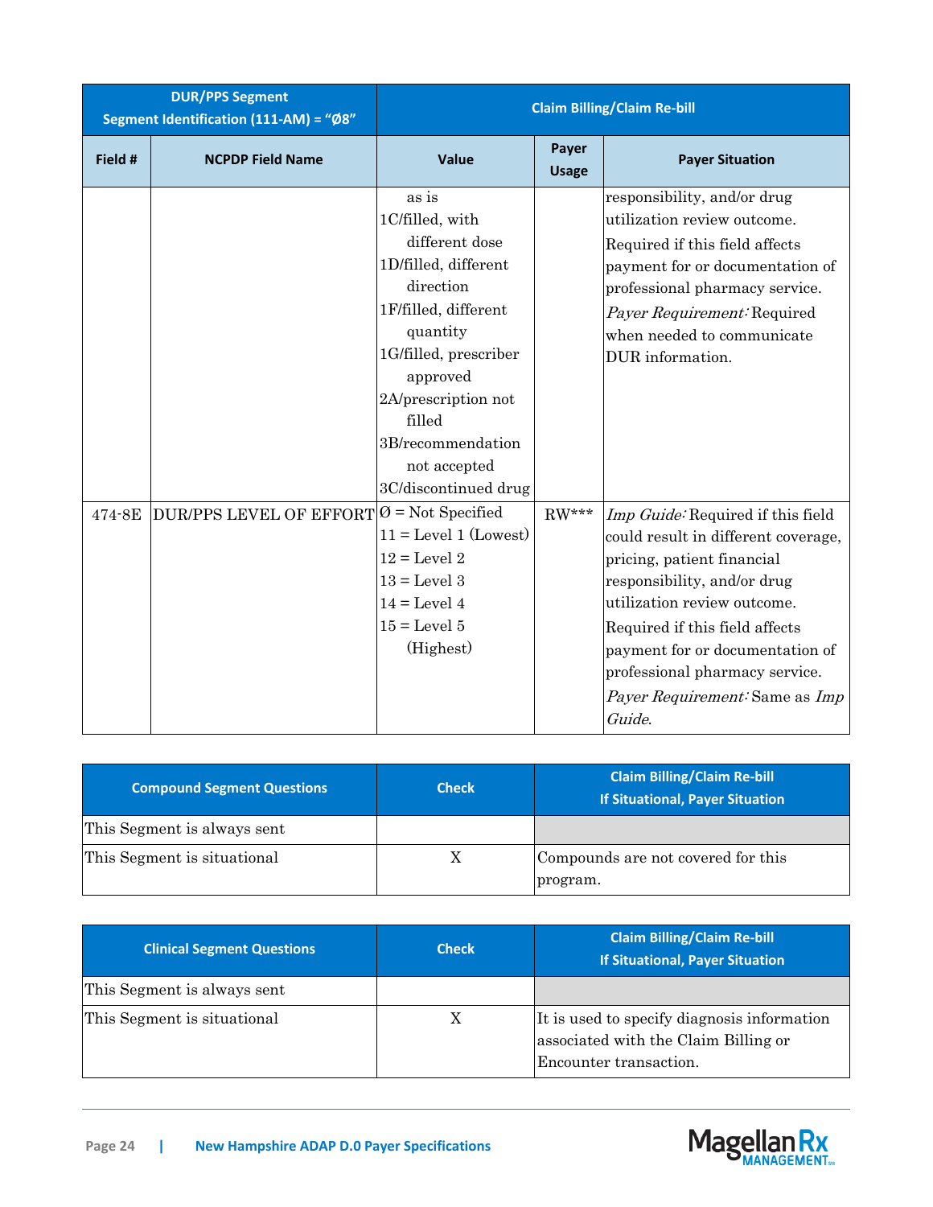| DUR/PPS Segment Segment Identification (111-AM) = "Ø8" | | Claim Billing/Claim Re-bill | | |
|---|---|---|---|---|
| **Field #** | **NCPDP Field Name** | **Value** | **Payer Usage** | **Payer Situation** |
| | | as is<br>1C/filled, with different dose<br>1D/filled, different direction<br>1F/filled, different quantity<br>1G/filled, prescriber approved<br>2A/prescription not filled<br>3B/recommendation not accepted<br>3C/discontinued drug | | responsibility, and/or drug utilization review outcome.<br>Required if this field affects payment for or documentation of professional pharmacy service.<br>*Payer Requirement:* Required when needed to communicate DUR information. |
| 474-8E | DUR/PPS LEVEL OF EFFORT | Ø = Not Specified<br>11 = Level 1 (Lowest)<br>12 = Level 2<br>13 = Level 3<br>14 = Level 4<br>15 = Level 5 (Highest) | RW*** | *Imp Guide:* Required if this field could result in different coverage, pricing, patient financial responsibility, and/or drug utilization review outcome.<br>Required if this field affects payment for or documentation of professional pharmacy service.<br>*Payer Requirement:* Same as *Imp Guide*. |

| Compound Segment Questions | Check | Claim Billing/Claim Re-bill If Situational, Payer Situation |
|---|---|---|
| This Segment is always sent | | |
| This Segment is situational | X | Compounds are not covered for this program. |

| Clinical Segment Questions | Check | Claim Billing/Claim Re-bill If Situational, Payer Situation |
|---|---|---|
| This Segment is always sent | | |
| This Segment is situational | X | It is used to specify diagnosis information associated with the Claim Billing or Encounter transaction. |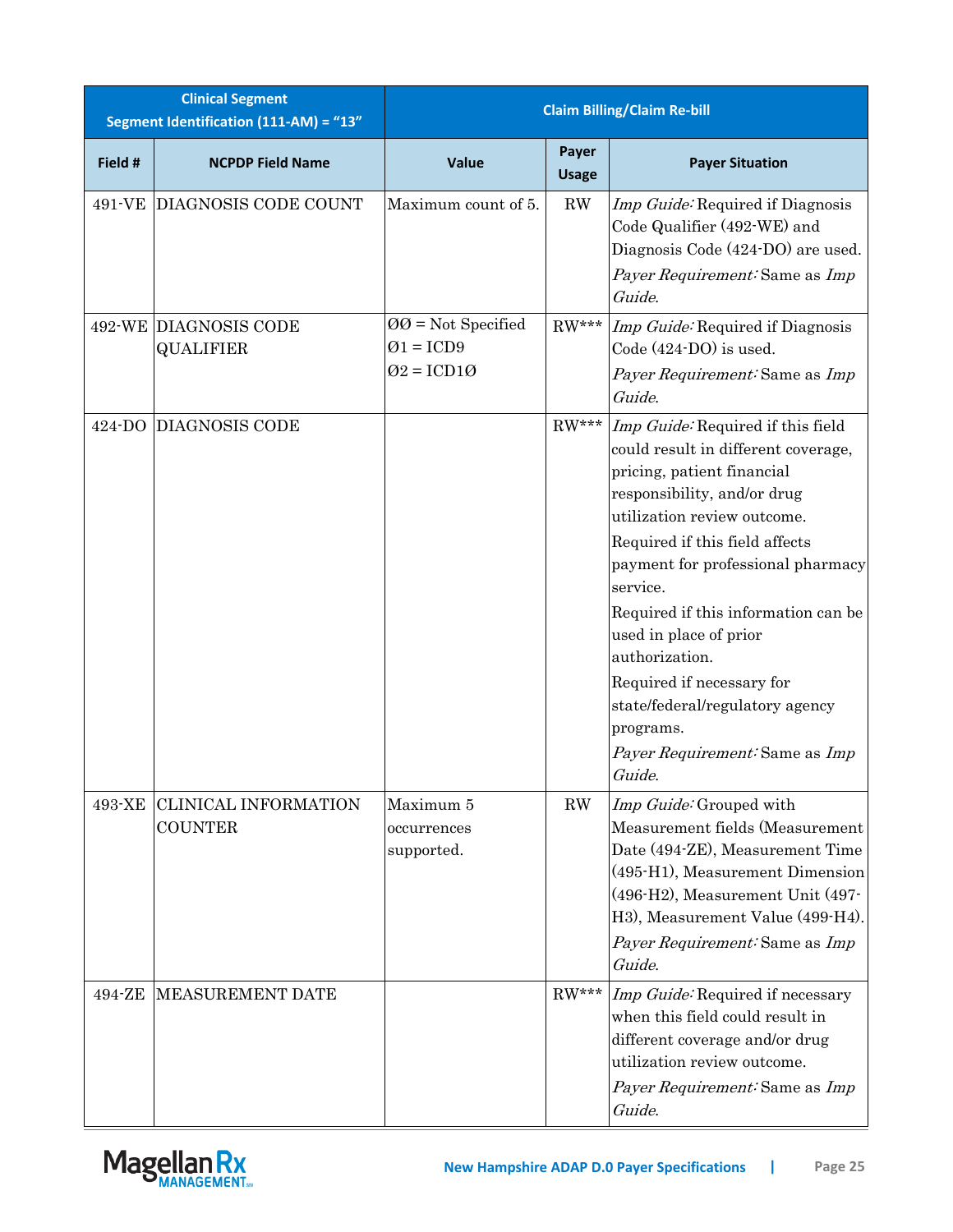| Clinical Segment<br>Segment Identification (111-AM) = “13” | | Claim Billing/Claim Re-bill | | |
|---|---|---|---|---|
| **Field #** | **NCPDP Field Name** | **Value** | **Payer Usage** | **Payer Situation** |
| 491-VE | DIAGNOSIS CODE COUNT | Maximum count of 5. | RW | *Imp Guide:* Required if Diagnosis Code Qualifier (492-WE) and Diagnosis Code (424-DO) are used.<br>*Payer Requirement:* Same as *Imp Guide*. |
| 492-WE | DIAGNOSIS CODE QUALIFIER | ØØ = Not Specified<br>Ø1 = ICD9<br>Ø2 = ICD1Ø | RW*** | *Imp Guide:* Required if Diagnosis Code (424-DO) is used.<br>*Payer Requirement:* Same as *Imp Guide*. |
| 424-DO | DIAGNOSIS CODE | | RW*** | *Imp Guide:* Required if this field could result in different coverage, pricing, patient financial responsibility, and/or drug utilization review outcome.<br>Required if this field affects payment for professional pharmacy service.<br>Required if this information can be used in place of prior authorization.<br>Required if necessary for state/federal/regulatory agency programs.<br>*Payer Requirement:* Same as *Imp Guide*. |
| 493-XE | CLINICAL INFORMATION COUNTER | Maximum 5 occurrences supported. | RW | *Imp Guide:* Grouped with Measurement fields (Measurement Date (494-ZE), Measurement Time (495-H1), Measurement Dimension (496-H2), Measurement Unit (497-H3), Measurement Value (499-H4).<br>*Payer Requirement:* Same as *Imp Guide*. |
| 494-ZE | MEASUREMENT DATE | | RW*** | *Imp Guide:* Required if necessary when this field could result in different coverage and/or drug utilization review outcome.<br>*Payer Requirement:* Same as *Imp Guide*. |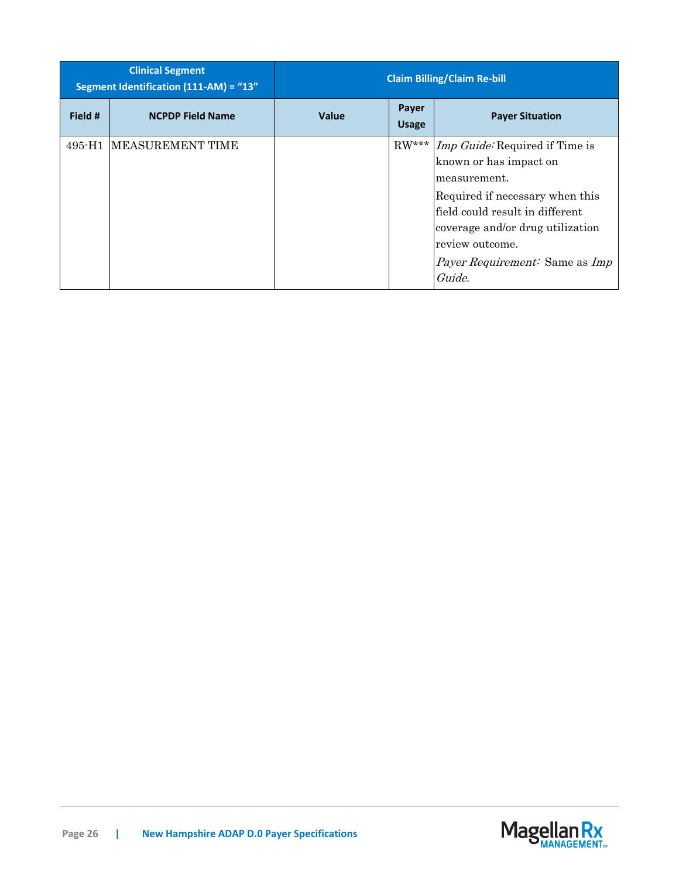| Clinical Segment Segment Identification (111-AM) = "13" | | Claim Billing/Claim Re-bill | | |
|---|---|---|---|---|
| Field # | NCPDP Field Name | Value | Payer Usage | Payer Situation |
| 495-H1 | MEASUREMENT TIME | | RW*** | *Imp Guide:* Required if Time is known or has impact on measurement.<br>Required if necessary when this field could result in different coverage and/or drug utilization review outcome.<br>*Payer Requirement:* Same as *Imp Guide*. |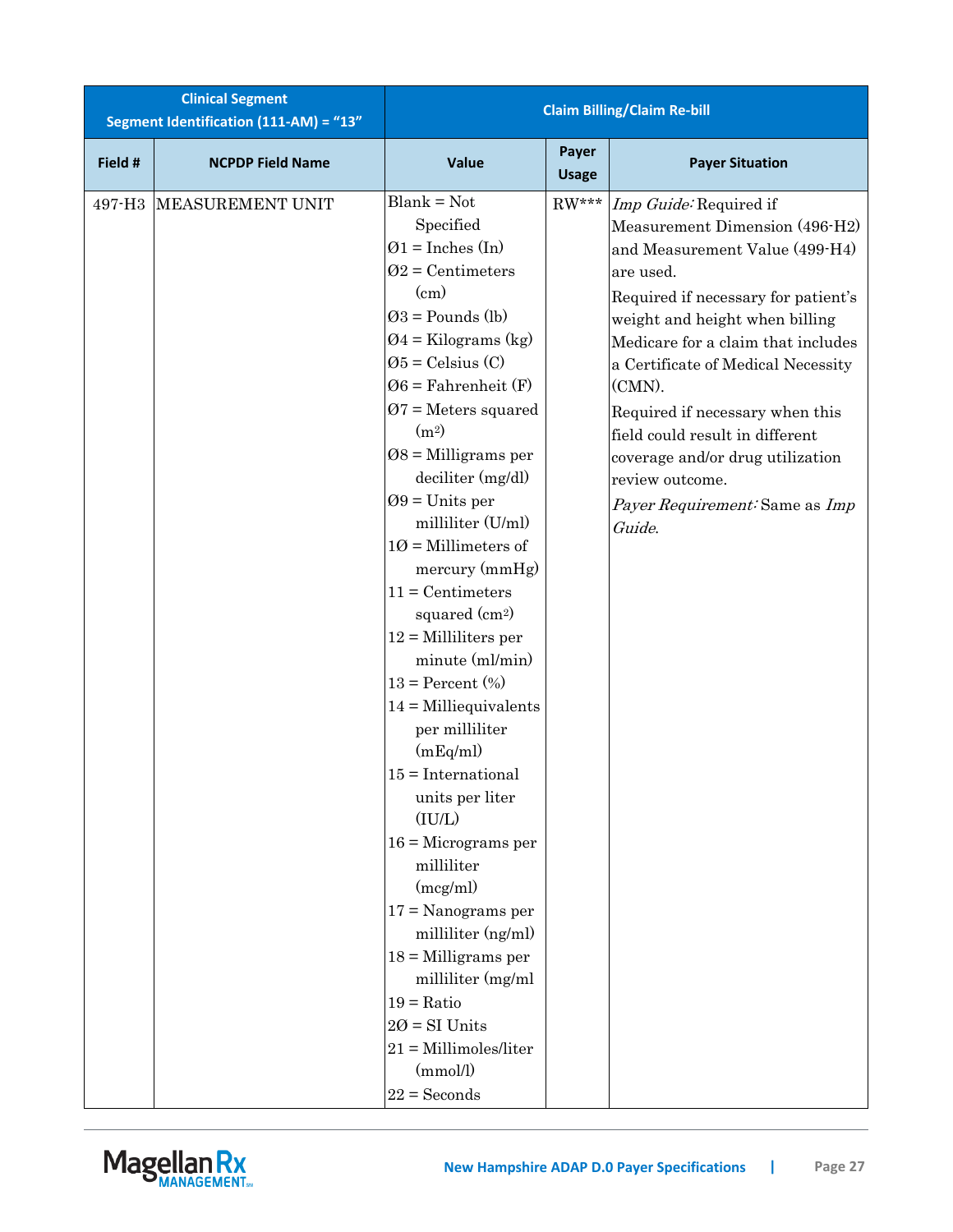| Clinical Segment Segment Identification (111-AM) = "13" | | Claim Billing/Claim Re-bill | | |
|---|---|---|---|---|
| **Field #** | **NCPDP Field Name** | **Value** | **Payer Usage** | **Payer Situation** |
| 497-H3 | MEASUREMENT UNIT | Blank = Not Specified<br>Ø1 = Inches (In)<br>Ø2 = Centimeters (cm)<br>Ø3 = Pounds (lb)<br>Ø4 = Kilograms (kg)<br>Ø5 = Celsius (C)<br>Ø6 = Fahrenheit (F)<br>Ø7 = Meters squared ($m^2$)<br>Ø8 = Milligrams per deciliter (mg/dl)<br>Ø9 = Units per milliliter (U/ml)<br>1Ø = Millimeters of mercury (mmHg)<br>11 = Centimeters squared ($cm^2$)<br>12 = Milliliters per minute (ml/min)<br>13 = Percent (%)<br>14 = Milliequivalents per milliliter (mEq/ml)<br>15 = International units per liter (IU/L)<br>16 = Micrograms per milliliter (mcg/ml)<br>17 = Nanograms per milliliter (ng/ml)<br>18 = Milligrams per milliliter (mg/ml<br>19 = Ratio<br>2Ø = SI Units<br>21 = Millimoles/liter (mmol/l)<br>22 = Seconds | RW*** | *Imp Guide:* Required if Measurement Dimension (496-H2) and Measurement Value (499-H4) are used.<br>Required if necessary for patient's weight and height when billing Medicare for a claim that includes a Certificate of Medical Necessity (CMN).<br>Required if necessary when this field could result in different coverage and/or drug utilization review outcome.<br>*Payer Requirement:* Same as *Imp Guide*. |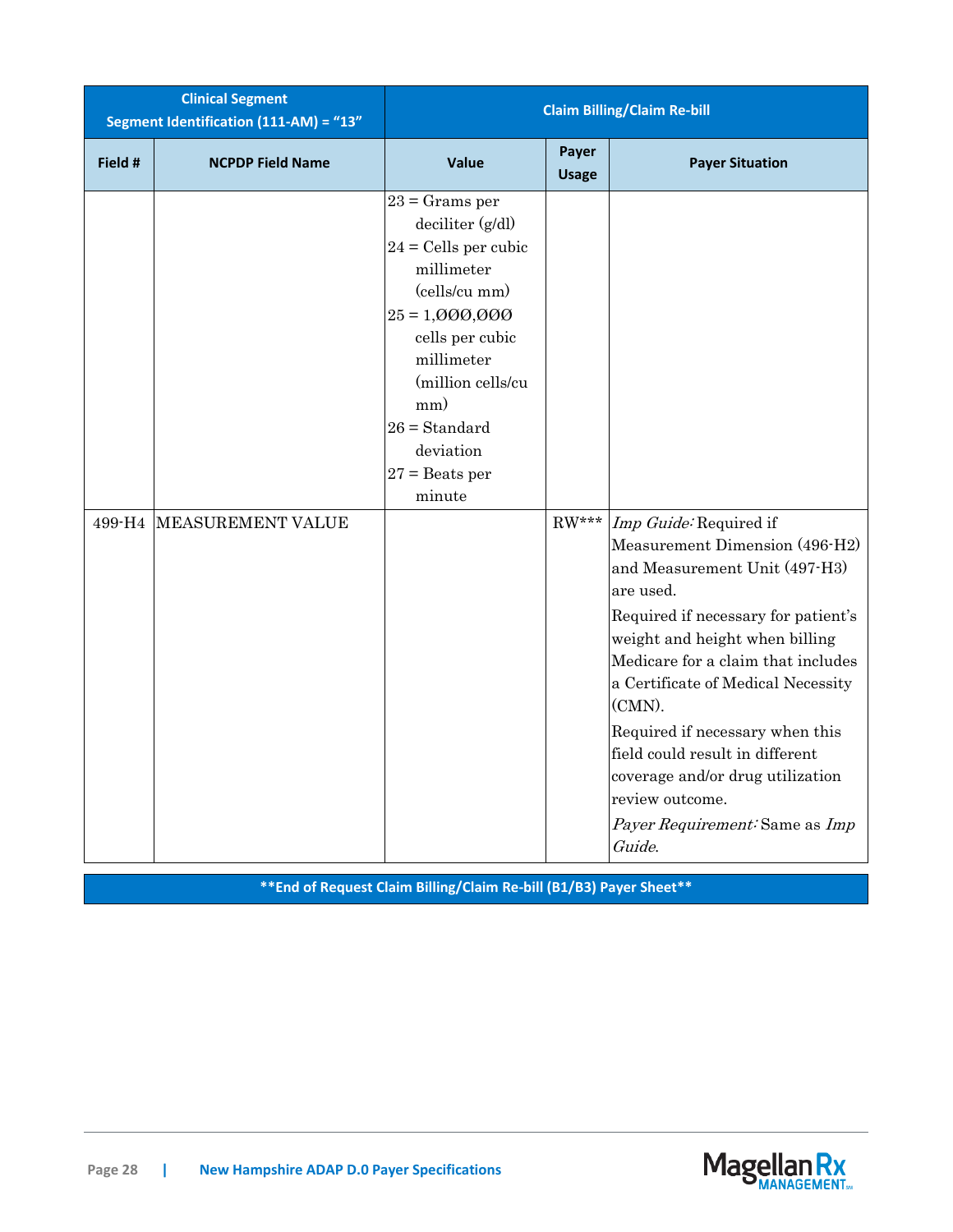| Clinical Segment Segment Identification (111-AM) = "13" | | Claim Billing/Claim Re-bill | | |
|---|---|---|---|---|
| Field # | NCPDP Field Name | Value | Payer Usage | Payer Situation |
| | | 23 = Grams per deciliter (g/dl)<br>24 = Cells per cubic millimeter (cells/cu mm)<br>25 = 1,ØØØ,ØØØ cells per cubic millimeter (million cells/cu mm)<br>26 = Standard deviation<br>27 = Beats per minute | | |
| 499-H4 | MEASUREMENT VALUE | | RW*** | *Imp Guide:* Required if Measurement Dimension (496-H2) and Measurement Unit (497-H3) are used.<br>Required if necessary for patient's weight and height when billing Medicare for a claim that includes a Certificate of Medical Necessity (CMN).<br>Required if necessary when this field could result in different coverage and/or drug utilization review outcome.<br>*Payer Requirement:* Same as *Imp Guide*. |

**End of Request Claim Billing/Claim Re-bill (B1/B3) Payer Sheet**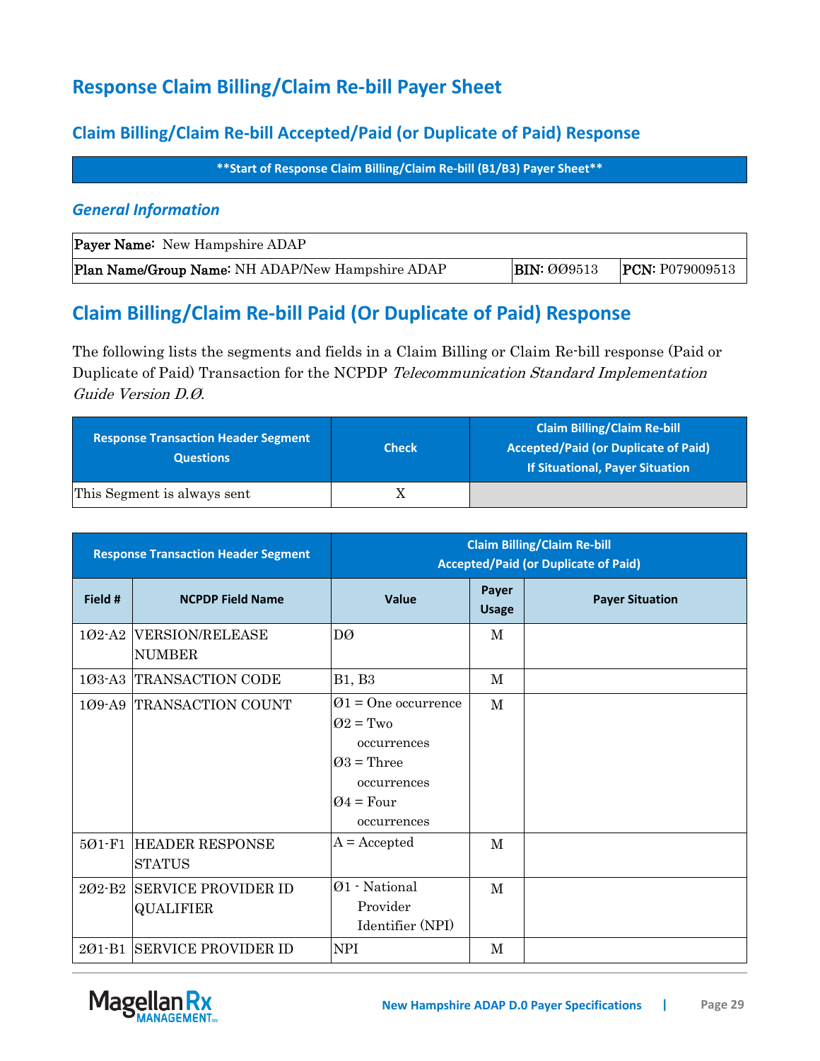# Response Claim Billing/Claim Re-bill Payer Sheet

## Claim Billing/Claim Re-bill Accepted/Paid (or Duplicate of Paid) Response

| **Start of Response Claim Billing/Claim Re-bill (B1/B3) Payer Sheet** |
|---|

### *General Information*

| **Payer Name:** New Hampshire ADAP | | |
|---|---|---|
| **Plan Name/Group Name:** NH ADAP/New Hampshire ADAP | **BIN:** ØØ9513 | **PCN:** P079009513 |

## Claim Billing/Claim Re-bill Paid (Or Duplicate of Paid) Response

The following lists the segments and fields in a Claim Billing or Claim Re-bill response (Paid or Duplicate of Paid) Transaction for the NCPDP *Telecommunication Standard Implementation Guide Version D.Ø*.

| Response Transaction Header Segment Questions | Check | Claim Billing/Claim Re-bill Accepted/Paid (or Duplicate of Paid) If Situational, Payer Situation |
|---|---|---|
| This Segment is always sent | X | |

| Response Transaction Header Segment | | Claim Billing/Claim Re-bill Accepted/Paid (or Duplicate of Paid) | | |
|---|---|---|---|---|
| **Field #** | **NCPDP Field Name** | **Value** | **Payer Usage** | **Payer Situation** |
| 1Ø2-A2 | VERSION/RELEASE NUMBER | DØ | M | |
| 1Ø3-A3 | TRANSACTION CODE | B1, B3 | M | |
| 1Ø9-A9 | TRANSACTION COUNT | Ø1 = One occurrence<br>Ø2 = Two occurrences<br>Ø3 = Three occurrences<br>Ø4 = Four occurrences | M | |
| 5Ø1-F1 | HEADER RESPONSE STATUS | A = Accepted | M | |
| 2Ø2-B2 | SERVICE PROVIDER ID QUALIFIER | Ø1 - National Provider Identifier (NPI) | M | |
| 2Ø1-B1 | SERVICE PROVIDER ID | NPI | M | |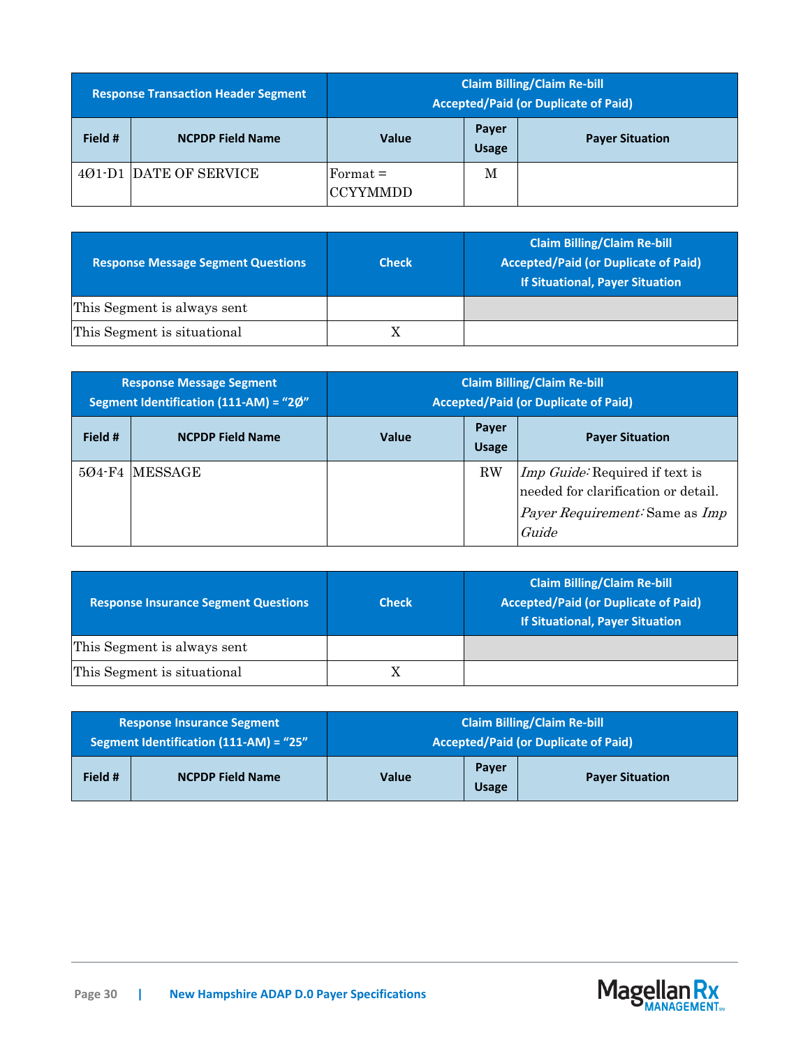| Response Transaction Header Segment | | Claim Billing/Claim Re-bill Accepted/Paid (or Duplicate of Paid) | | |
|---|---|---|---|---|
| **Field #** | **NCPDP Field Name** | **Value** | **Payer Usage** | **Payer Situation** |
| 4Ø1-D1 | DATE OF SERVICE | Format = CCYYMMDD | M | |

| Response Message Segment Questions | Check | Claim Billing/Claim Re-bill Accepted/Paid (or Duplicate of Paid) If Situational, Payer Situation |
|---|---|---|
| This Segment is always sent | | |
| This Segment is situational | X | |

| Response Message Segment Segment Identification (111-AM) = "2Ø" | | Claim Billing/Claim Re-bill Accepted/Paid (or Duplicate of Paid) | | |
|---|---|---|---|---|
| **Field #** | **NCPDP Field Name** | **Value** | **Payer Usage** | **Payer Situation** |
| 5Ø4-F4 | MESSAGE | | RW | *Imp Guide:* Required if text is needed for clarification or detail. *Payer Requirement:* Same as *Imp Guide* |

| Response Insurance Segment Questions | Check | Claim Billing/Claim Re-bill Accepted/Paid (or Duplicate of Paid) If Situational, Payer Situation |
|---|---|---|
| This Segment is always sent | | |
| This Segment is situational | X | |

| Response Insurance Segment Segment Identification (111-AM) = "25" | | Claim Billing/Claim Re-bill Accepted/Paid (or Duplicate of Paid) | | |
|---|---|---|---|---|
| **Field #** | **NCPDP Field Name** | **Value** | **Payer Usage** | **Payer Situation** |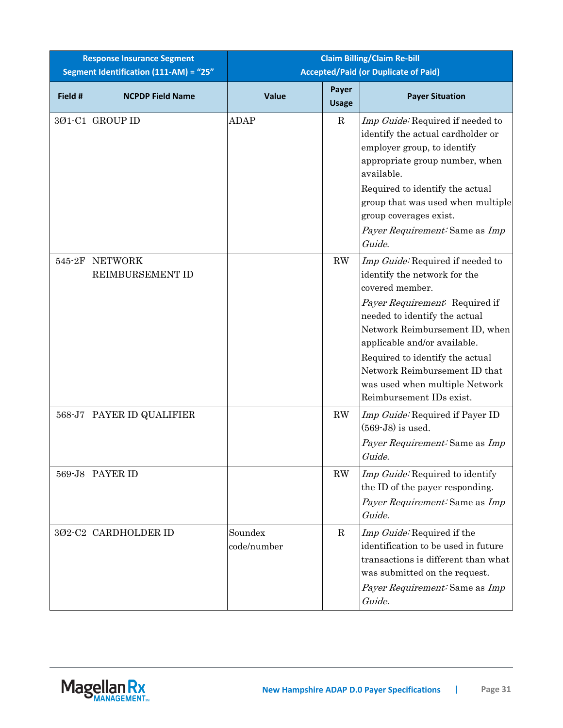| Response Insurance Segment Segment Identification (111-AM) = "25" | | Claim Billing/Claim Re-bill Accepted/Paid (or Duplicate of Paid) | | |
|---|---|---|---|---|
| **Field #** | **NCPDP Field Name** | **Value** | **Payer Usage** | **Payer Situation** |
| 3Ø1-C1 | GROUP ID | ADAP | R | *Imp Guide:* Required if needed to identify the actual cardholder or employer group, to identify appropriate group number, when available.<br>Required to identify the actual group that was used when multiple group coverages exist.<br>*Payer Requirement:* Same as *Imp Guide.* |
| 545-2F | NETWORK REIMBURSEMENT ID | | RW | *Imp Guide:* Required if needed to identify the network for the covered member.<br>*Payer Requirement*: Required if needed to identify the actual Network Reimbursement ID, when applicable and/or available.<br>Required to identify the actual Network Reimbursement ID that was used when multiple Network Reimbursement IDs exist. |
| 568-J7 | PAYER ID QUALIFIER | | RW | *Imp Guide:* Required if Payer ID (569-J8) is used.<br>*Payer Requirement:* Same as *Imp Guide.* |
| 569-J8 | PAYER ID | | RW | *Imp Guide:* Required to identify the ID of the payer responding.<br>*Payer Requirement:* Same as *Imp Guide.* |
| 3Ø2-C2 | CARDHOLDER ID | Soundex code/number | R | *Imp Guide:* Required if the identification to be used in future transactions is different than what was submitted on the request.<br>*Payer Requirement:* Same as *Imp Guide.* |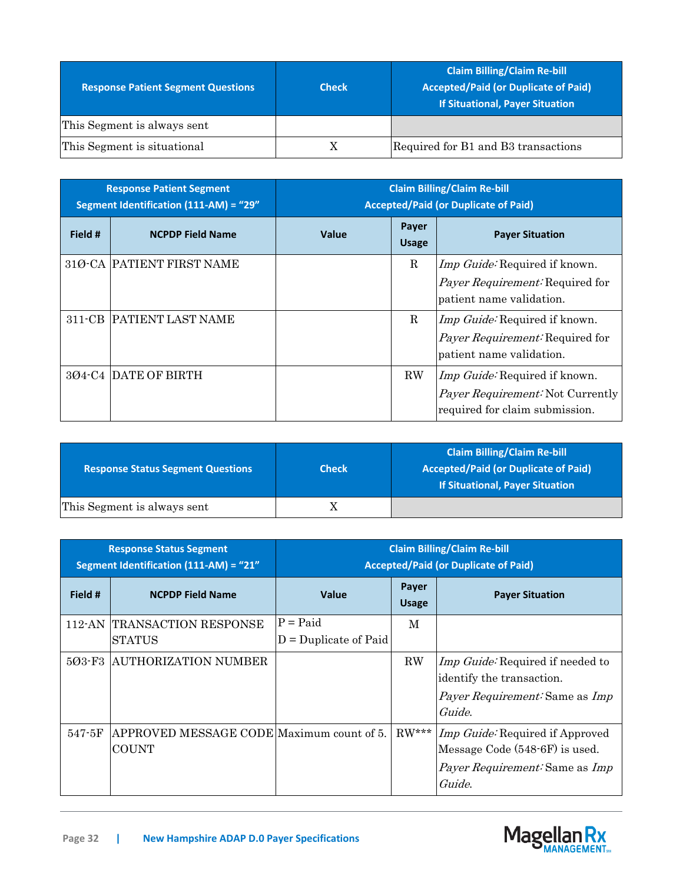| Response Patient Segment Questions | Check | Claim Billing/Claim Re-bill Accepted/Paid (or Duplicate of Paid) If Situational, Payer Situation |
|---|---|---|
| This Segment is always sent | | |
| This Segment is situational | X | Required for B1 and B3 transactions |

| Response Patient Segment Segment Identification (111-AM) = "29" | | Claim Billing/Claim Re-bill Accepted/Paid (or Duplicate of Paid) | | |
|---|---|---|---|---|
| **Field #** | **NCPDP Field Name** | **Value** | **Payer Usage** | **Payer Situation** |
| 31Ø-CA | PATIENT FIRST NAME | | R | *Imp Guide:* Required if known.<br>*Payer Requirement:* Required for patient name validation. |
| 311-CB | PATIENT LAST NAME | | R | *Imp Guide:* Required if known.<br>*Payer Requirement:* Required for patient name validation. |
| 3Ø4-C4 | DATE OF BIRTH | | RW | *Imp Guide:* Required if known.<br>*Payer Requirement:* Not Currently required for claim submission. |

| Response Status Segment Questions | Check | Claim Billing/Claim Re-bill Accepted/Paid (or Duplicate of Paid) If Situational, Payer Situation |
|---|---|---|
| This Segment is always sent | X | |

| Response Status Segment Segment Identification (111-AM) = "21" | | Claim Billing/Claim Re-bill Accepted/Paid (or Duplicate of Paid) | | |
|---|---|---|---|---|
| **Field #** | **NCPDP Field Name** | **Value** | **Payer Usage** | **Payer Situation** |
| 112-AN | TRANSACTION RESPONSE STATUS | P = Paid<br>D = Duplicate of Paid | M | |
| 5Ø3-F3 | AUTHORIZATION NUMBER | | RW | *Imp Guide:* Required if needed to identify the transaction.<br>*Payer Requirement:* Same as *Imp Guide*. |
| 547-5F | APPROVED MESSAGE CODE COUNT | Maximum count of 5. | RW*** | *Imp Guide:* Required if Approved Message Code (548-6F) is used.<br>*Payer Requirement:* Same as *Imp Guide*. |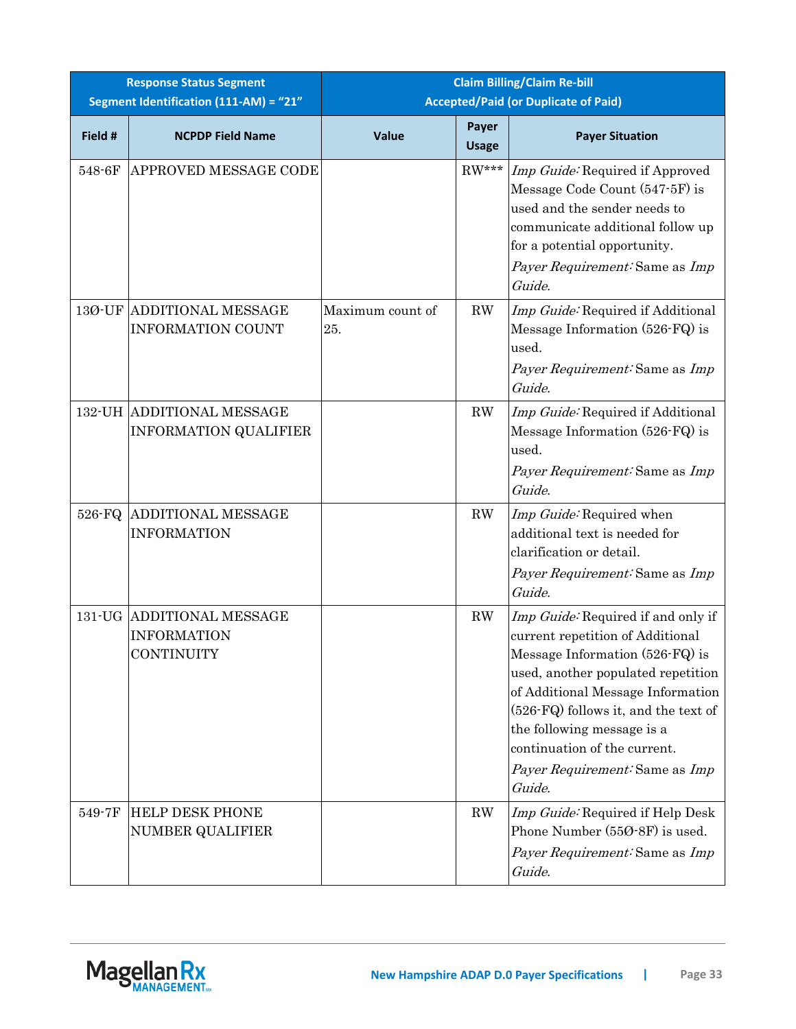| Response Status Segment Segment Identification (111-AM) = "21" | | Claim Billing/Claim Re-bill Accepted/Paid (or Duplicate of Paid) | | |
|---|---|---|---|---|
| **Field #** | **NCPDP Field Name** | **Value** | **Payer Usage** | **Payer Situation** |
| 548-6F | APPROVED MESSAGE CODE | | RW*** | *Imp Guide:* Required if Approved Message Code Count (547-5F) is used and the sender needs to communicate additional follow up for a potential opportunity.<br>*Payer Requirement:* Same as *Imp Guide*. |
| 13Ø-UF | ADDITIONAL MESSAGE INFORMATION COUNT | Maximum count of 25. | RW | *Imp Guide:* Required if Additional Message Information (526-FQ) is used.<br>*Payer Requirement:* Same as *Imp Guide*. |
| 132-UH | ADDITIONAL MESSAGE INFORMATION QUALIFIER | | RW | *Imp Guide:* Required if Additional Message Information (526-FQ) is used.<br>*Payer Requirement:* Same as *Imp Guide*. |
| 526-FQ | ADDITIONAL MESSAGE INFORMATION | | RW | *Imp Guide:* Required when additional text is needed for clarification or detail.<br>*Payer Requirement:* Same as *Imp Guide*. |
| 131-UG | ADDITIONAL MESSAGE INFORMATION CONTINUITY | | RW | *Imp Guide:* Required if and only if current repetition of Additional Message Information (526-FQ) is used, another populated repetition of Additional Message Information (526-FQ) follows it, and the text of the following message is a continuation of the current.<br>*Payer Requirement:* Same as *Imp Guide*. |
| 549-7F | HELP DESK PHONE NUMBER QUALIFIER | | RW | *Imp Guide:* Required if Help Desk Phone Number (55Ø-8F) is used.<br>*Payer Requirement:* Same as *Imp Guide*. |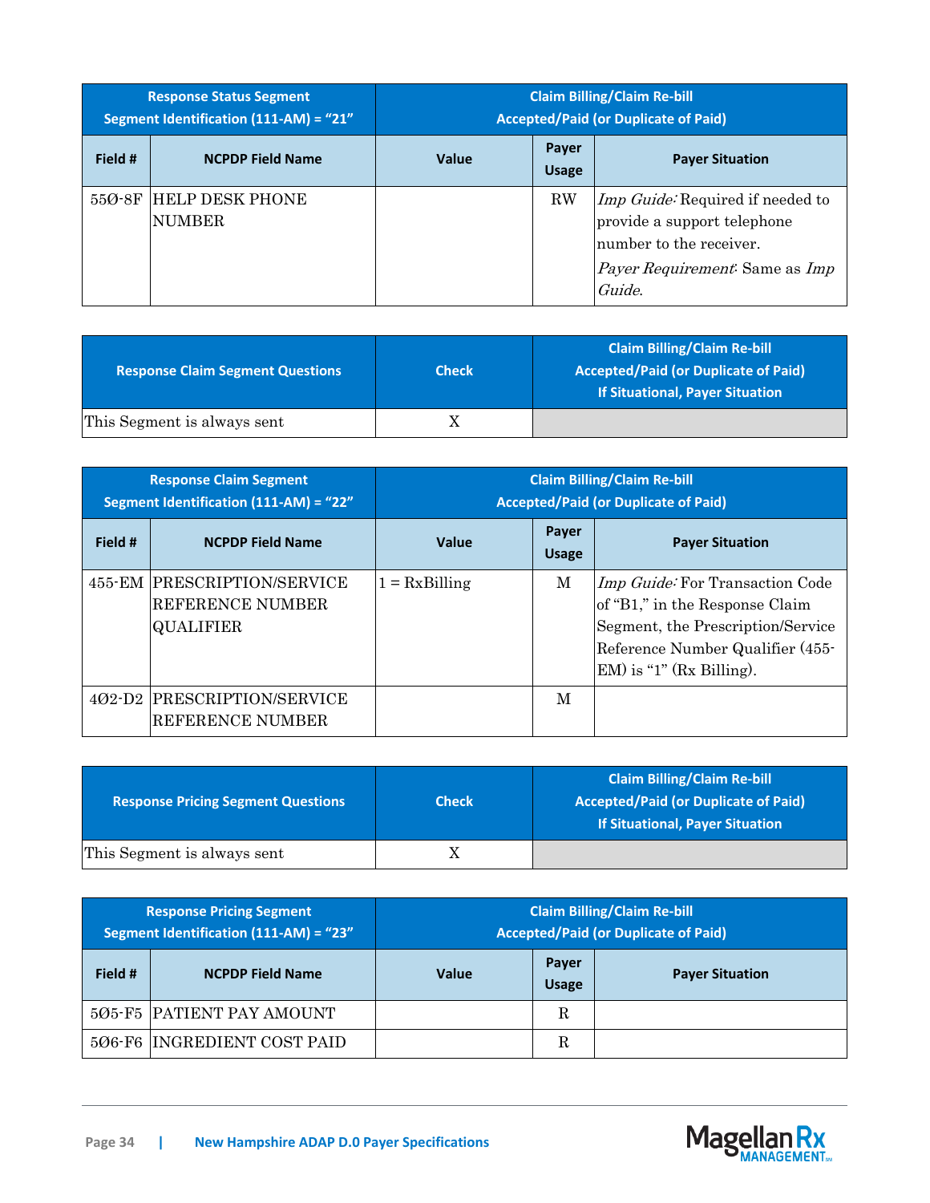| Response Status Segment<br>Segment Identification (111-AM) = "21" | | Claim Billing/Claim Re-bill<br>Accepted/Paid (or Duplicate of Paid) | | |
|---|---|---|---|---|
| **Field #** | **NCPDP Field Name** | **Value** | **Payer Usage** | **Payer Situation** |
| 55Ø-8F | HELP DESK PHONE NUMBER | | RW | *Imp Guide:* Required if needed to provide a support telephone number to the receiver.<br>*Payer Requirement:* Same as *Imp Guide*. |

| Response Claim Segment Questions | Check | Claim Billing/Claim Re-bill<br>Accepted/Paid (or Duplicate of Paid)<br>If Situational, Payer Situation |
|---|---|---|
| This Segment is always sent | X | |

| Response Claim Segment<br>Segment Identification (111-AM) = "22" | | Claim Billing/Claim Re-bill<br>Accepted/Paid (or Duplicate of Paid) | | |
|---|---|---|---|---|
| **Field #** | **NCPDP Field Name** | **Value** | **Payer Usage** | **Payer Situation** |
| 455-EM | PRESCRIPTION/SERVICE REFERENCE NUMBER QUALIFIER | 1 = RxBilling | M | *Imp Guide:* For Transaction Code of "B1," in the Response Claim Segment, the Prescription/Service Reference Number Qualifier (455-EM) is "1" (Rx Billing). |
| 4Ø2-D2 | PRESCRIPTION/SERVICE REFERENCE NUMBER | | M | |

| Response Pricing Segment Questions | Check | Claim Billing/Claim Re-bill<br>Accepted/Paid (or Duplicate of Paid)<br>If Situational, Payer Situation |
|---|---|---|
| This Segment is always sent | X | |

| Response Pricing Segment<br>Segment Identification (111-AM) = "23" | | Claim Billing/Claim Re-bill<br>Accepted/Paid (or Duplicate of Paid) | | |
|---|---|---|---|---|
| **Field #** | **NCPDP Field Name** | **Value** | **Payer Usage** | **Payer Situation** |
| 5Ø5-F5 | PATIENT PAY AMOUNT | | R | |
| 5Ø6-F6 | INGREDIENT COST PAID | | R | |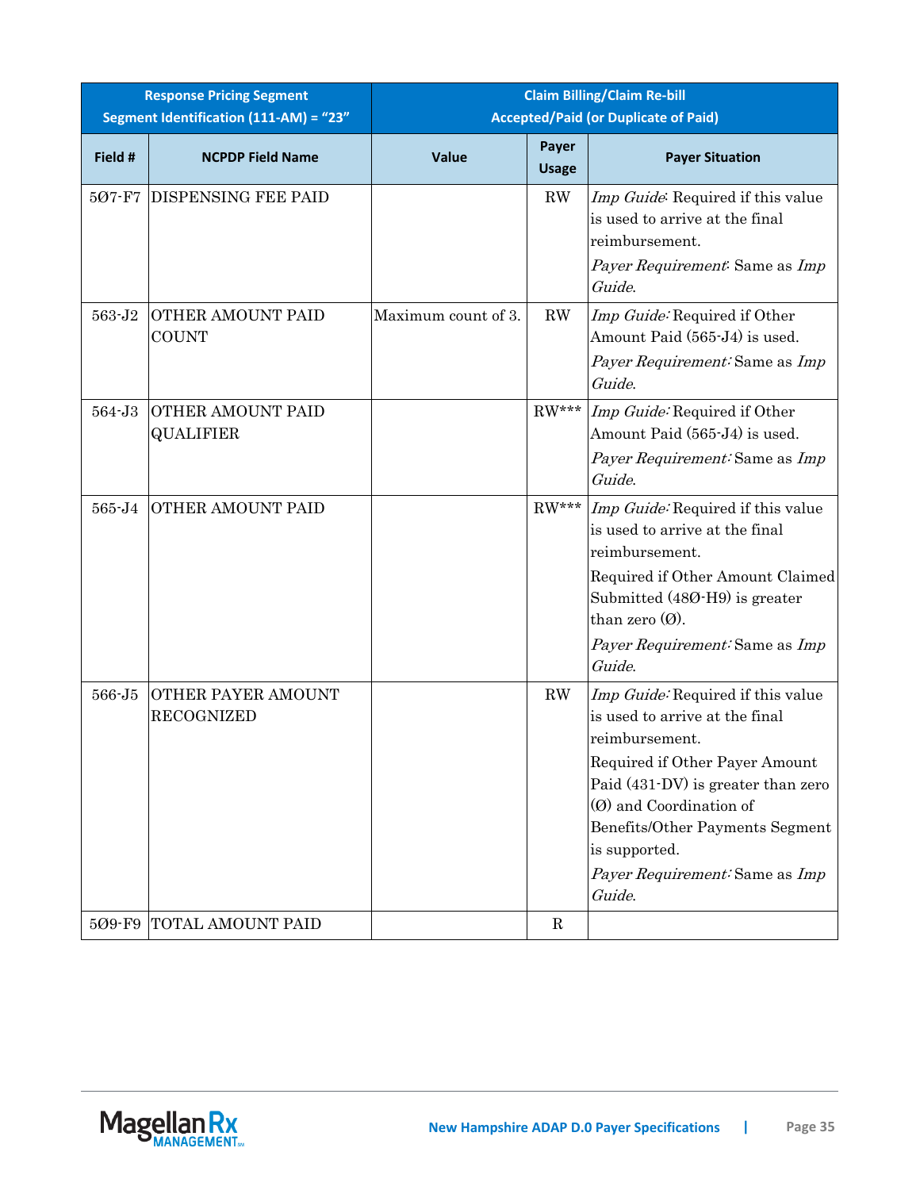| Response Pricing Segment<br>Segment Identification (111-AM) = "23" | | Claim Billing/Claim Re-bill<br>Accepted/Paid (or Duplicate of Paid) | | |
|---|---|---|---|---|
| **Field #** | **NCPDP Field Name** | **Value** | **Payer Usage** | **Payer Situation** |
| 5Ø7-F7 | DISPENSING FEE PAID | | RW | *Imp Guide*: Required if this value is used to arrive at the final reimbursement.<br>*Payer Requirement*: Same as *Imp Guide*. |
| 563-J2 | OTHER AMOUNT PAID COUNT | Maximum count of 3. | RW | *Imp Guide:* Required if Other Amount Paid (565-J4) is used.<br>*Payer Requirement:* Same as *Imp Guide*. |
| 564-J3 | OTHER AMOUNT PAID QUALIFIER | | RW*** | *Imp Guide:* Required if Other Amount Paid (565-J4) is used.<br>*Payer Requirement:* Same as *Imp Guide*. |
| 565-J4 | OTHER AMOUNT PAID | | RW*** | *Imp Guide:* Required if this value is used to arrive at the final reimbursement.<br>Required if Other Amount Claimed Submitted (48Ø-H9) is greater than zero (Ø).<br>*Payer Requirement:* Same as *Imp Guide*. |
| 566-J5 | OTHER PAYER AMOUNT RECOGNIZED | | RW | *Imp Guide:* Required if this value is used to arrive at the final reimbursement.<br>Required if Other Payer Amount Paid (431-DV) is greater than zero (Ø) and Coordination of Benefits/Other Payments Segment is supported.<br>*Payer Requirement:* Same as *Imp Guide*. |
| 5Ø9-F9 | TOTAL AMOUNT PAID | | R | |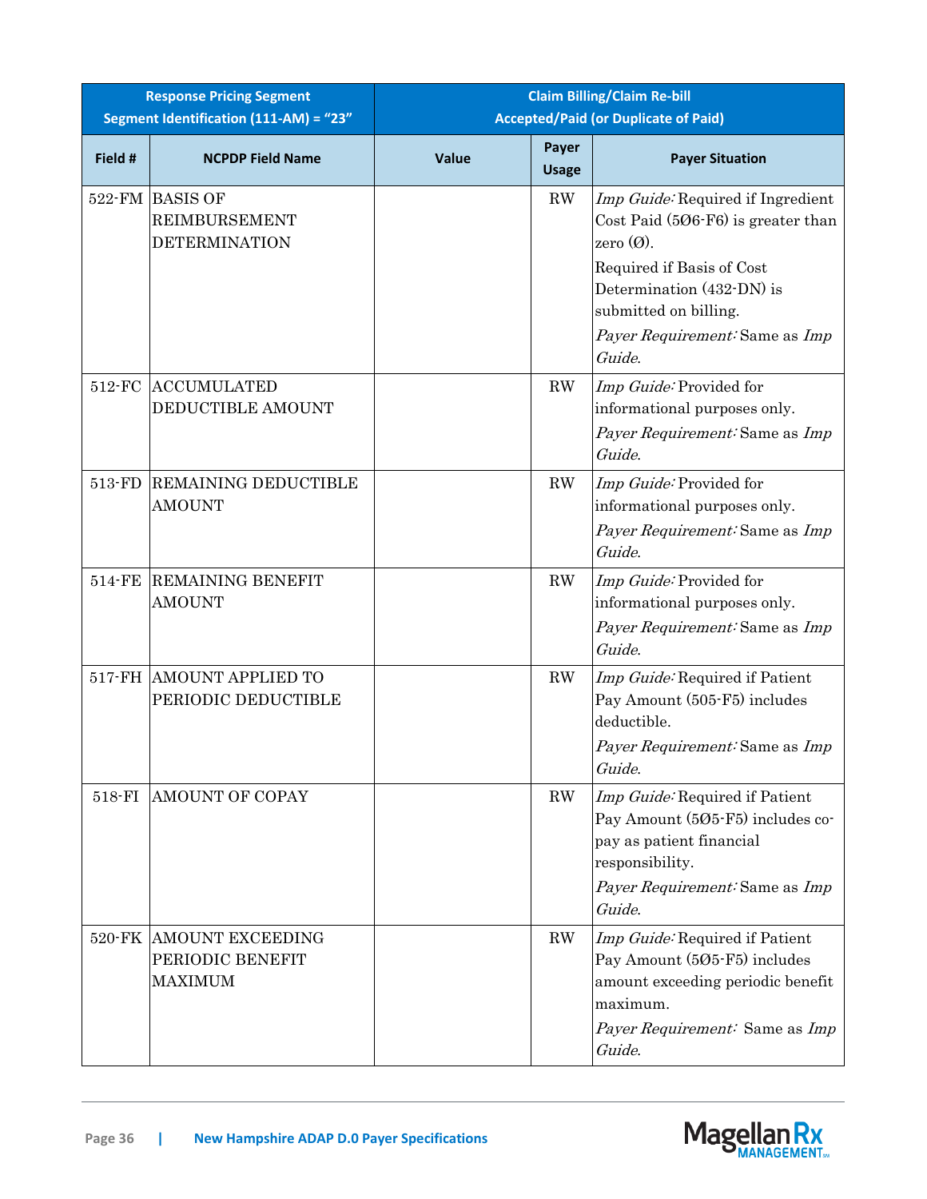| Response Pricing Segment Segment Identification (111-AM) = "23" | | Claim Billing/Claim Re-bill Accepted/Paid (or Duplicate of Paid) | | |
|---|---|---|---|---|
| **Field #** | **NCPDP Field Name** | **Value** | **Payer Usage** | **Payer Situation** |
| 522-FM | BASIS OF REIMBURSEMENT DETERMINATION | | RW | *Imp Guide:* Required if Ingredient Cost Paid (5Ø6-F6) is greater than zero (Ø).<br>Required if Basis of Cost Determination (432-DN) is submitted on billing.<br>*Payer Requirement:* Same as *Imp Guide*. |
| 512-FC | ACCUMULATED DEDUCTIBLE AMOUNT | | RW | *Imp Guide:* Provided for informational purposes only.<br>*Payer Requirement:* Same as *Imp Guide*. |
| 513-FD | REMAINING DEDUCTIBLE AMOUNT | | RW | *Imp Guide:* Provided for informational purposes only.<br>*Payer Requirement:* Same as *Imp Guide*. |
| 514-FE | REMAINING BENEFIT AMOUNT | | RW | *Imp Guide:* Provided for informational purposes only.<br>*Payer Requirement:* Same as *Imp Guide*. |
| 517-FH | AMOUNT APPLIED TO PERIODIC DEDUCTIBLE | | RW | *Imp Guide:* Required if Patient Pay Amount (505-F5) includes deductible.<br>*Payer Requirement:* Same as *Imp Guide*. |
| 518-FI | AMOUNT OF COPAY | | RW | *Imp Guide:* Required if Patient Pay Amount (5Ø5-F5) includes co-pay as patient financial responsibility.<br>*Payer Requirement:* Same as *Imp Guide*. |
| 520-FK | AMOUNT EXCEEDING PERIODIC BENEFIT MAXIMUM | | RW | *Imp Guide:* Required if Patient Pay Amount (5Ø5-F5) includes amount exceeding periodic benefit maximum.<br>*Payer Requirement:* Same as *Imp Guide*. |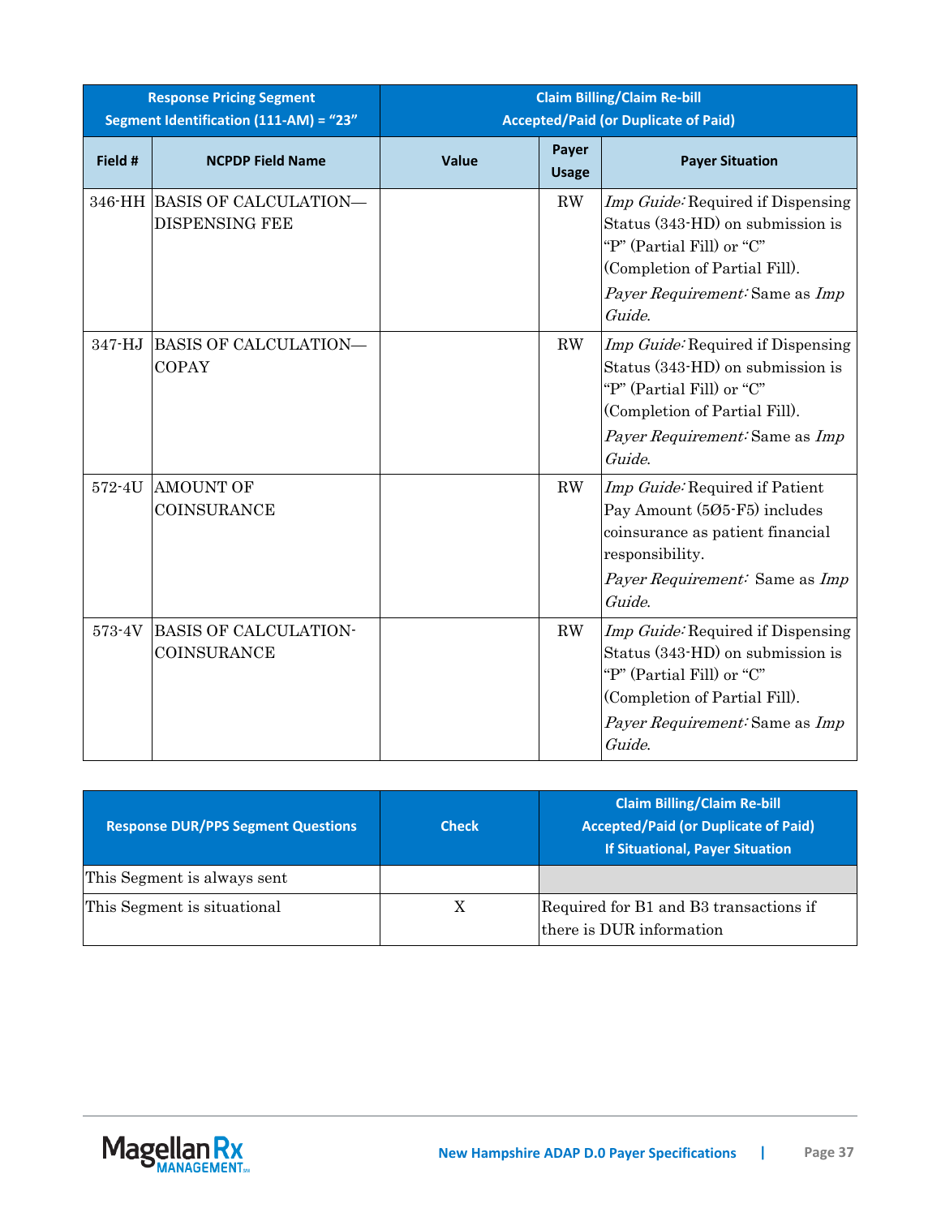| Response Pricing Segment<br>Segment Identification (111-AM) = "23" | | Claim Billing/Claim Re-bill<br>Accepted/Paid (or Duplicate of Paid) | | |
|---|---|---|---|---|
| **Field #** | **NCPDP Field Name** | **Value** | **Payer Usage** | **Payer Situation** |
| 346-HH | BASIS OF CALCULATION—DISPENSING FEE | | RW | *Imp Guide:* Required if Dispensing Status (343-HD) on submission is "P" (Partial Fill) or "C" (Completion of Partial Fill).<br>*Payer Requirement:* Same as *Imp Guide*. |
| 347-HJ | BASIS OF CALCULATION—COPAY | | RW | *Imp Guide:* Required if Dispensing Status (343-HD) on submission is "P" (Partial Fill) or "C" (Completion of Partial Fill).<br>*Payer Requirement:* Same as *Imp Guide*. |
| 572-4U | AMOUNT OF COINSURANCE | | RW | *Imp Guide:* Required if Patient Pay Amount (5Ø5-F5) includes coinsurance as patient financial responsibility.<br>*Payer Requirement:* Same as *Imp Guide*. |
| 573-4V | BASIS OF CALCULATION-COINSURANCE | | RW | *Imp Guide:* Required if Dispensing Status (343-HD) on submission is "P" (Partial Fill) or "C" (Completion of Partial Fill).<br>*Payer Requirement:* Same as *Imp Guide*. |

| Response DUR/PPS Segment Questions | Check | Claim Billing/Claim Re-bill<br>Accepted/Paid (or Duplicate of Paid)<br>If Situational, Payer Situation |
|---|---|---|
| This Segment is always sent | | |
| This Segment is situational | X | Required for B1 and B3 transactions if there is DUR information |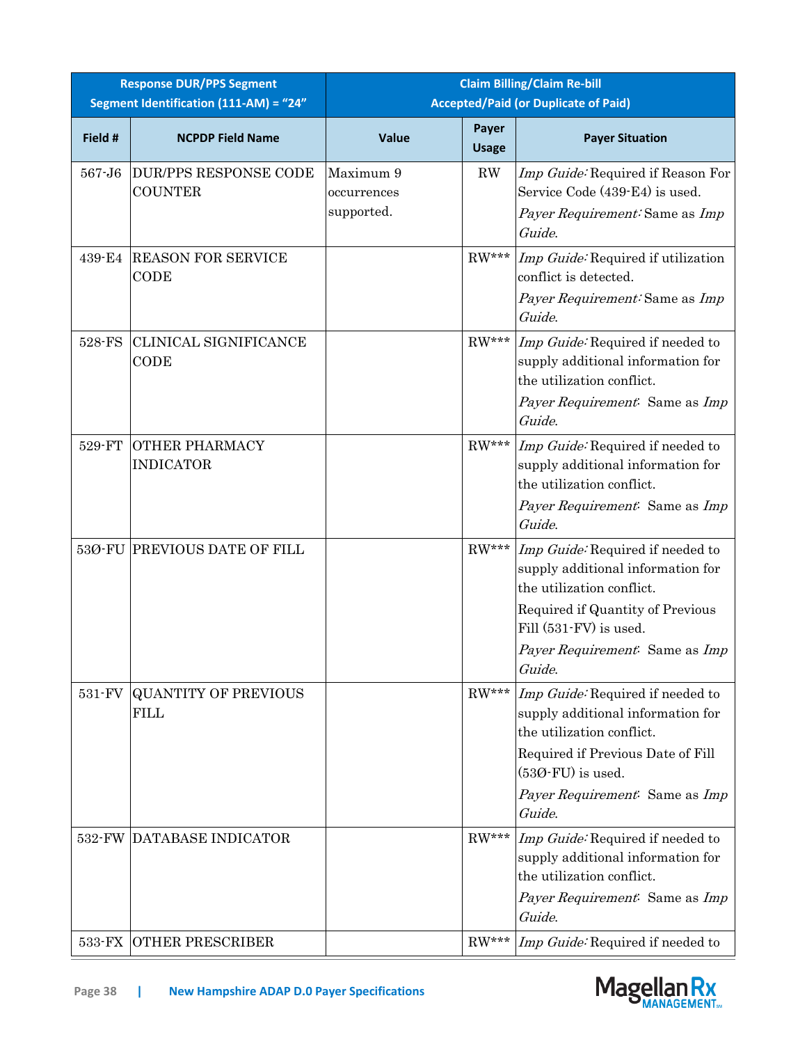| Response DUR/PPS Segment Segment Identification (111-AM) = “24” | | Claim Billing/Claim Re-bill Accepted/Paid (or Duplicate of Paid) | | |
|---|---|---|---|---|
| **Field #** | **NCPDP Field Name** | **Value** | **Payer Usage** | **Payer Situation** |
| 567-J6 | DUR/PPS RESPONSE CODE COUNTER | Maximum 9 occurrences supported. | RW | *Imp Guide:* Required if Reason For Service Code (439-E4) is used.<br>*Payer Requirement:* Same as *Imp Guide*. |
| 439-E4 | REASON FOR SERVICE CODE | | RW*** | *Imp Guide:* Required if utilization conflict is detected.<br>*Payer Requirement:* Same as *Imp Guide*. |
| 528-FS | CLINICAL SIGNIFICANCE CODE | | RW*** | *Imp Guide:* Required if needed to supply additional information for the utilization conflict.<br>*Payer Requirement*: Same as *Imp Guide*. |
| 529-FT | OTHER PHARMACY INDICATOR | | RW*** | *Imp Guide:* Required if needed to supply additional information for the utilization conflict.<br>*Payer Requirement*: Same as *Imp Guide*. |
| 53Ø-FU | PREVIOUS DATE OF FILL | | RW*** | *Imp Guide:* Required if needed to supply additional information for the utilization conflict.<br>Required if Quantity of Previous Fill (531-FV) is used.<br>*Payer Requirement*: Same as *Imp Guide*. |
| 531-FV | QUANTITY OF PREVIOUS FILL | | RW*** | *Imp Guide:* Required if needed to supply additional information for the utilization conflict.<br>Required if Previous Date of Fill (53Ø-FU) is used.<br>*Payer Requirement*: Same as *Imp Guide*. |
| 532-FW | DATABASE INDICATOR | | RW*** | *Imp Guide:* Required if needed to supply additional information for the utilization conflict.<br>*Payer Requirement*: Same as *Imp Guide*. |
| 533-FX | OTHER PRESCRIBER | | RW*** | *Imp Guide:* Required if needed to |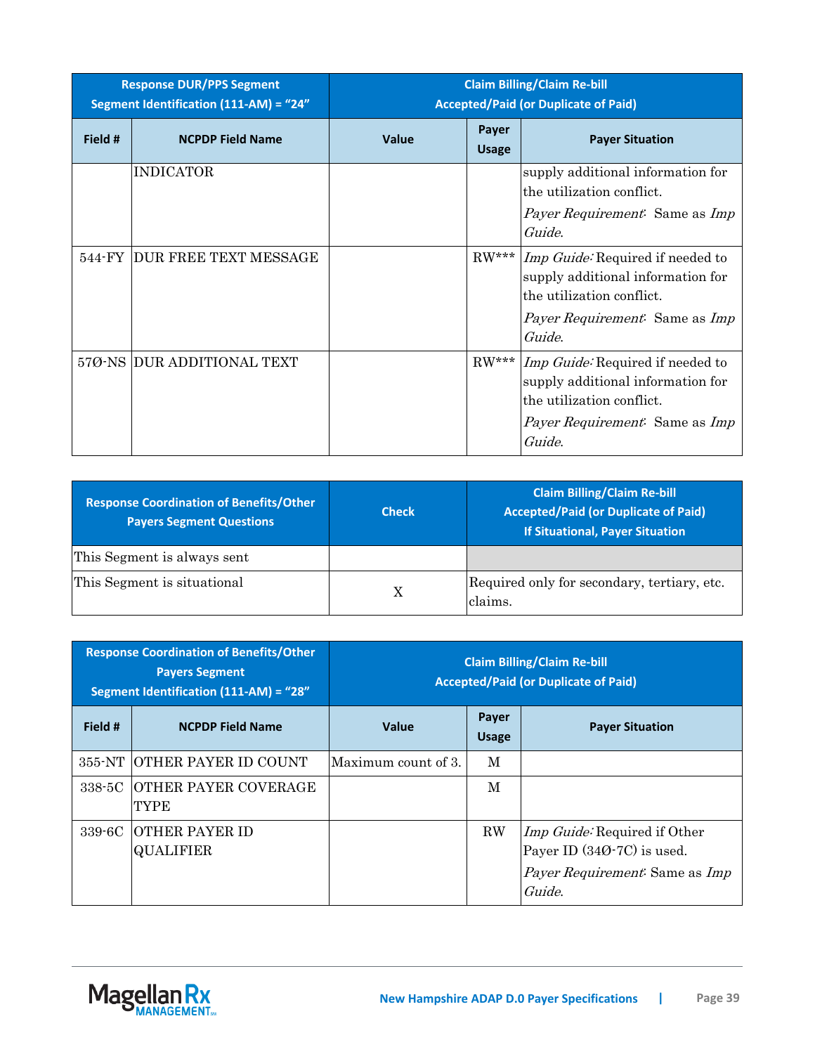| Response DUR/PPS Segment Segment Identification (111-AM) = "24" | | Claim Billing/Claim Re-bill Accepted/Paid (or Duplicate of Paid) | | |
|---|---|---|---|---|
| Field # | NCPDP Field Name | Value | Payer Usage | Payer Situation |
| | INDICATOR | | | supply additional information for the utilization conflict. *Payer Requirement*: Same as *Imp Guide*. |
| 544-FY | DUR FREE TEXT MESSAGE | | RW*** | *Imp Guide:* Required if needed to supply additional information for the utilization conflict. *Payer Requirement*: Same as *Imp Guide*. |
| 57Ø-NS | DUR ADDITIONAL TEXT | | RW*** | *Imp Guide:* Required if needed to supply additional information for the utilization conflict. *Payer Requirement*: Same as *Imp Guide*. |

| Response Coordination of Benefits/Other Payers Segment Questions | Check | Claim Billing/Claim Re-bill Accepted/Paid (or Duplicate of Paid) If Situational, Payer Situation |
|---|---|---|
| This Segment is always sent | | |
| This Segment is situational | X | Required only for secondary, tertiary, etc. claims. |

| Response Coordination of Benefits/Other Payers Segment Segment Identification (111-AM) = "28" | | Claim Billing/Claim Re-bill Accepted/Paid (or Duplicate of Paid) | | |
|---|---|---|---|---|
| Field # | NCPDP Field Name | Value | Payer Usage | Payer Situation |
| 355-NT | OTHER PAYER ID COUNT | Maximum count of 3. | M | |
| 338-5C | OTHER PAYER COVERAGE TYPE | | M | |
| 339-6C | OTHER PAYER ID QUALIFIER | | RW | *Imp Guide:* Required if Other Payer ID (34Ø-7C) is used. *Payer Requirement*: Same as *Imp Guide*. |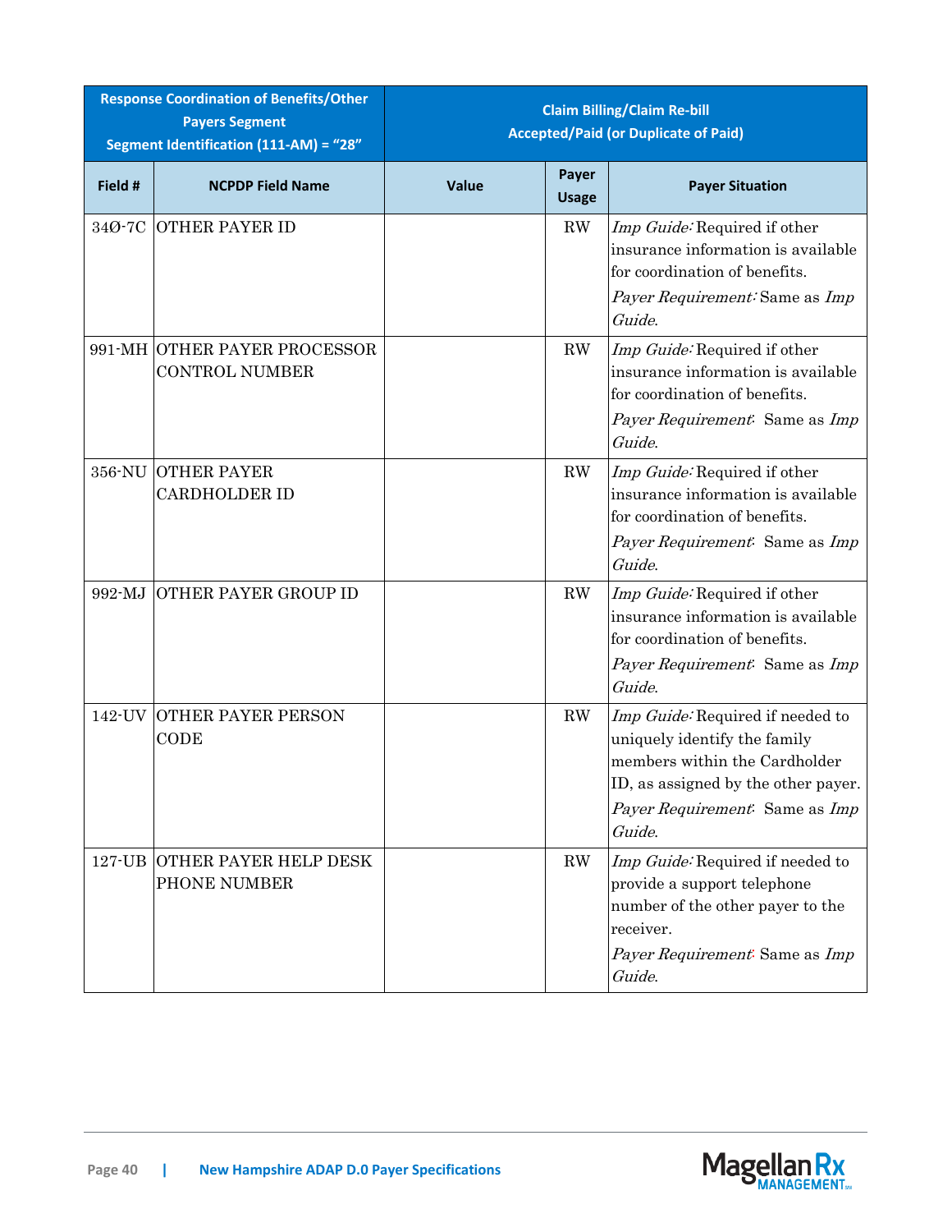| Response Coordination of Benefits/Other Payers Segment Segment Identification (111-AM) = "28" | | Claim Billing/Claim Re-bill Accepted/Paid (or Duplicate of Paid) | | |
|---|---|---|---|---|
| **Field #** | **NCPDP Field Name** | **Value** | **Payer Usage** | **Payer Situation** |
| 34Ø-7C | OTHER PAYER ID | | RW | *Imp Guide:* Required if other insurance information is available for coordination of benefits. *Payer Requirement:* Same as *Imp Guide*. |
| 991-MH | OTHER PAYER PROCESSOR CONTROL NUMBER | | RW | *Imp Guide:* Required if other insurance information is available for coordination of benefits. *Payer Requirement:* Same as *Imp Guide*. |
| 356-NU | OTHER PAYER CARDHOLDER ID | | RW | *Imp Guide:* Required if other insurance information is available for coordination of benefits. *Payer Requirement:* Same as *Imp Guide*. |
| 992-MJ | OTHER PAYER GROUP ID | | RW | *Imp Guide:* Required if other insurance information is available for coordination of benefits. *Payer Requirement:* Same as *Imp Guide*. |
| 142-UV | OTHER PAYER PERSON CODE | | RW | *Imp Guide:* Required if needed to uniquely identify the family members within the Cardholder ID, as assigned by the other payer. *Payer Requirement:* Same as *Imp Guide*. |
| 127-UB | OTHER PAYER HELP DESK PHONE NUMBER | | RW | *Imp Guide:* Required if needed to provide a support telephone number of the other payer to the receiver. *Payer Requirement:* Same as *Imp Guide*. |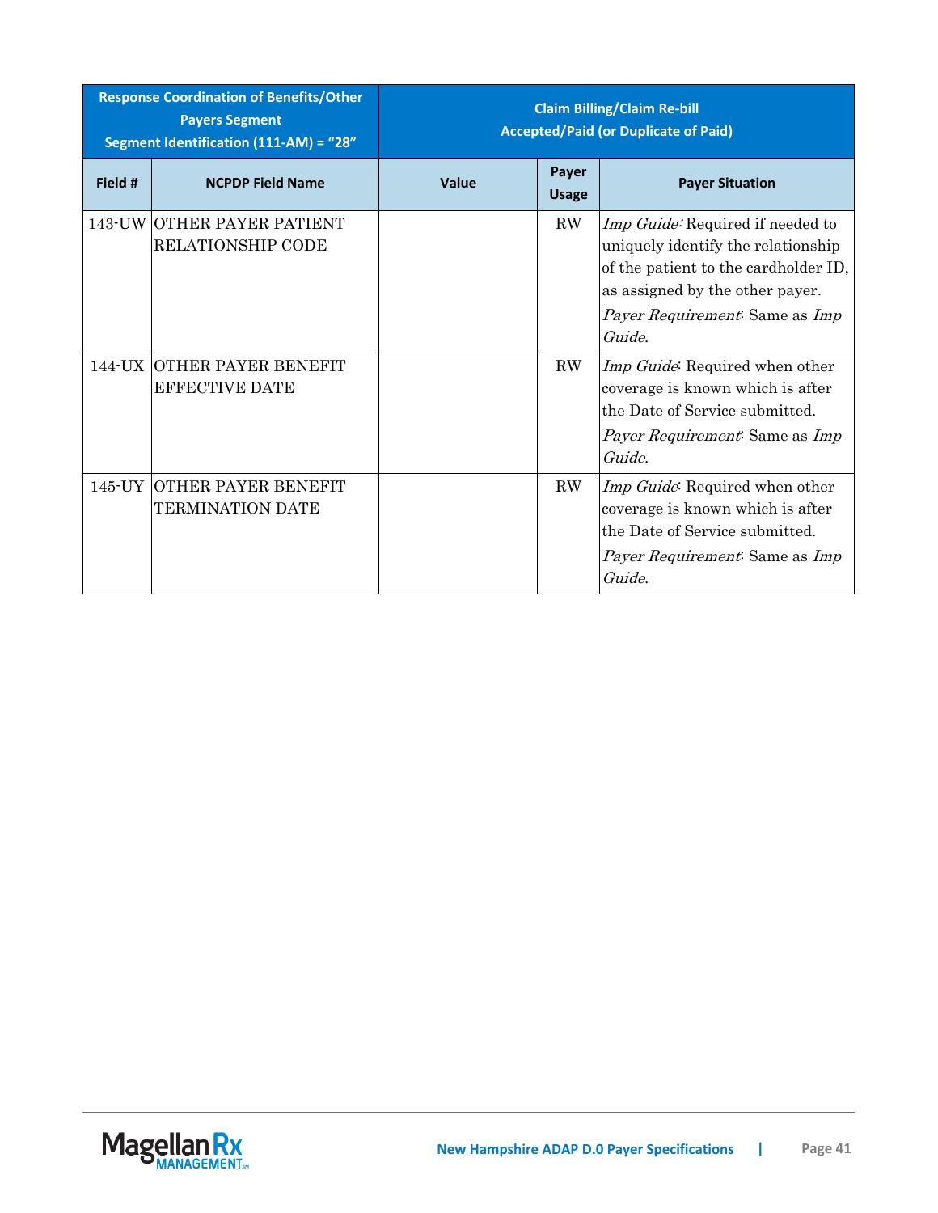| Response Coordination of Benefits/Other Payers Segment Segment Identification (111-AM) = “28” | | Claim Billing/Claim Re-bill Accepted/Paid (or Duplicate of Paid) | | |
|---|---|---|---|---|
| **Field #** | **NCPDP Field Name** | **Value** | **Payer Usage** | **Payer Situation** |
| 143-UW | OTHER PAYER PATIENT RELATIONSHIP CODE | | RW | *Imp Guide:* Required if needed to uniquely identify the relationship of the patient to the cardholder ID, as assigned by the other payer. *Payer Requirement*: Same as *Imp Guide*. |
| 144-UX | OTHER PAYER BENEFIT EFFECTIVE DATE | | RW | *Imp Guide*: Required when other coverage is known which is after the Date of Service submitted. *Payer Requirement*: Same as *Imp Guide*. |
| 145-UY | OTHER PAYER BENEFIT TERMINATION DATE | | RW | *Imp Guide*: Required when other coverage is known which is after the Date of Service submitted. *Payer Requirement*: Same as *Imp Guide*. |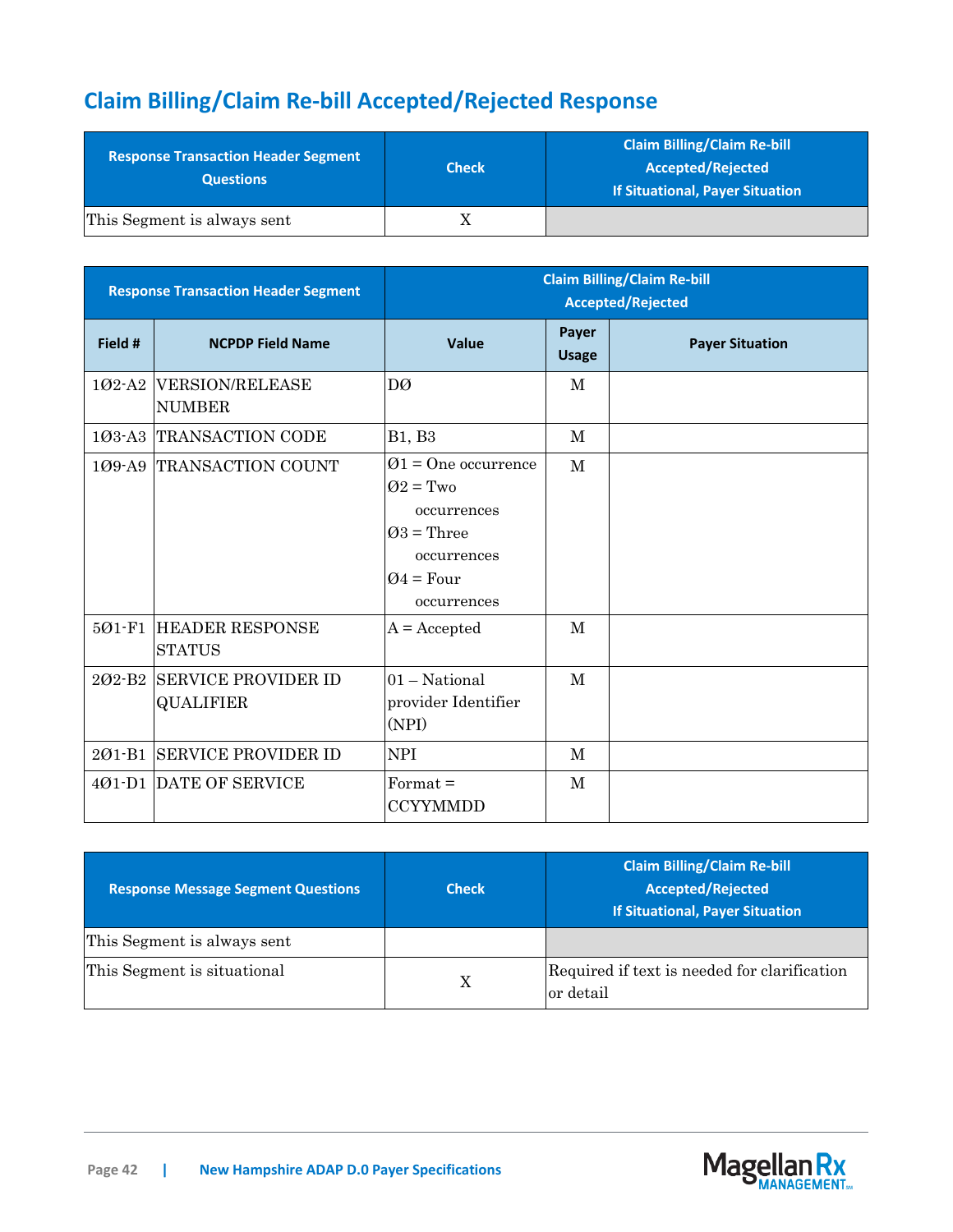## Claim Billing/Claim Re-bill Accepted/Rejected Response

| Response Transaction Header Segment Questions | Check | Claim Billing/Claim Re-bill Accepted/Rejected If Situational, Payer Situation |
|---|---|---|
| This Segment is always sent | X | |

| Response Transaction Header Segment | | Claim Billing/Claim Re-bill Accepted/Rejected | | |
|---|---|---|---|---|
| **Field #** | **NCPDP Field Name** | **Value** | **Payer Usage** | **Payer Situation** |
| 1Ø2-A2 | VERSION/RELEASE NUMBER | DØ | M | |
| 1Ø3-A3 | TRANSACTION CODE | B1, B3 | M | |
| 1Ø9-A9 | TRANSACTION COUNT | Ø1 = One occurrence<br>Ø2 = Two occurrences<br>Ø3 = Three occurrences<br>Ø4 = Four occurrences | M | |
| 5Ø1-F1 | HEADER RESPONSE STATUS | A = Accepted | M | |
| 2Ø2-B2 | SERVICE PROVIDER ID QUALIFIER | 01 – National provider Identifier (NPI) | M | |
| 2Ø1-B1 | SERVICE PROVIDER ID | NPI | M | |
| 4Ø1-D1 | DATE OF SERVICE | Format = CCYYMMDD | M | |

| Response Message Segment Questions | Check | Claim Billing/Claim Re-bill Accepted/Rejected If Situational, Payer Situation |
|---|---|---|
| This Segment is always sent | | |
| This Segment is situational | X | Required if text is needed for clarification or detail |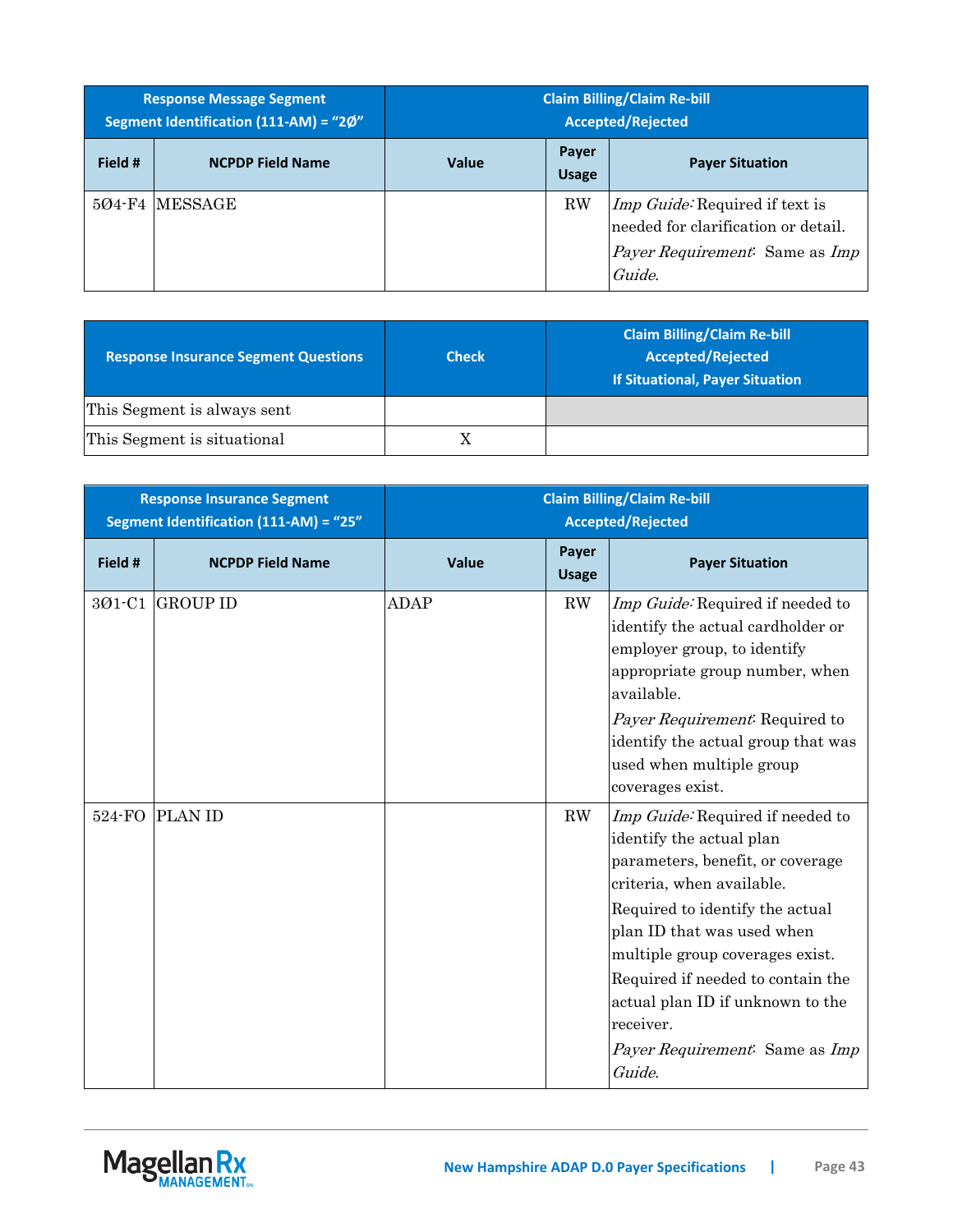| Response Message Segment Segment Identification (111-AM) = "2Ø" | | Claim Billing/Claim Re-bill Accepted/Rejected | | |
|---|---|---|---|---|
| **Field #** | **NCPDP Field Name** | **Value** | **Payer Usage** | **Payer Situation** |
| 5Ø4-F4 | MESSAGE | | RW | *Imp Guide:* Required if text is needed for clarification or detail.<br>*Payer Requirement:* Same as *Imp Guide.* |

| Response Insurance Segment Questions | Check | Claim Billing/Claim Re-bill Accepted/Rejected If Situational, Payer Situation |
|---|---|---|
| This Segment is always sent | | |
| This Segment is situational | X | |

| Response Insurance Segment Segment Identification (111-AM) = "25" | | Claim Billing/Claim Re-bill Accepted/Rejected | | |
|---|---|---|---|---|
| **Field #** | **NCPDP Field Name** | **Value** | **Payer Usage** | **Payer Situation** |
| 3Ø1-C1 | GROUP ID | ADAP | RW | *Imp Guide:* Required if needed to identify the actual cardholder or employer group, to identify appropriate group number, when available.<br>*Payer Requirement:* Required to identify the actual group that was used when multiple group coverages exist. |
| 524-FO | PLAN ID | | RW | *Imp Guide:* Required if needed to identify the actual plan parameters, benefit, or coverage criteria, when available.<br>Required to identify the actual plan ID that was used when multiple group coverages exist.<br>Required if needed to contain the actual plan ID if unknown to the receiver.<br>*Payer Requirement:* Same as *Imp Guide.* |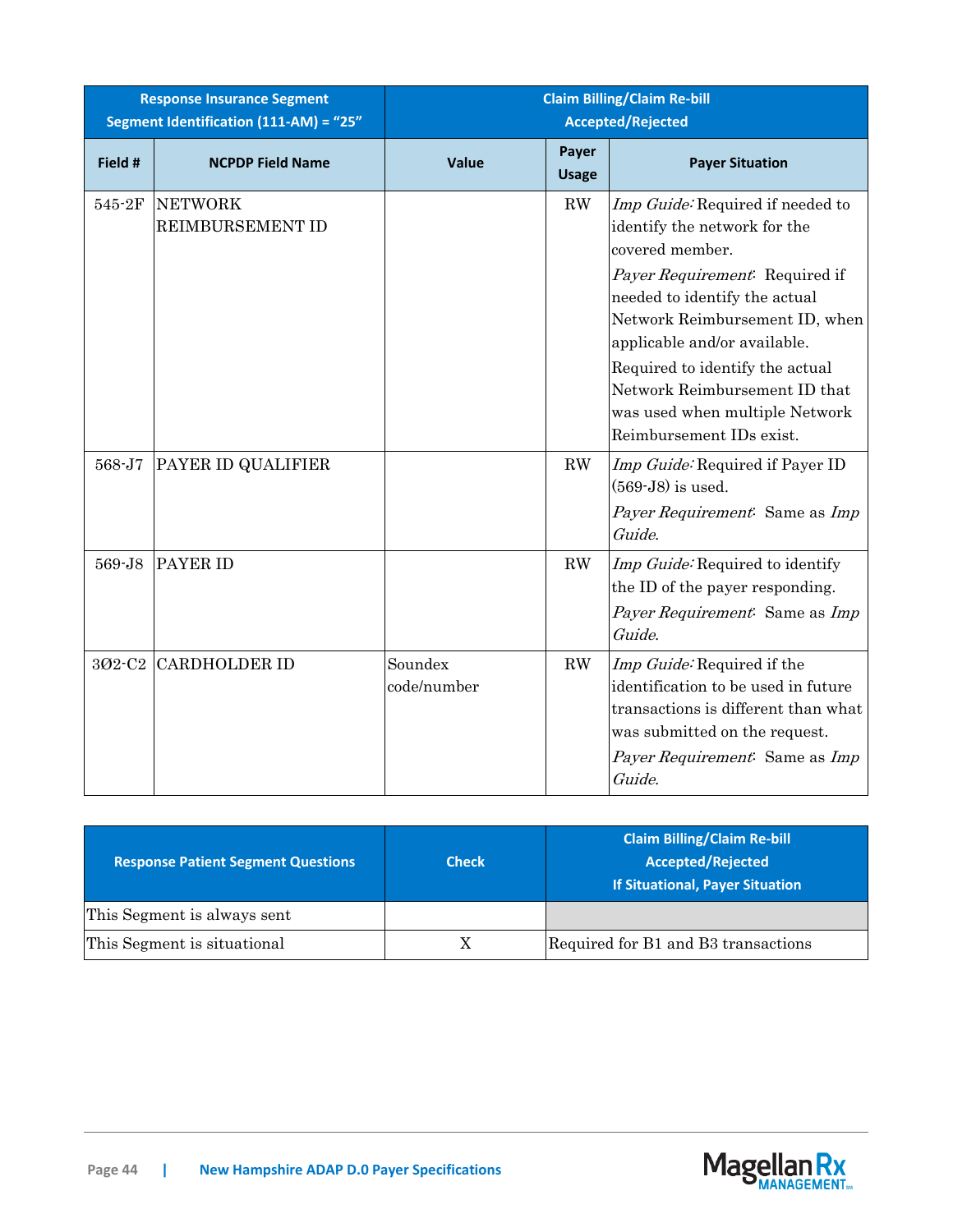| Response Insurance Segment Segment Identification (111-AM) = "25" | | Claim Billing/Claim Re-bill Accepted/Rejected | | |
|---|---|---|---|---|
| **Field #** | **NCPDP Field Name** | **Value** | **Payer Usage** | **Payer Situation** |
| 545-2F | NETWORK REIMBURSEMENT ID | | RW | *Imp Guide:* Required if needed to identify the network for the covered member.<br>*Payer Requirement:* Required if needed to identify the actual Network Reimbursement ID, when applicable and/or available.<br>Required to identify the actual Network Reimbursement ID that was used when multiple Network Reimbursement IDs exist. |
| 568-J7 | PAYER ID QUALIFIER | | RW | *Imp Guide:* Required if Payer ID (569-J8) is used.<br>*Payer Requirement:* Same as *Imp Guide*. |
| 569-J8 | PAYER ID | | RW | *Imp Guide:* Required to identify the ID of the payer responding.<br>*Payer Requirement:* Same as *Imp Guide*. |
| 3Ø2-C2 | CARDHOLDER ID | Soundex code/number | RW | *Imp Guide:* Required if the identification to be used in future transactions is different than what was submitted on the request.<br>*Payer Requirement:* Same as *Imp Guide*. |

| Response Patient Segment Questions | Check | Claim Billing/Claim Re-bill Accepted/Rejected If Situational, Payer Situation |
|---|---|---|
| This Segment is always sent | | |
| This Segment is situational | X | Required for B1 and B3 transactions |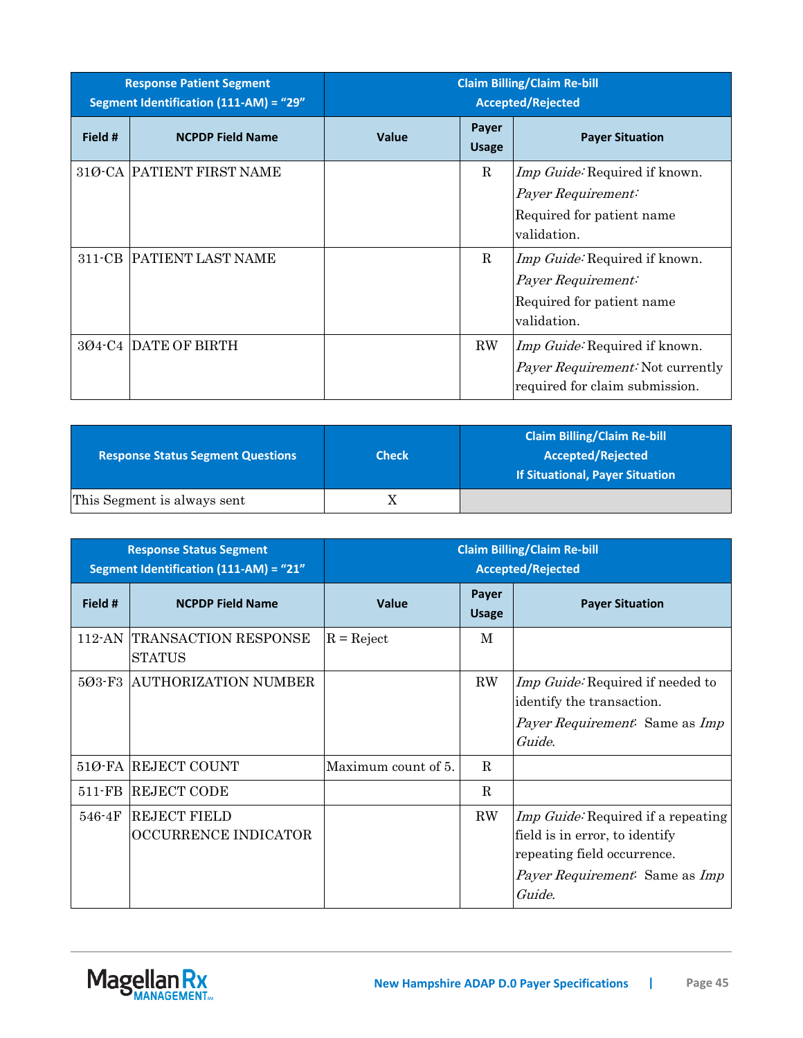| Response Patient Segment<br>Segment Identification (111-AM) = "29" | | Claim Billing/Claim Re-bill<br>Accepted/Rejected | | |
|---|---|---|---|---|
| **Field #** | **NCPDP Field Name** | **Value** | **Payer Usage** | **Payer Situation** |
| 31Ø-CA | PATIENT FIRST NAME | | R | *Imp Guide:* Required if known.<br>*Payer Requirement:*<br>Required for patient name validation. |
| 311-CB | PATIENT LAST NAME | | R | *Imp Guide:* Required if known.<br>*Payer Requirement:*<br>Required for patient name validation. |
| 3Ø4-C4 | DATE OF BIRTH | | RW | *Imp Guide:* Required if known.<br>*Payer Requirement:* Not currently required for claim submission. |

| Response Status Segment Questions | Check | Claim Billing/Claim Re-bill<br>Accepted/Rejected<br>If Situational, Payer Situation |
|---|---|---|
| This Segment is always sent | X | |

| Response Status Segment<br>Segment Identification (111-AM) = "21" | | Claim Billing/Claim Re-bill<br>Accepted/Rejected | | |
|---|---|---|---|---|
| **Field #** | **NCPDP Field Name** | **Value** | **Payer Usage** | **Payer Situation** |
| 112-AN | TRANSACTION RESPONSE STATUS | R = Reject | M | |
| 5Ø3-F3 | AUTHORIZATION NUMBER | | RW | *Imp Guide:* Required if needed to identify the transaction.<br>*Payer Requirement*: Same as *Imp Guide*. |
| 51Ø-FA | REJECT COUNT | Maximum count of 5. | R | |
| 511-FB | REJECT CODE | | R | |
| 546-4F | REJECT FIELD OCCURRENCE INDICATOR | | RW | *Imp Guide:* Required if a repeating field is in error, to identify repeating field occurrence.<br>*Payer Requirement*: Same as *Imp Guide*. |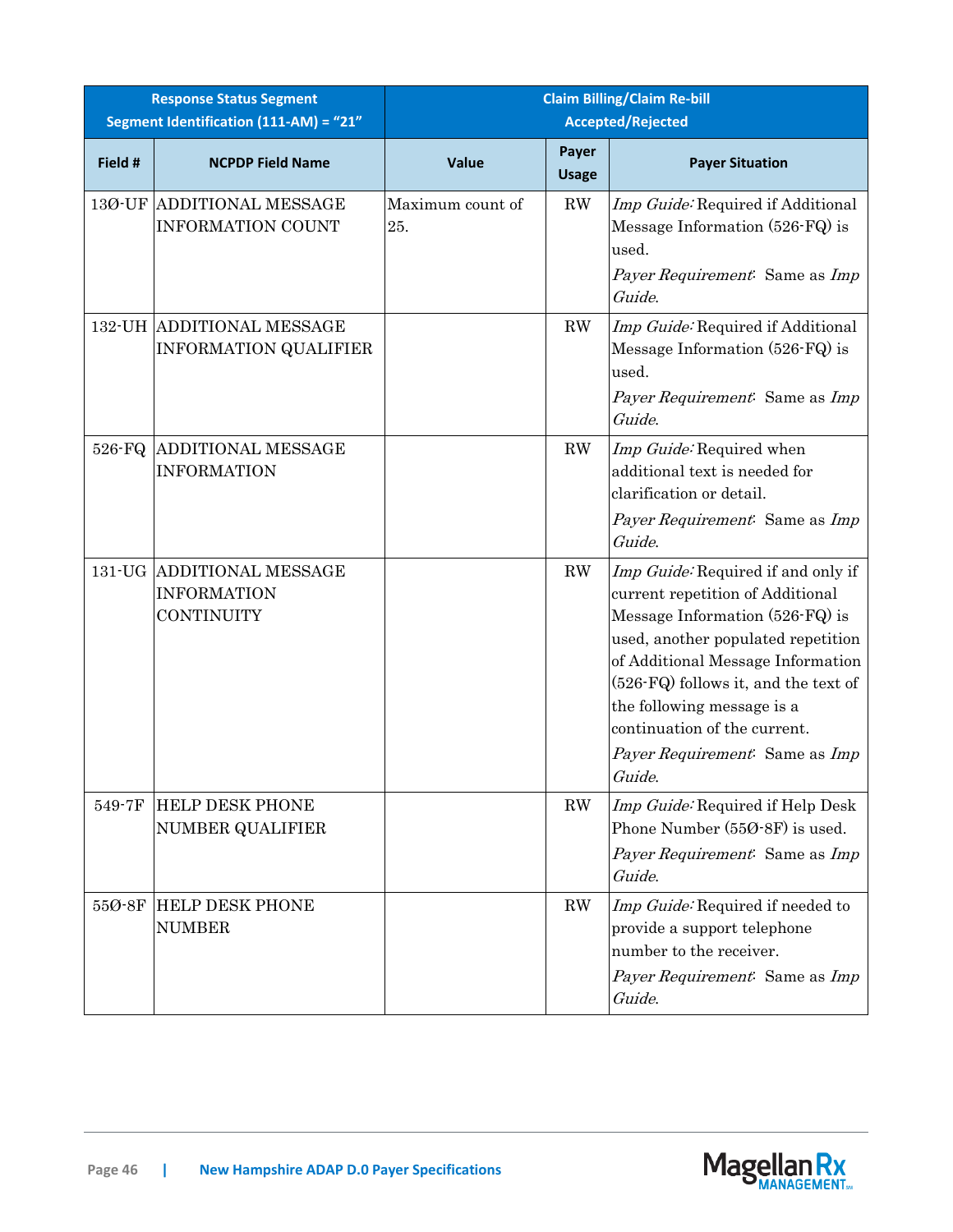| Response Status Segment Segment Identification (111-AM) = "21" | | Claim Billing/Claim Re-bill Accepted/Rejected | | |
|---|---|---|---|---|
| **Field #** | **NCPDP Field Name** | **Value** | **Payer Usage** | **Payer Situation** |
| 13Ø-UF | ADDITIONAL MESSAGE INFORMATION COUNT | Maximum count of 25. | RW | *Imp Guide:* Required if Additional Message Information (526-FQ) is used.<br>*Payer Requirement:* Same as *Imp Guide*. |
| 132-UH | ADDITIONAL MESSAGE INFORMATION QUALIFIER | | RW | *Imp Guide:* Required if Additional Message Information (526-FQ) is used.<br>*Payer Requirement:* Same as *Imp Guide*. |
| 526-FQ | ADDITIONAL MESSAGE INFORMATION | | RW | *Imp Guide:* Required when additional text is needed for clarification or detail.<br>*Payer Requirement:* Same as *Imp Guide*. |
| 131-UG | ADDITIONAL MESSAGE INFORMATION CONTINUITY | | RW | *Imp Guide:* Required if and only if current repetition of Additional Message Information (526-FQ) is used, another populated repetition of Additional Message Information (526-FQ) follows it, and the text of the following message is a continuation of the current.<br>*Payer Requirement:* Same as *Imp Guide*. |
| 549-7F | HELP DESK PHONE NUMBER QUALIFIER | | RW | *Imp Guide:* Required if Help Desk Phone Number (55Ø-8F) is used.<br>*Payer Requirement:* Same as *Imp Guide*. |
| 55Ø-8F | HELP DESK PHONE NUMBER | | RW | *Imp Guide:* Required if needed to provide a support telephone number to the receiver.<br>*Payer Requirement:* Same as *Imp Guide*. |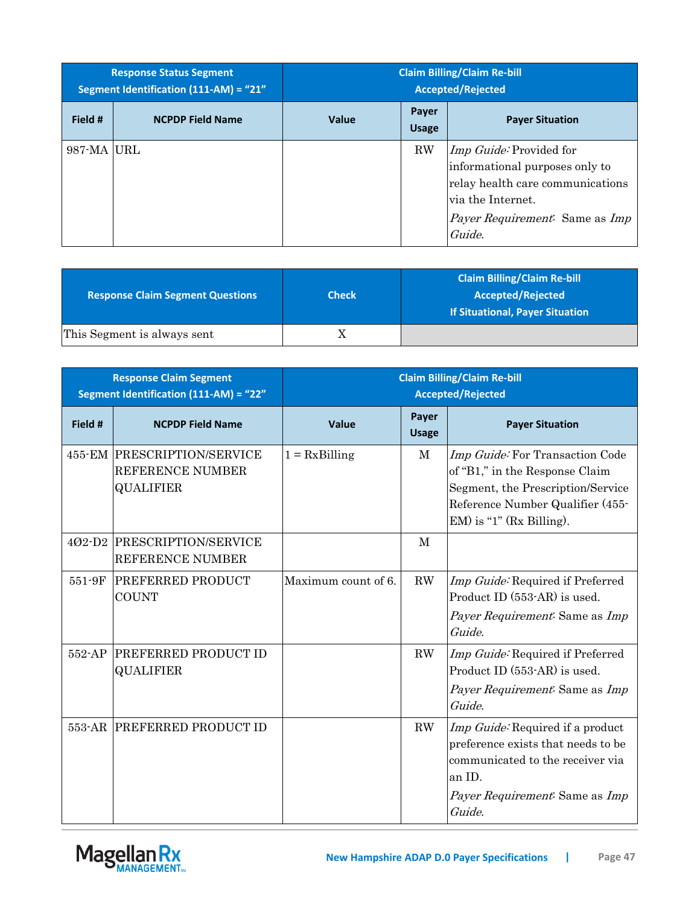| Response Status Segment Segment Identification (111-AM) = "21" | | Claim Billing/Claim Re-bill Accepted/Rejected | | |
|---|---|---|---|---|
| **Field #** | **NCPDP Field Name** | **Value** | **Payer Usage** | **Payer Situation** |
| 987-MA | URL | | RW | *Imp Guide:* Provided for informational purposes only to relay health care communications via the Internet. *Payer Requirement:* Same as *Imp Guide*. |

| Response Claim Segment Questions | Check | Claim Billing/Claim Re-bill Accepted/Rejected If Situational, Payer Situation |
|---|---|---|
| This Segment is always sent | X | |

| Response Claim Segment Segment Identification (111-AM) = "22" | | Claim Billing/Claim Re-bill Accepted/Rejected | | |
|---|---|---|---|---|
| **Field #** | **NCPDP Field Name** | **Value** | **Payer Usage** | **Payer Situation** |
| 455-EM | PRESCRIPTION/SERVICE REFERENCE NUMBER QUALIFIER | 1 = RxBilling | M | *Imp Guide:* For Transaction Code of "B1," in the Response Claim Segment, the Prescription/Service Reference Number Qualifier (455-EM) is "1" (Rx Billing). |
| 4Ø2-D2 | PRESCRIPTION/SERVICE REFERENCE NUMBER | | M | |
| 551-9F | PREFERRED PRODUCT COUNT | Maximum count of 6. | RW | *Imp Guide:* Required if Preferred Product ID (553-AR) is used. *Payer Requirement:* Same as *Imp Guide*. |
| 552-AP | PREFERRED PRODUCT ID QUALIFIER | | RW | *Imp Guide:* Required if Preferred Product ID (553-AR) is used. *Payer Requirement:* Same as *Imp Guide*. |
| 553-AR | PREFERRED PRODUCT ID | | RW | *Imp Guide:* Required if a product preference exists that needs to be communicated to the receiver via an ID. *Payer Requirement:* Same as *Imp Guide*. |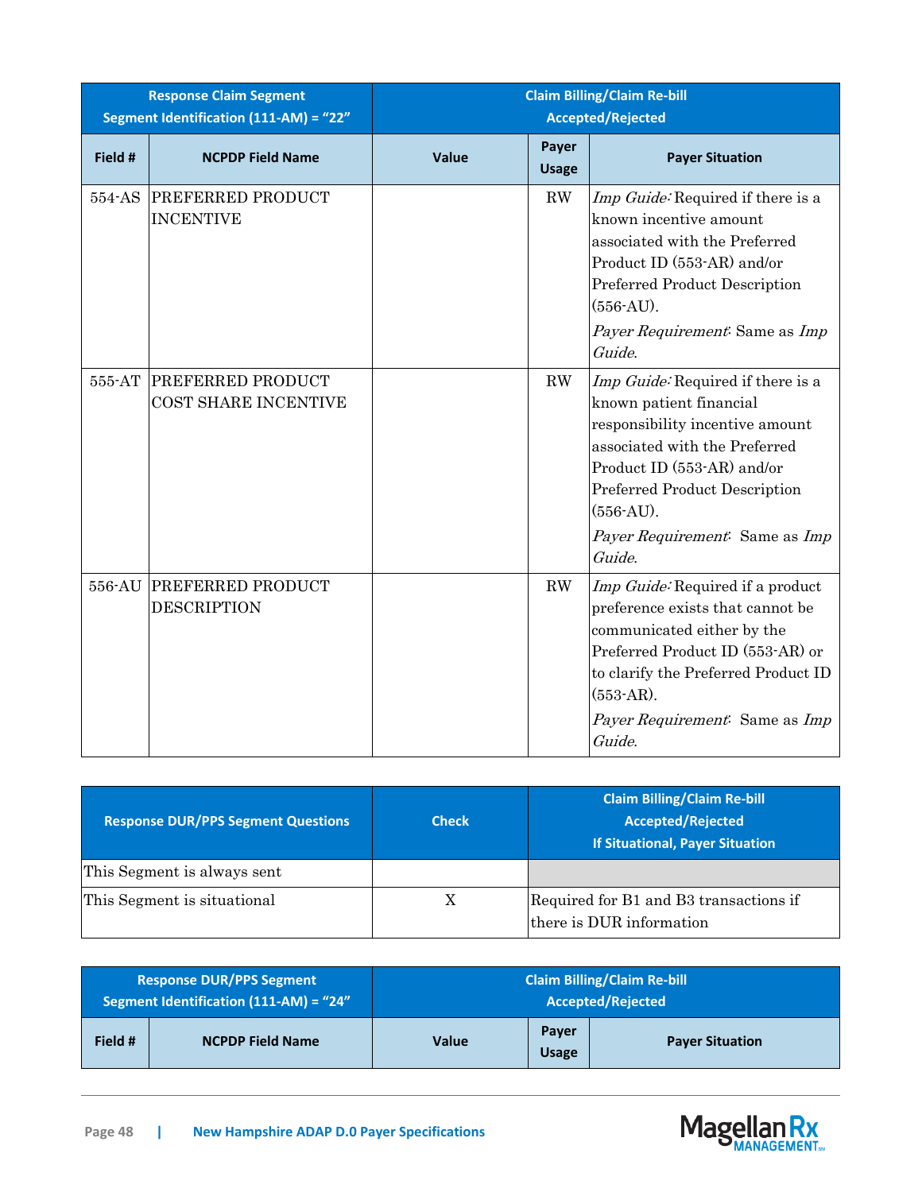| Response Claim Segment Segment Identification (111-AM) = "22" | | Claim Billing/Claim Re-bill Accepted/Rejected | | |
|---|---|---|---|---|
| **Field #** | **NCPDP Field Name** | **Value** | **Payer Usage** | **Payer Situation** |
| 554-AS | PREFERRED PRODUCT INCENTIVE | | RW | *Imp Guide:* Required if there is a known incentive amount associated with the Preferred Product ID (553-AR) and/or Preferred Product Description (556-AU).<br>*Payer Requirement:* Same as *Imp Guide.* |
| 555-AT | PREFERRED PRODUCT COST SHARE INCENTIVE | | RW | *Imp Guide:* Required if there is a known patient financial responsibility incentive amount associated with the Preferred Product ID (553-AR) and/or Preferred Product Description (556-AU).<br>*Payer Requirement:* Same as *Imp Guide.* |
| 556-AU | PREFERRED PRODUCT DESCRIPTION | | RW | *Imp Guide:* Required if a product preference exists that cannot be communicated either by the Preferred Product ID (553-AR) or to clarify the Preferred Product ID (553-AR).<br>*Payer Requirement:* Same as *Imp Guide.* |

| Response DUR/PPS Segment Questions | Check | Claim Billing/Claim Re-bill Accepted/Rejected If Situational, Payer Situation |
|---|---|---|
| This Segment is always sent | | |
| This Segment is situational | X | Required for B1 and B3 transactions if there is DUR information |

| Response DUR/PPS Segment Segment Identification (111-AM) = "24" | | Claim Billing/Claim Re-bill Accepted/Rejected | | |
|---|---|---|---|---|
| **Field #** | **NCPDP Field Name** | **Value** | **Payer Usage** | **Payer Situation** |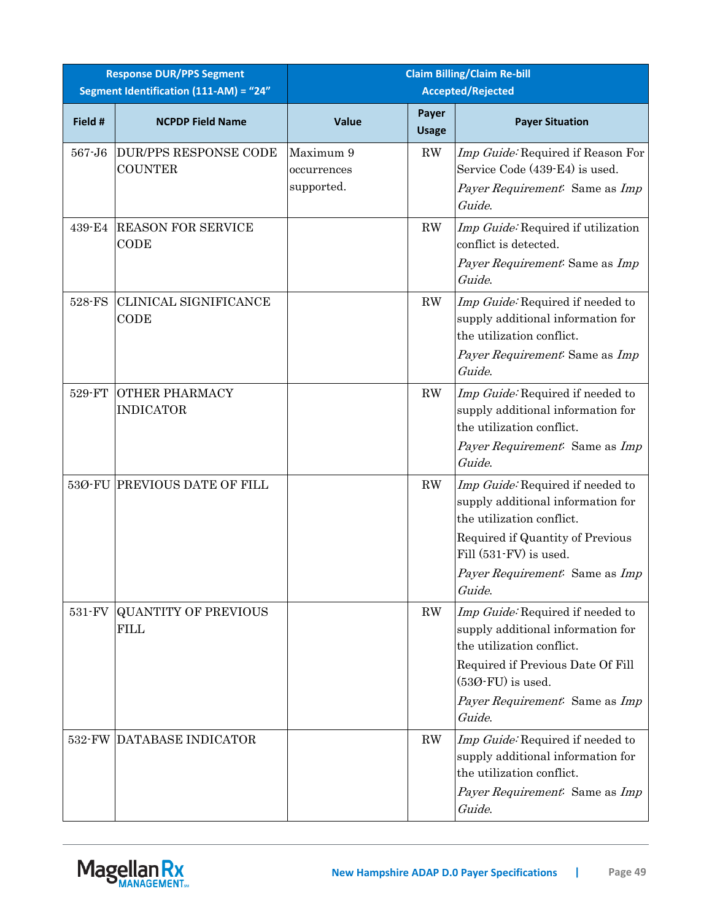| Response DUR/PPS Segment Segment Identification (111-AM) = "24" | | Claim Billing/Claim Re-bill Accepted/Rejected | | |
|---|---|---|---|---|
| **Field #** | **NCPDP Field Name** | **Value** | **Payer Usage** | **Payer Situation** |
| 567-J6 | DUR/PPS RESPONSE CODE COUNTER | Maximum 9 occurrences supported. | RW | *Imp Guide:* Required if Reason For Service Code (439-E4) is used.<br>*Payer Requirement:* Same as *Imp Guide.* |
| 439-E4 | REASON FOR SERVICE CODE | | RW | *Imp Guide:* Required if utilization conflict is detected.<br>*Payer Requirement:* Same as *Imp Guide.* |
| 528-FS | CLINICAL SIGNIFICANCE CODE | | RW | *Imp Guide:* Required if needed to supply additional information for the utilization conflict.<br>*Payer Requirement:* Same as *Imp Guide.* |
| 529-FT | OTHER PHARMACY INDICATOR | | RW | *Imp Guide:* Required if needed to supply additional information for the utilization conflict.<br>*Payer Requirement:* Same as *Imp Guide.* |
| 53Ø-FU | PREVIOUS DATE OF FILL | | RW | *Imp Guide:* Required if needed to supply additional information for the utilization conflict.<br>Required if Quantity of Previous Fill (531-FV) is used.<br>*Payer Requirement:* Same as *Imp Guide.* |
| 531-FV | QUANTITY OF PREVIOUS FILL | | RW | *Imp Guide:* Required if needed to supply additional information for the utilization conflict.<br>Required if Previous Date Of Fill (53Ø-FU) is used.<br>*Payer Requirement:* Same as *Imp Guide.* |
| 532-FW | DATABASE INDICATOR | | RW | *Imp Guide:* Required if needed to supply additional information for the utilization conflict.<br>*Payer Requirement:* Same as *Imp Guide.* |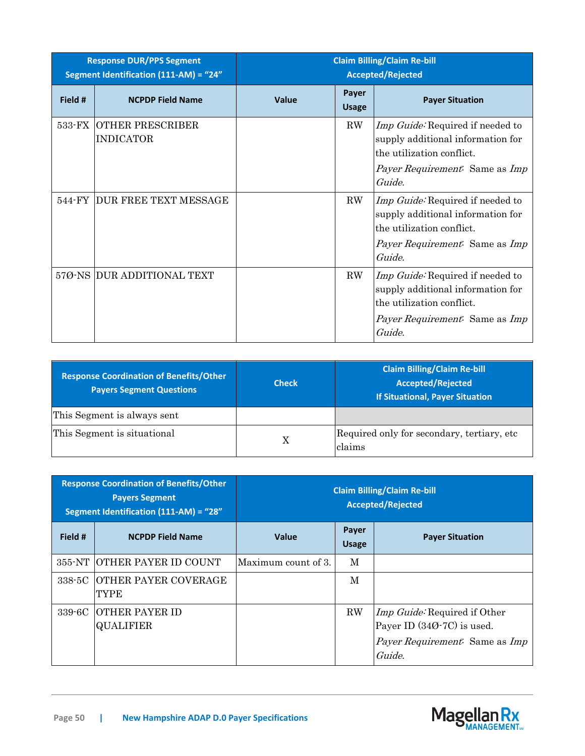| Response DUR/PPS Segment Segment Identification (111-AM) = "24" | | Claim Billing/Claim Re-bill Accepted/Rejected | | |
|---|---|---|---|---|
| **Field #** | **NCPDP Field Name** | **Value** | **Payer Usage** | **Payer Situation** |
| 533-FX | OTHER PRESCRIBER INDICATOR | | RW | *Imp Guide:* Required if needed to supply additional information for the utilization conflict. *Payer Requirement:* Same as *Imp Guide.* |
| 544-FY | DUR FREE TEXT MESSAGE | | RW | *Imp Guide:* Required if needed to supply additional information for the utilization conflict. *Payer Requirement:* Same as *Imp Guide.* |
| 57Ø-NS | DUR ADDITIONAL TEXT | | RW | *Imp Guide:* Required if needed to supply additional information for the utilization conflict. *Payer Requirement:* Same as *Imp Guide.* |

| Response Coordination of Benefits/Other Payers Segment Questions | Check | Claim Billing/Claim Re-bill Accepted/Rejected If Situational, Payer Situation |
|---|---|---|
| This Segment is always sent | | |
| This Segment is situational | X | Required only for secondary, tertiary, etc claims |

| Response Coordination of Benefits/Other Payers Segment Segment Identification (111-AM) = "28" | | Claim Billing/Claim Re-bill Accepted/Rejected | | |
|---|---|---|---|---|
| **Field #** | **NCPDP Field Name** | **Value** | **Payer Usage** | **Payer Situation** |
| 355-NT | OTHER PAYER ID COUNT | Maximum count of 3. | M | |
| 338-5C | OTHER PAYER COVERAGE TYPE | | M | |
| 339-6C | OTHER PAYER ID QUALIFIER | | RW | *Imp Guide:* Required if Other Payer ID (34Ø-7C) is used. *Payer Requirement:* Same as *Imp Guide.* |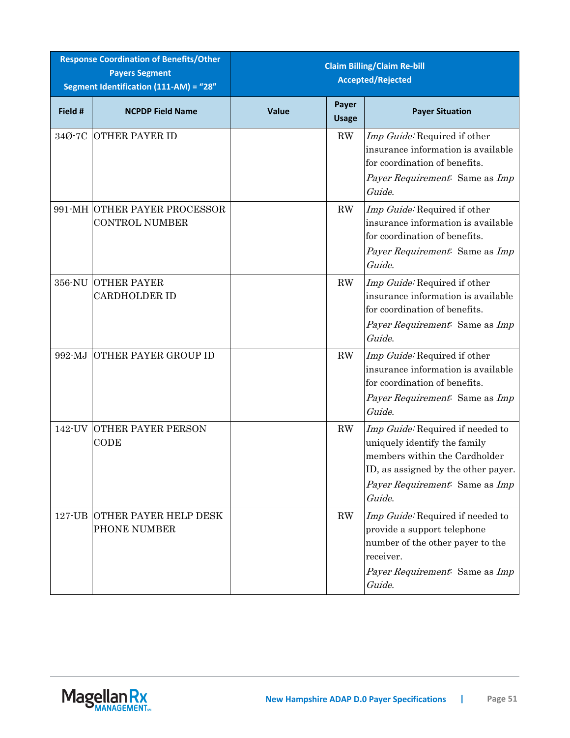| Response Coordination of Benefits/Other Payers Segment Segment Identification (111-AM) = "28" | | Claim Billing/Claim Re-bill Accepted/Rejected | | |
|---|---|---|---|---|
| **Field #** | **NCPDP Field Name** | **Value** | **Payer Usage** | **Payer Situation** |
| 34Ø-7C | OTHER PAYER ID | | RW | *Imp Guide:* Required if other insurance information is available for coordination of benefits.<br>*Payer Requirement:* Same as *Imp Guide*. |
| 991-MH | OTHER PAYER PROCESSOR CONTROL NUMBER | | RW | *Imp Guide:* Required if other insurance information is available for coordination of benefits.<br>*Payer Requirement:* Same as *Imp Guide*. |
| 356-NU | OTHER PAYER CARDHOLDER ID | | RW | *Imp Guide:* Required if other insurance information is available for coordination of benefits.<br>*Payer Requirement:* Same as *Imp Guide*. |
| 992-MJ | OTHER PAYER GROUP ID | | RW | *Imp Guide:* Required if other insurance information is available for coordination of benefits.<br>*Payer Requirement:* Same as *Imp Guide*. |
| 142-UV | OTHER PAYER PERSON CODE | | RW | *Imp Guide:* Required if needed to uniquely identify the family members within the Cardholder ID, as assigned by the other payer.<br>*Payer Requirement:* Same as *Imp Guide*. |
| 127-UB | OTHER PAYER HELP DESK PHONE NUMBER | | RW | *Imp Guide:* Required if needed to provide a support telephone number of the other payer to the receiver.<br>*Payer Requirement:* Same as *Imp Guide*. |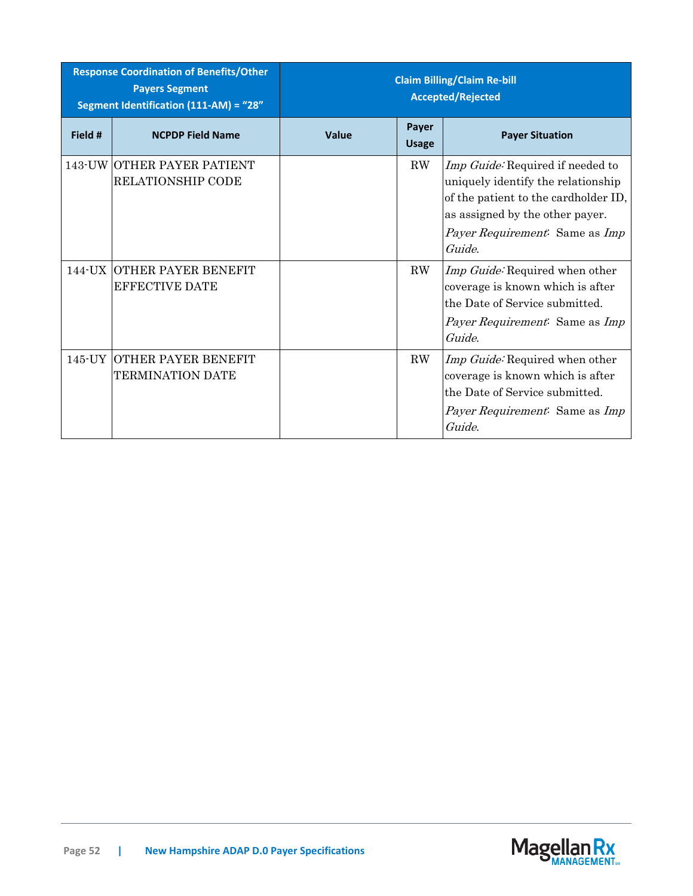| Response Coordination of Benefits/Other Payers Segment Segment Identification (111-AM) = "28" | | Claim Billing/Claim Re-bill Accepted/Rejected | | |
|---|---|---|---|---|
| **Field #** | **NCPDP Field Name** | **Value** | **Payer Usage** | **Payer Situation** |
| 143-UW | OTHER PAYER PATIENT RELATIONSHIP CODE | | RW | *Imp Guide:* Required if needed to uniquely identify the relationship of the patient to the cardholder ID, as assigned by the other payer. *Payer Requirement*: Same as *Imp Guide*. |
| 144-UX | OTHER PAYER BENEFIT EFFECTIVE DATE | | RW | *Imp Guide:* Required when other coverage is known which is after the Date of Service submitted. *Payer Requirement*: Same as *Imp Guide*. |
| 145-UY | OTHER PAYER BENEFIT TERMINATION DATE | | RW | *Imp Guide:* Required when other coverage is known which is after the Date of Service submitted. *Payer Requirement*: Same as *Imp Guide*. |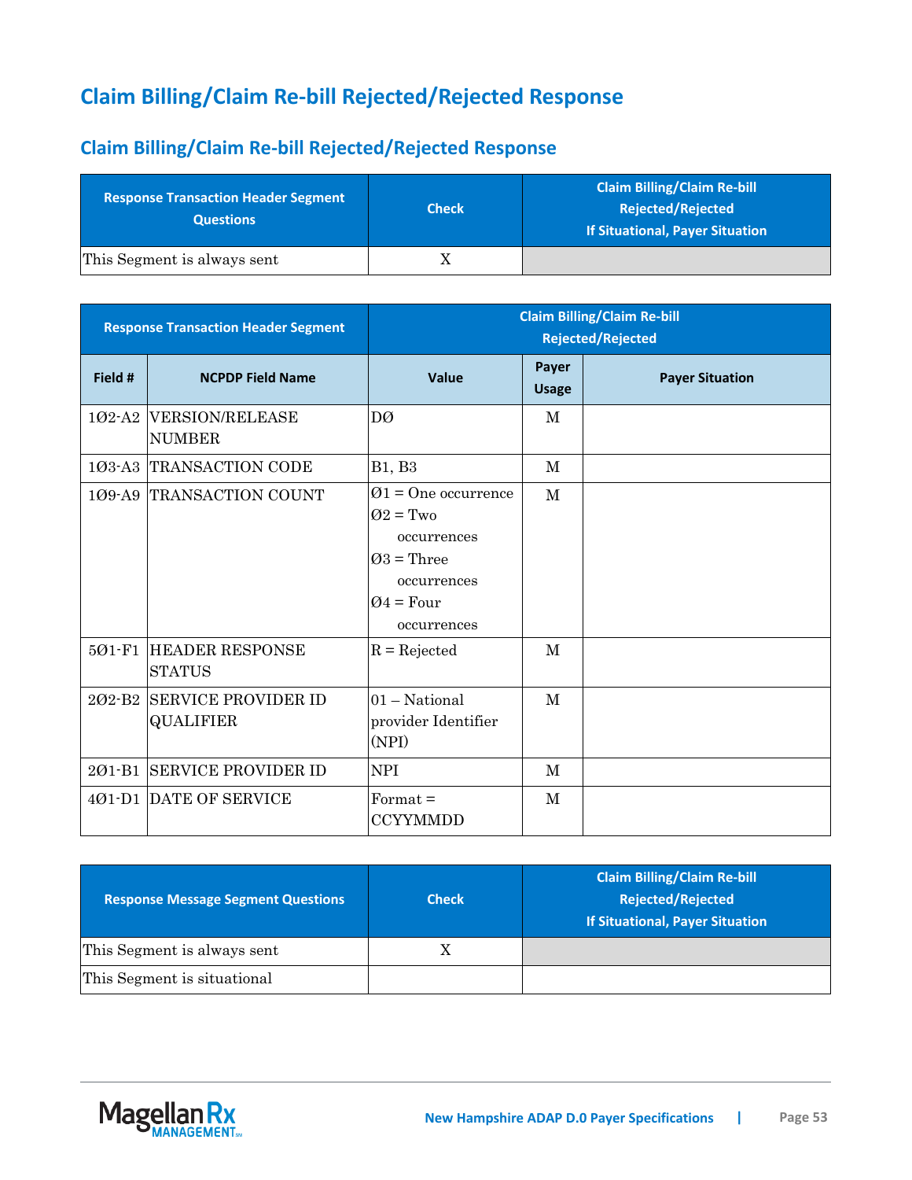# Claim Billing/Claim Re-bill Rejected/Rejected Response

## Claim Billing/Claim Re-bill Rejected/Rejected Response

| Response Transaction Header Segment Questions | Check | Claim Billing/Claim Re-bill Rejected/Rejected If Situational, Payer Situation |
|---|---|---|
| This Segment is always sent | X | |

| Response Transaction Header Segment | | Claim Billing/Claim Re-bill Rejected/Rejected | | |
|---|---|---|---|---|
| **Field #** | **NCPDP Field Name** | **Value** | **Payer Usage** | **Payer Situation** |
| 1Ø2-A2 | VERSION/RELEASE NUMBER | DØ | M | |
| 1Ø3-A3 | TRANSACTION CODE | B1, B3 | M | |
| 1Ø9-A9 | TRANSACTION COUNT | Ø1 = One occurrence<br>Ø2 = Two occurrences<br>Ø3 = Three occurrences<br>Ø4 = Four occurrences | M | |
| 5Ø1-F1 | HEADER RESPONSE STATUS | R = Rejected | M | |
| 2Ø2-B2 | SERVICE PROVIDER ID QUALIFIER | 01 – National provider Identifier (NPI) | M | |
| 2Ø1-B1 | SERVICE PROVIDER ID | NPI | M | |
| 4Ø1-D1 | DATE OF SERVICE | Format = CCYYMMDD | M | |

| Response Message Segment Questions | Check | Claim Billing/Claim Re-bill Rejected/Rejected If Situational, Payer Situation |
|---|---|---|
| This Segment is always sent | X | |
| This Segment is situational | | |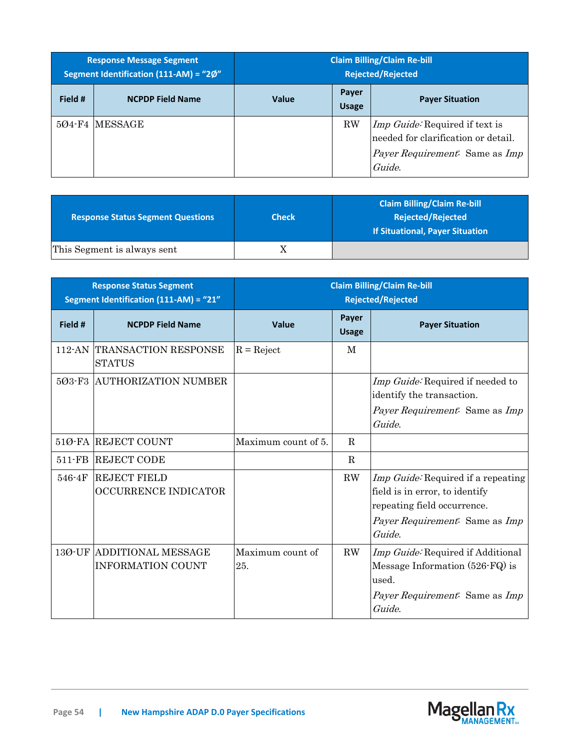| Response Message Segment Segment Identification (111-AM) = "2Ø" | | Claim Billing/Claim Re-bill Rejected/Rejected | | |
|---|---|---|---|---|
| **Field #** | **NCPDP Field Name** | **Value** | **Payer Usage** | **Payer Situation** |
| 5Ø4-F4 | MESSAGE | | RW | *Imp Guide:* Required if text is needed for clarification or detail. *Payer Requirement:* Same as *Imp Guide.* |

| Response Status Segment Questions | Check | Claim Billing/Claim Re-bill Rejected/Rejected If Situational, Payer Situation |
|---|---|---|
| This Segment is always sent | X | |

| Response Status Segment Segment Identification (111-AM) = "21" | | Claim Billing/Claim Re-bill Rejected/Rejected | | |
|---|---|---|---|---|
| **Field #** | **NCPDP Field Name** | **Value** | **Payer Usage** | **Payer Situation** |
| 112-AN | TRANSACTION RESPONSE STATUS | R = Reject | M | |
| 5Ø3-F3 | AUTHORIZATION NUMBER | | | *Imp Guide:* Required if needed to identify the transaction. *Payer Requirement:* Same as *Imp Guide.* |
| 51Ø-FA | REJECT COUNT | Maximum count of 5. | R | |
| 511-FB | REJECT CODE | | R | |
| 546-4F | REJECT FIELD OCCURRENCE INDICATOR | | RW | *Imp Guide:* Required if a repeating field is in error, to identify repeating field occurrence. *Payer Requirement:* Same as *Imp Guide.* |
| 13Ø-UF | ADDITIONAL MESSAGE INFORMATION COUNT | Maximum count of 25. | RW | *Imp Guide:* Required if Additional Message Information (526-FQ) is used. *Payer Requirement:* Same as *Imp Guide.* |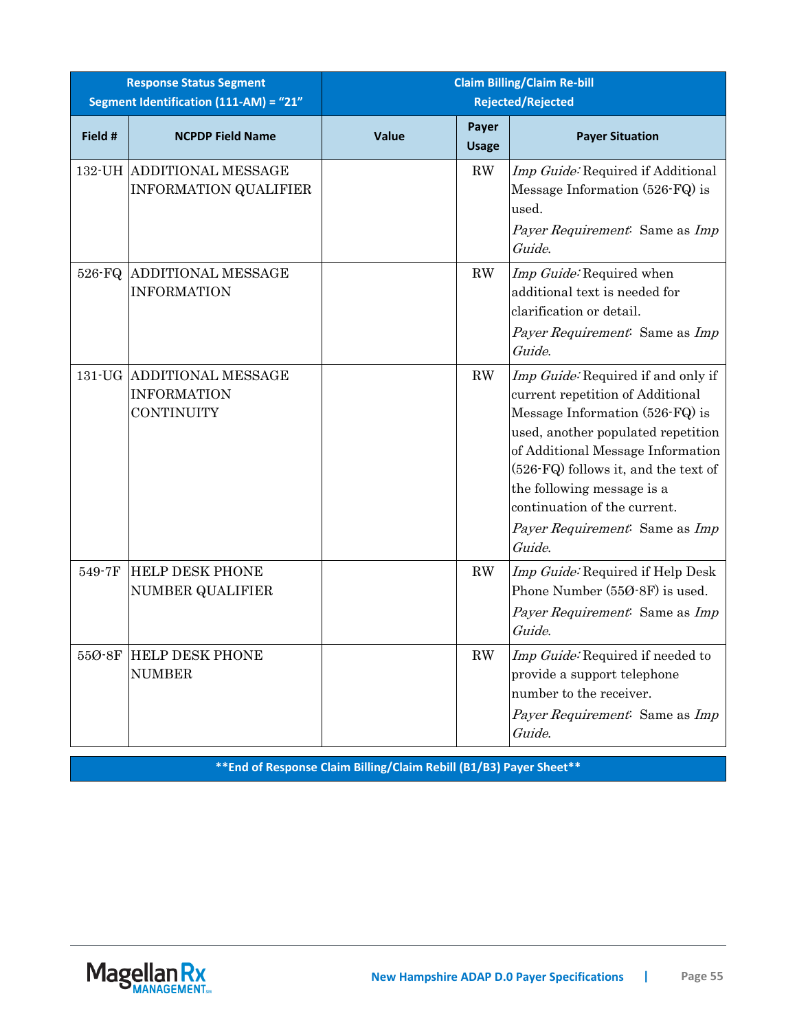| Response Status Segment Segment Identification (111-AM) = "21" | | Claim Billing/Claim Re-bill Rejected/Rejected | | |
|---|---|---|---|---|
| **Field #** | **NCPDP Field Name** | **Value** | **Payer Usage** | **Payer Situation** |
| 132-UH | ADDITIONAL MESSAGE INFORMATION QUALIFIER | | RW | *Imp Guide:* Required if Additional Message Information (526-FQ) is used.<br>*Payer Requirement:* Same as *Imp Guide.* |
| 526-FQ | ADDITIONAL MESSAGE INFORMATION | | RW | *Imp Guide:* Required when additional text is needed for clarification or detail.<br>*Payer Requirement:* Same as *Imp Guide.* |
| 131-UG | ADDITIONAL MESSAGE INFORMATION CONTINUITY | | RW | *Imp Guide:* Required if and only if current repetition of Additional Message Information (526-FQ) is used, another populated repetition of Additional Message Information (526-FQ) follows it, and the text of the following message is a continuation of the current.<br>*Payer Requirement:* Same as *Imp Guide.* |
| 549-7F | HELP DESK PHONE NUMBER QUALIFIER | | RW | *Imp Guide:* Required if Help Desk Phone Number (55Ø-8F) is used.<br>*Payer Requirement:* Same as *Imp Guide.* |
| 55Ø-8F | HELP DESK PHONE NUMBER | | RW | *Imp Guide:* Required if needed to provide a support telephone number to the receiver.<br>*Payer Requirement:* Same as *Imp Guide.* |

**End of Response Claim Billing/Claim Rebill (B1/B3) Payer Sheet**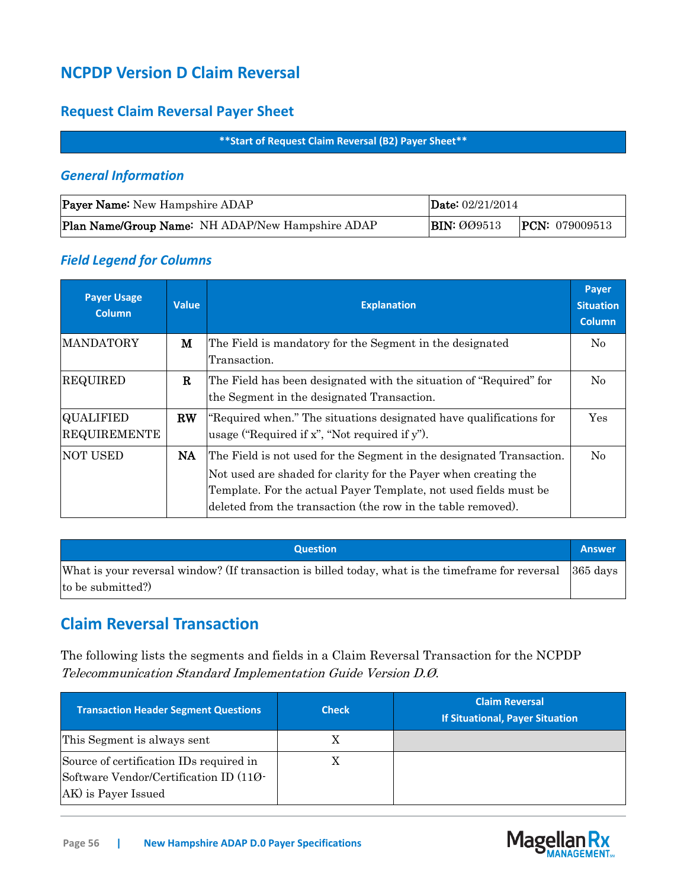# NCPDP Version D Claim Reversal

## Request Claim Reversal Payer Sheet

**\*\*Start of Request Claim Reversal (B2) Payer Sheet\*\***

### *General Information*

| **Payer Name:** New Hampshire ADAP | **Date:** 02/21/2014 | |
|---|---|---|
| **Plan Name/Group Name:** NH ADAP/New Hampshire ADAP | **BIN:** ØØ9513 | **PCN:** 079009513 |

### *Field Legend for Columns*

| Payer Usage Column | Value | Explanation | Payer Situation Column |
|---|---|---|---|
| MANDATORY | **M** | The Field is mandatory for the Segment in the designated Transaction. | No |
| REQUIRED | **R** | The Field has been designated with the situation of "Required" for the Segment in the designated Transaction. | No |
| QUALIFIED REQUIREMENTE | **RW** | "Required when." The situations designated have qualifications for usage ("Required if x", "Not required if y"). | Yes |
| NOT USED | **NA** | The Field is not used for the Segment in the designated Transaction. Not used are shaded for clarity for the Payer when creating the Template. For the actual Payer Template, not used fields must be deleted from the transaction (the row in the table removed). | No |

| Question | Answer |
|---|---|
| What is your reversal window? (If transaction is billed today, what is the timeframe for reversal to be submitted?) | 365 days |

## Claim Reversal Transaction

The following lists the segments and fields in a Claim Reversal Transaction for the NCPDP *Telecommunication Standard Implementation Guide Version D.Ø.*

| Transaction Header Segment Questions | Check | Claim Reversal If Situational, Payer Situation |
|---|---|---|
| This Segment is always sent | X | |
| Source of certification IDs required in Software Vendor/Certification ID (11Ø-AK) is Payer Issued | X | |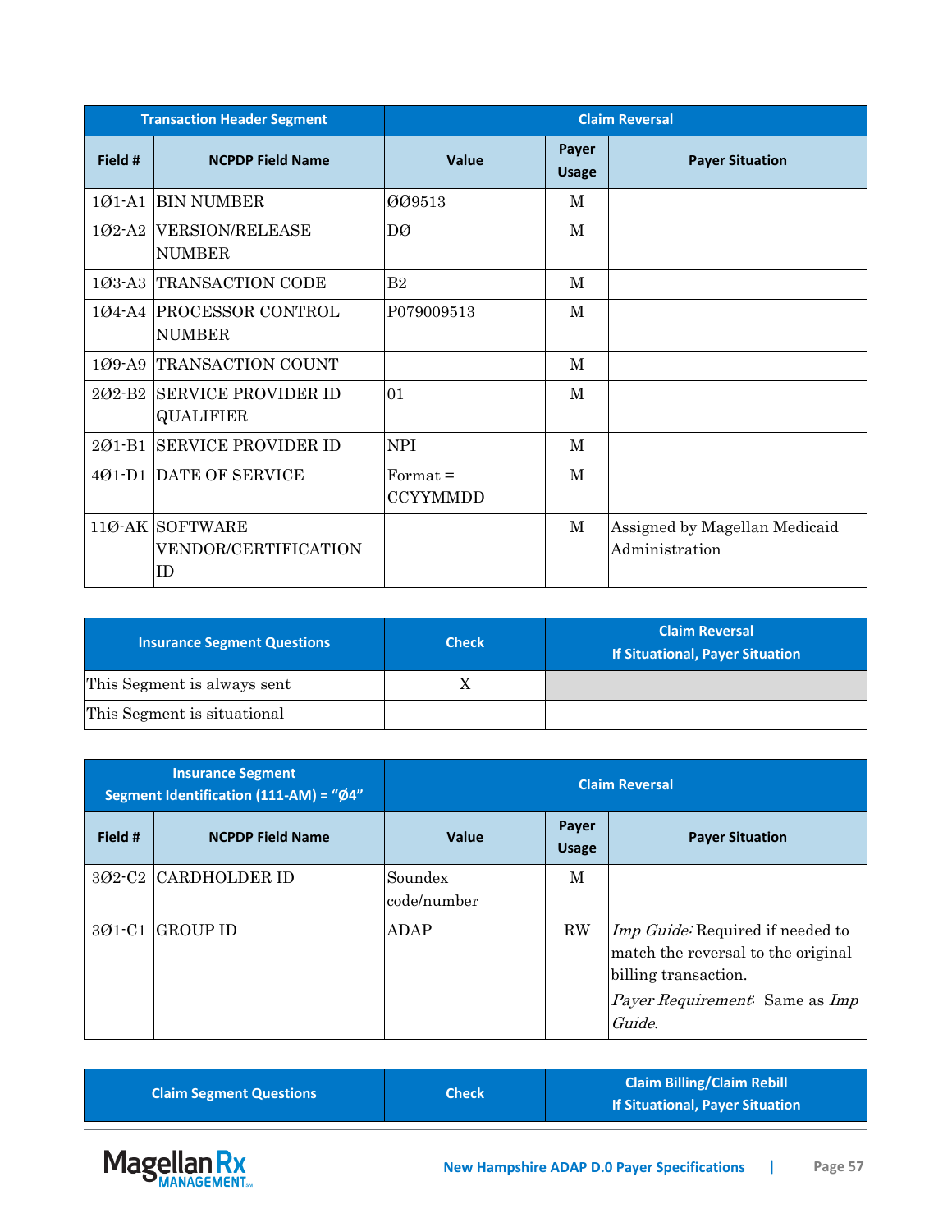| Transaction Header Segment | | Claim Reversal | | |
|---|---|---|---|---|
| **Field #** | **NCPDP Field Name** | **Value** | **Payer Usage** | **Payer Situation** |
| 1Ø1-A1 | BIN NUMBER | ØØ9513 | M | |
| 1Ø2-A2 | VERSION/RELEASE NUMBER | DØ | M | |
| 1Ø3-A3 | TRANSACTION CODE | B2 | M | |
| 1Ø4-A4 | PROCESSOR CONTROL NUMBER | P079009513 | M | |
| 1Ø9-A9 | TRANSACTION COUNT | | M | |
| 2Ø2-B2 | SERVICE PROVIDER ID QUALIFIER | 01 | M | |
| 2Ø1-B1 | SERVICE PROVIDER ID | NPI | M | |
| 4Ø1-D1 | DATE OF SERVICE | Format = CCYYMMDD | M | |
| 11Ø-AK | SOFTWARE VENDOR/CERTIFICATION ID | | M | Assigned by Magellan Medicaid Administration |

| Insurance Segment Questions | Check | Claim Reversal If Situational, Payer Situation |
|---|---|---|
| This Segment is always sent | X | |
| This Segment is situational | | |

| Insurance Segment Segment Identification (111-AM) = "Ø4" | | Claim Reversal | | |
|---|---|---|---|---|
| **Field #** | **NCPDP Field Name** | **Value** | **Payer Usage** | **Payer Situation** |
| 3Ø2-C2 | CARDHOLDER ID | Soundex code/number | M | |
| 3Ø1-C1 | GROUP ID | ADAP | RW | *Imp Guide:* Required if needed to match the reversal to the original billing transaction. *Payer Requirement:* Same as *Imp Guide.* |

| Claim Segment Questions | Check | Claim Billing/Claim Rebill If Situational, Payer Situation |
|---|---|---|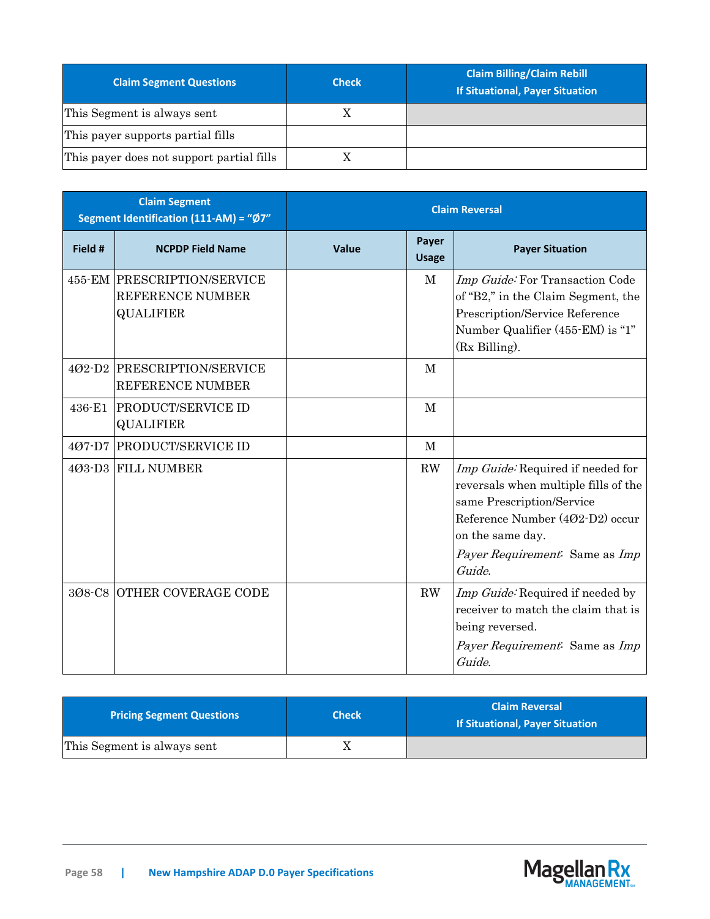| Claim Segment Questions | Check | Claim Billing/Claim Rebill<br>If Situational, Payer Situation |
|---|---|---|
| This Segment is always sent | X | |
| This payer supports partial fills | | |
| This payer does not support partial fills | X | |

| Claim Segment<br>Segment Identification (111-AM) = "Ø7" | | Claim Reversal | | |
|---|---|---|---|---|
| **Field #** | **NCPDP Field Name** | **Value** | **Payer Usage** | **Payer Situation** |
| 455-EM | PRESCRIPTION/SERVICE REFERENCE NUMBER QUALIFIER | | M | *Imp Guide:* For Transaction Code of "B2," in the Claim Segment, the Prescription/Service Reference Number Qualifier (455-EM) is "1" (Rx Billing). |
| 4Ø2-D2 | PRESCRIPTION/SERVICE REFERENCE NUMBER | | M | |
| 436-E1 | PRODUCT/SERVICE ID QUALIFIER | | M | |
| 4Ø7-D7 | PRODUCT/SERVICE ID | | M | |
| 4Ø3-D3 | FILL NUMBER | | RW | *Imp Guide:* Required if needed for reversals when multiple fills of the same Prescription/Service Reference Number (4Ø2-D2) occur on the same day.<br>*Payer Requirement:* Same as *Imp Guide*. |
| 3Ø8-C8 | OTHER COVERAGE CODE | | RW | *Imp Guide:* Required if needed by receiver to match the claim that is being reversed.<br>*Payer Requirement:* Same as *Imp Guide*. |

| Pricing Segment Questions | Check | Claim Reversal<br>If Situational, Payer Situation |
|---|---|---|
| This Segment is always sent | X | |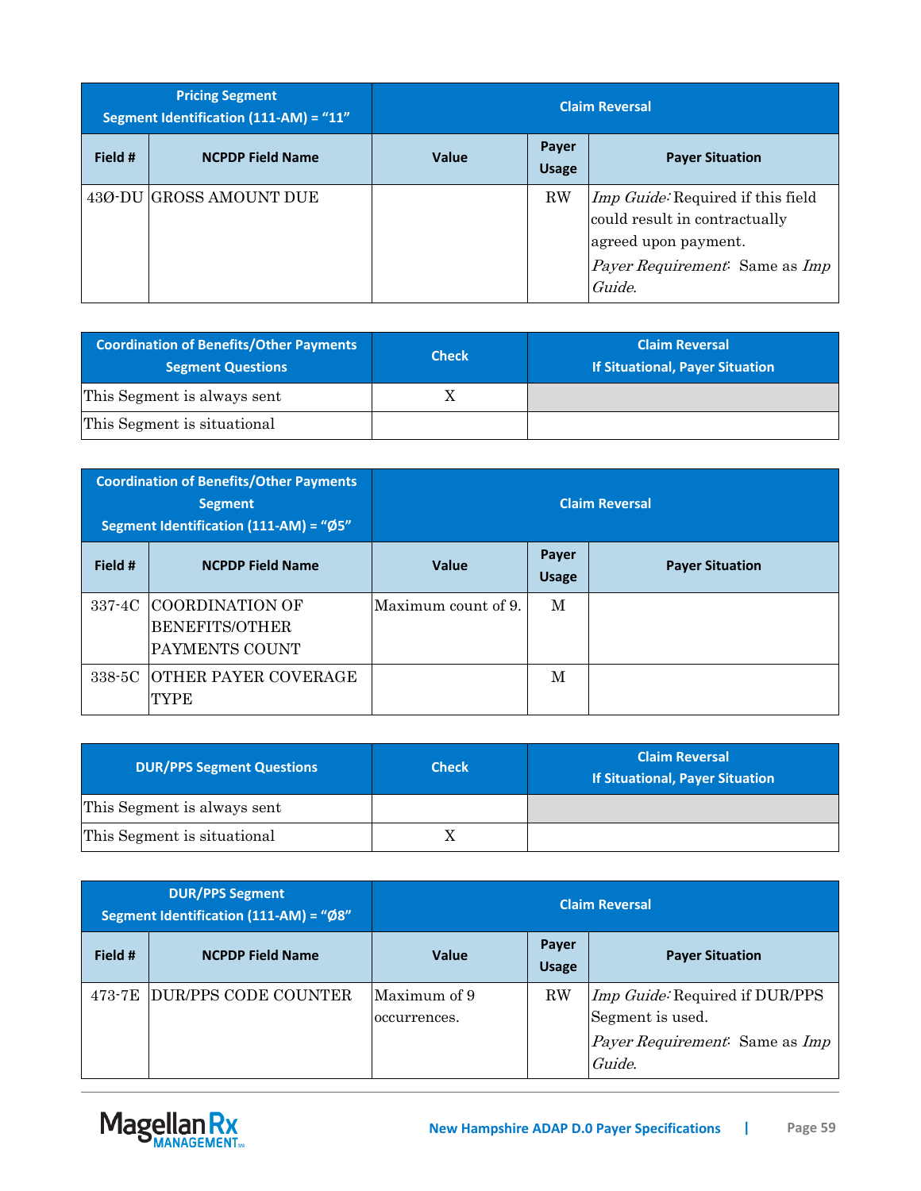| Pricing Segment Segment Identification (111-AM) = "11" | | Claim Reversal | | |
|---|---|---|---|---|
| **Field #** | **NCPDP Field Name** | **Value** | **Payer Usage** | **Payer Situation** |
| 43Ø-DU | GROSS AMOUNT DUE | | RW | *Imp Guide:* Required if this field could result in contractually agreed upon payment. *Payer Requirement:* Same as *Imp Guide.* |

| Coordination of Benefits/Other Payments Segment Questions | Check | Claim Reversal If Situational, Payer Situation |
|---|---|---|
| This Segment is always sent | X | |
| This Segment is situational | | |

| Coordination of Benefits/Other Payments Segment Segment Identification (111-AM) = "Ø5" | | Claim Reversal | | |
|---|---|---|---|---|
| **Field #** | **NCPDP Field Name** | **Value** | **Payer Usage** | **Payer Situation** |
| 337-4C | COORDINATION OF BENEFITS/OTHER PAYMENTS COUNT | Maximum count of 9. | M | |
| 338-5C | OTHER PAYER COVERAGE TYPE | | M | |

| DUR/PPS Segment Questions | Check | Claim Reversal If Situational, Payer Situation |
|---|---|---|
| This Segment is always sent | | |
| This Segment is situational | X | |

| DUR/PPS Segment Segment Identification (111-AM) = "Ø8" | | Claim Reversal | | |
|---|---|---|---|---|
| **Field #** | **NCPDP Field Name** | **Value** | **Payer Usage** | **Payer Situation** |
| 473-7E | DUR/PPS CODE COUNTER | Maximum of 9 occurrences. | RW | *Imp Guide:* Required if DUR/PPS Segment is used. *Payer Requirement:* Same as *Imp Guide.* |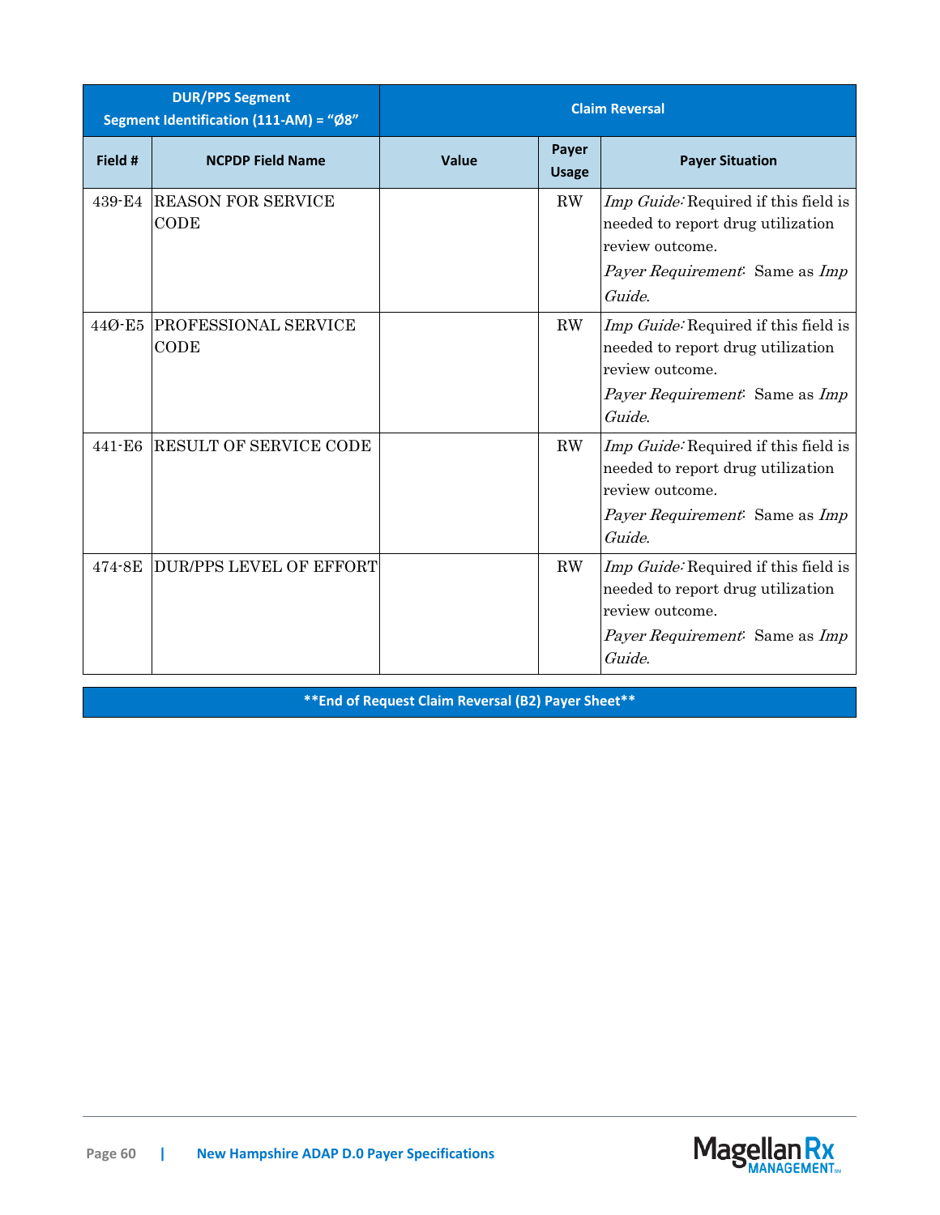| DUR/PPS Segment<br>Segment Identification (111-AM) = "Ø8" | | Claim Reversal | | |
|---|---|---|---|---|
| **Field #** | **NCPDP Field Name** | **Value** | **Payer Usage** | **Payer Situation** |
| 439-E4 | REASON FOR SERVICE CODE | | RW | *Imp Guide:* Required if this field is needed to report drug utilization review outcome.<br>*Payer Requirement:* Same as *Imp Guide.* |
| 44Ø-E5 | PROFESSIONAL SERVICE CODE | | RW | *Imp Guide:* Required if this field is needed to report drug utilization review outcome.<br>*Payer Requirement:* Same as *Imp Guide.* |
| 441-E6 | RESULT OF SERVICE CODE | | RW | *Imp Guide:* Required if this field is needed to report drug utilization review outcome.<br>*Payer Requirement:* Same as *Imp Guide.* |
| 474-8E | DUR/PPS LEVEL OF EFFORT | | RW | *Imp Guide:* Required if this field is needed to report drug utilization review outcome.<br>*Payer Requirement:* Same as *Imp Guide.* |

**End of Request Claim Reversal (B2) Payer Sheet**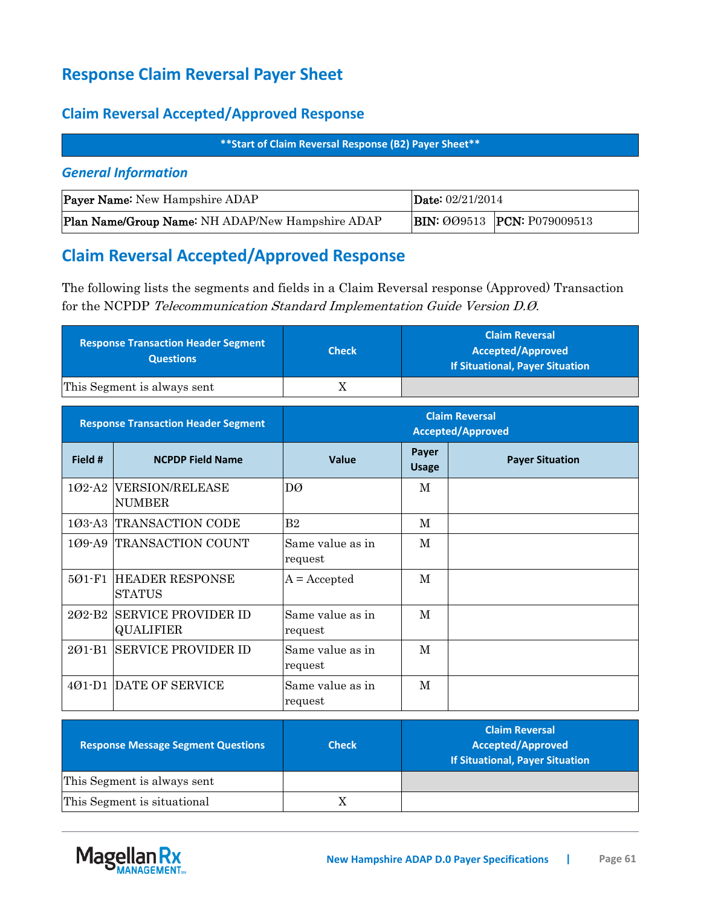# Response Claim Reversal Payer Sheet

## Claim Reversal Accepted/Approved Response

**Start of Claim Reversal Response (B2) Payer Sheet**

### *General Information*

| Payer Name: New Hampshire ADAP | Date: 02/21/2014 | |
|---|---|---|
| Plan Name/Group Name: NH ADAP/New Hampshire ADAP | BIN: ØØ9513 | PCN: P079009513 |

## Claim Reversal Accepted/Approved Response

The following lists the segments and fields in a Claim Reversal response (Approved) Transaction for the NCPDP *Telecommunication Standard Implementation Guide Version D.Ø*.

| Response Transaction Header Segment Questions | Check | Claim Reversal Accepted/Approved If Situational, Payer Situation |
|---|---|---|
| This Segment is always sent | X | |

| Response Transaction Header Segment | | Claim Reversal Accepted/Approved | | |
|---|---|---|---|---|
| Field # | NCPDP Field Name | Value | Payer Usage | Payer Situation |
| 1Ø2-A2 | VERSION/RELEASE NUMBER | DØ | M | |
| 1Ø3-A3 | TRANSACTION CODE | B2 | M | |
| 1Ø9-A9 | TRANSACTION COUNT | Same value as in request | M | |
| 5Ø1-F1 | HEADER RESPONSE STATUS | A = Accepted | M | |
| 2Ø2-B2 | SERVICE PROVIDER ID QUALIFIER | Same value as in request | M | |
| 2Ø1-B1 | SERVICE PROVIDER ID | Same value as in request | M | |
| 4Ø1-D1 | DATE OF SERVICE | Same value as in request | M | |

| Response Message Segment Questions | Check | Claim Reversal Accepted/Approved If Situational, Payer Situation |
|---|---|---|
| This Segment is always sent | | |
| This Segment is situational | X | |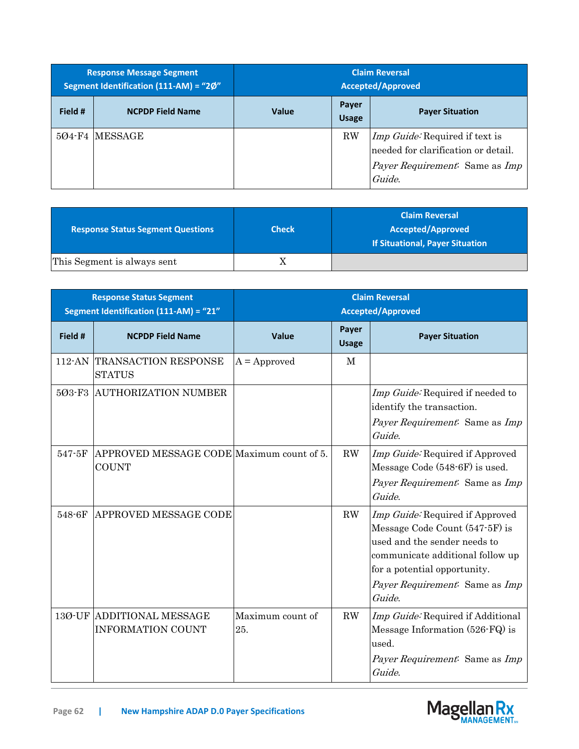| Response Message Segment Segment Identification (111-AM) = "2Ø" | | Claim Reversal Accepted/Approved | | |
|---|---|---|---|---|
| **Field #** | **NCPDP Field Name** | **Value** | **Payer Usage** | **Payer Situation** |
| 5Ø4-F4 | MESSAGE | | RW | *Imp Guide:* Required if text is needed for clarification or detail. *Payer Requirement:* Same as *Imp Guide.* |

| Response Status Segment Questions | Check | Claim Reversal Accepted/Approved If Situational, Payer Situation |
|---|---|---|
| This Segment is always sent | X | |

| Response Status Segment Segment Identification (111-AM) = "21" | | Claim Reversal Accepted/Approved | | |
|---|---|---|---|---|
| **Field #** | **NCPDP Field Name** | **Value** | **Payer Usage** | **Payer Situation** |
| 112-AN | TRANSACTION RESPONSE STATUS | A = Approved | M | |
| 5Ø3-F3 | AUTHORIZATION NUMBER | | | *Imp Guide:* Required if needed to identify the transaction. *Payer Requirement:* Same as *Imp Guide.* |
| 547-5F | APPROVED MESSAGE CODE COUNT | Maximum count of 5. | RW | *Imp Guide:* Required if Approved Message Code (548-6F) is used. *Payer Requirement:* Same as *Imp Guide.* |
| 548-6F | APPROVED MESSAGE CODE | | RW | *Imp Guide:* Required if Approved Message Code Count (547-5F) is used and the sender needs to communicate additional follow up for a potential opportunity. *Payer Requirement:* Same as *Imp Guide.* |
| 13Ø-UF | ADDITIONAL MESSAGE INFORMATION COUNT | Maximum count of 25. | RW | *Imp Guide:* Required if Additional Message Information (526-FQ) is used. *Payer Requirement:* Same as *Imp Guide.* |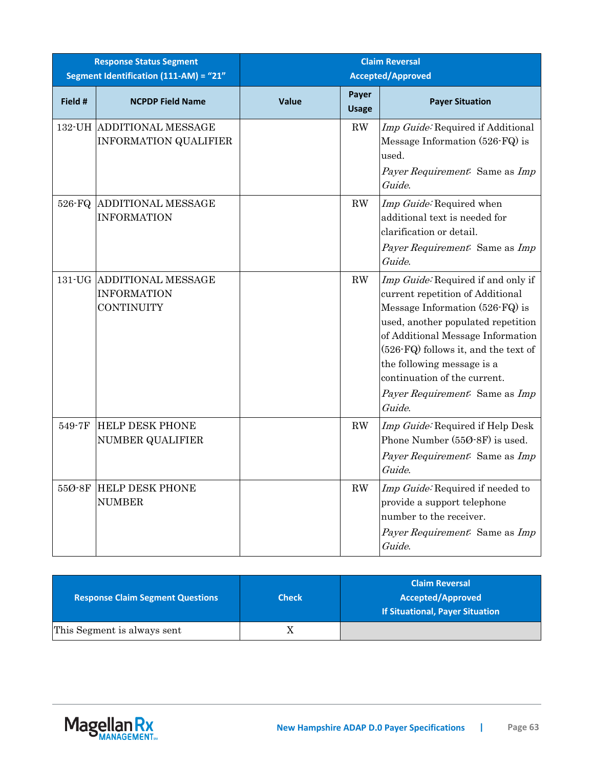| Response Status Segment Segment Identification (111-AM) = "21" | | Claim Reversal Accepted/Approved | | |
|---|---|---|---|---|
| **Field #** | **NCPDP Field Name** | **Value** | **Payer Usage** | **Payer Situation** |
| 132-UH | ADDITIONAL MESSAGE INFORMATION QUALIFIER | | RW | *Imp Guide:* Required if Additional Message Information (526-FQ) is used.<br>*Payer Requirement:* Same as *Imp Guide.* |
| 526-FQ | ADDITIONAL MESSAGE INFORMATION | | RW | *Imp Guide:* Required when additional text is needed for clarification or detail.<br>*Payer Requirement:* Same as *Imp Guide.* |
| 131-UG | ADDITIONAL MESSAGE INFORMATION CONTINUITY | | RW | *Imp Guide:* Required if and only if current repetition of Additional Message Information (526-FQ) is used, another populated repetition of Additional Message Information (526-FQ) follows it, and the text of the following message is a continuation of the current.<br>*Payer Requirement:* Same as *Imp Guide.* |
| 549-7F | HELP DESK PHONE NUMBER QUALIFIER | | RW | *Imp Guide:* Required if Help Desk Phone Number (55Ø-8F) is used.<br>*Payer Requirement:* Same as *Imp Guide.* |
| 55Ø-8F | HELP DESK PHONE NUMBER | | RW | *Imp Guide:* Required if needed to provide a support telephone number to the receiver.<br>*Payer Requirement:* Same as *Imp Guide.* |

| Response Claim Segment Questions | Check | Claim Reversal Accepted/Approved If Situational, Payer Situation |
|---|---|---|
| This Segment is always sent | X | |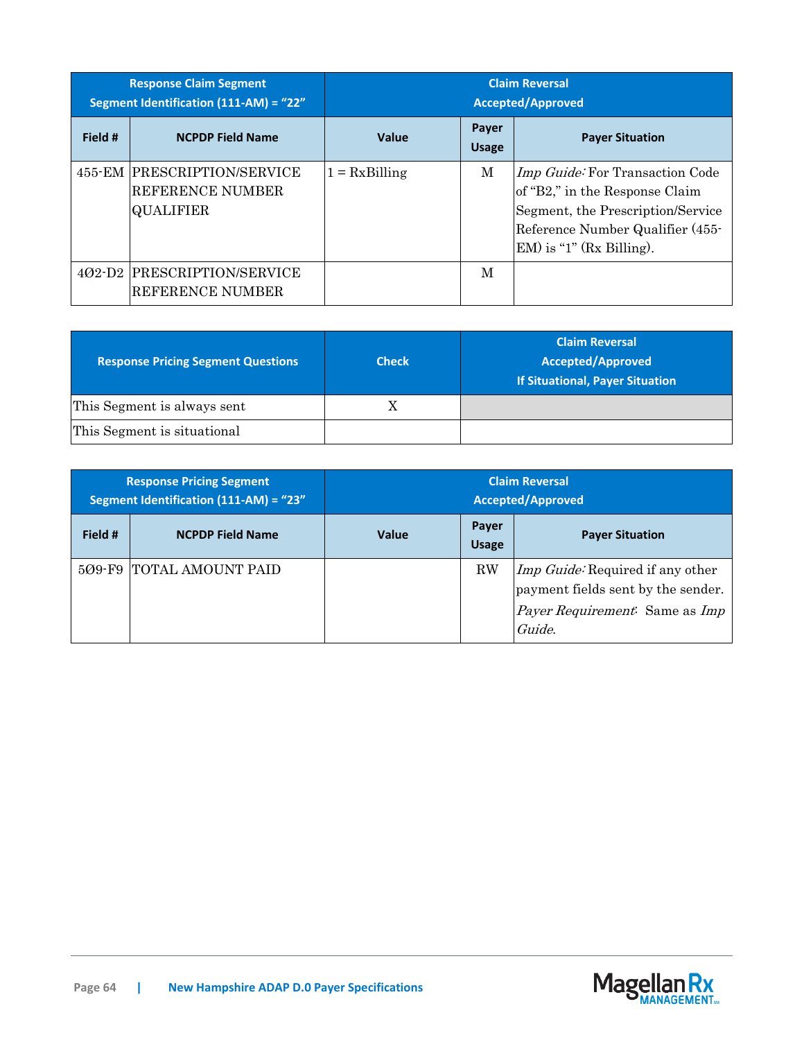| Response Claim Segment<br>Segment Identification (111-AM) = “22” | | Claim Reversal<br>Accepted/Approved | | |
|---|---|---|---|---|
| **Field #** | **NCPDP Field Name** | **Value** | **Payer Usage** | **Payer Situation** |
| 455-EM | PRESCRIPTION/SERVICE REFERENCE NUMBER QUALIFIER | 1 = RxBilling | M | *Imp Guide:* For Transaction Code of “B2,” in the Response Claim Segment, the Prescription/Service Reference Number Qualifier (455-EM) is “1” (Rx Billing). |
| 4Ø2-D2 | PRESCRIPTION/SERVICE REFERENCE NUMBER | | M | |

| Response Pricing Segment Questions | Check | Claim Reversal<br>Accepted/Approved<br>If Situational, Payer Situation |
|---|---|---|
| This Segment is always sent | X | |
| This Segment is situational | | |

| Response Pricing Segment<br>Segment Identification (111-AM) = “23” | | Claim Reversal<br>Accepted/Approved | | |
|---|---|---|---|---|
| **Field #** | **NCPDP Field Name** | **Value** | **Payer Usage** | **Payer Situation** |
| 5Ø9-F9 | TOTAL AMOUNT PAID | | RW | *Imp Guide:* Required if any other payment fields sent by the sender.<br>*Payer Requirement:* Same as *Imp Guide.* |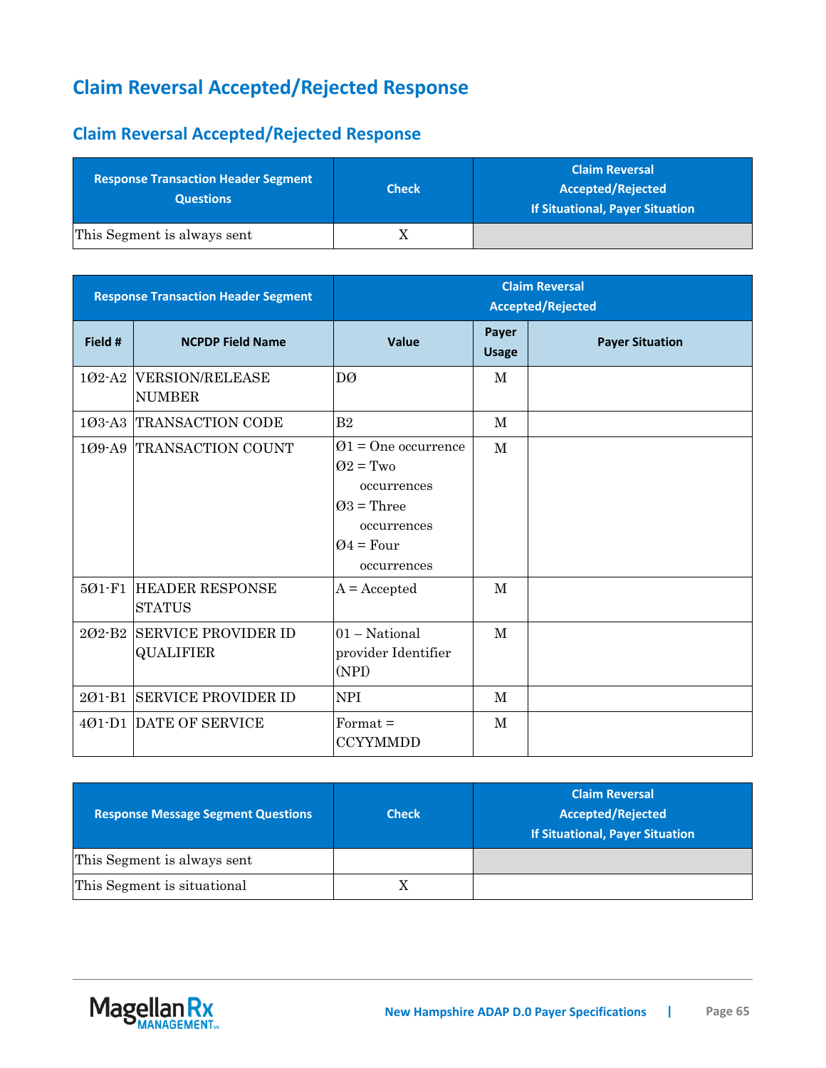# Claim Reversal Accepted/Rejected Response

## Claim Reversal Accepted/Rejected Response

| Response Transaction Header Segment Questions | Check | Claim Reversal Accepted/Rejected If Situational, Payer Situation |
|---|---|---|
| This Segment is always sent | X | |

| Response Transaction Header Segment | | Claim Reversal Accepted/Rejected | | |
|---|---|---|---|---|
| Field # | NCPDP Field Name | Value | Payer Usage | Payer Situation |
| 1Ø2-A2 | VERSION/RELEASE NUMBER | DØ | M | |
| 1Ø3-A3 | TRANSACTION CODE | B2 | M | |
| 1Ø9-A9 | TRANSACTION COUNT | Ø1 = One occurrence<br>Ø2 = Two occurrences<br>Ø3 = Three occurrences<br>Ø4 = Four occurrences | M | |
| 5Ø1-F1 | HEADER RESPONSE STATUS | A = Accepted | M | |
| 2Ø2-B2 | SERVICE PROVIDER ID QUALIFIER | 01 – National provider Identifier (NPI) | M | |
| 2Ø1-B1 | SERVICE PROVIDER ID | NPI | M | |
| 4Ø1-D1 | DATE OF SERVICE | Format = CCYYMMDD | M | |

| Response Message Segment Questions | Check | Claim Reversal Accepted/Rejected If Situational, Payer Situation |
|---|---|---|
| This Segment is always sent | | |
| This Segment is situational | X | |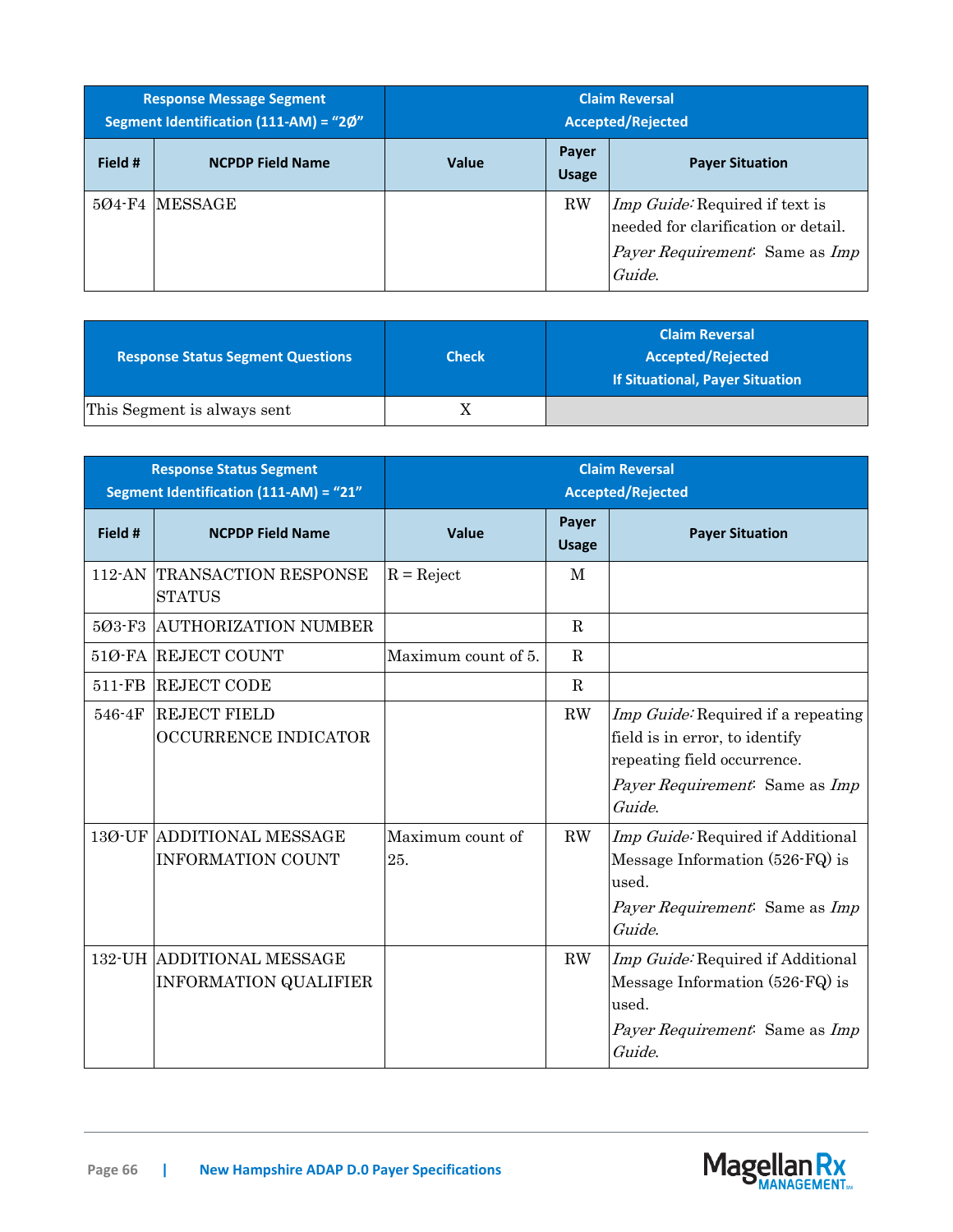| Response Message Segment Segment Identification (111-AM) = "2Ø" | | Claim Reversal Accepted/Rejected | | |
|---|---|---|---|---|
| Field # | NCPDP Field Name | Value | Payer Usage | Payer Situation |
| 5Ø4-F4 | MESSAGE | | RW | *Imp Guide:* Required if text is needed for clarification or detail. *Payer Requirement:* Same as *Imp Guide.* |

| Response Status Segment Questions | Check | Claim Reversal Accepted/Rejected If Situational, Payer Situation |
|---|---|---|
| This Segment is always sent | X | |

| Response Status Segment Segment Identification (111-AM) = "21" | | Claim Reversal Accepted/Rejected | | |
|---|---|---|---|---|
| Field # | NCPDP Field Name | Value | Payer Usage | Payer Situation |
| 112-AN | TRANSACTION RESPONSE STATUS | R = Reject | M | |
| 5Ø3-F3 | AUTHORIZATION NUMBER | | R | |
| 51Ø-FA | REJECT COUNT | Maximum count of 5. | R | |
| 511-FB | REJECT CODE | | R | |
| 546-4F | REJECT FIELD OCCURRENCE INDICATOR | | RW | *Imp Guide:* Required if a repeating field is in error, to identify repeating field occurrence. *Payer Requirement:* Same as *Imp Guide.* |
| 13Ø-UF | ADDITIONAL MESSAGE INFORMATION COUNT | Maximum count of 25. | RW | *Imp Guide:* Required if Additional Message Information (526-FQ) is used. *Payer Requirement:* Same as *Imp Guide.* |
| 132-UH | ADDITIONAL MESSAGE INFORMATION QUALIFIER | | RW | *Imp Guide:* Required if Additional Message Information (526-FQ) is used. *Payer Requirement:* Same as *Imp Guide.* |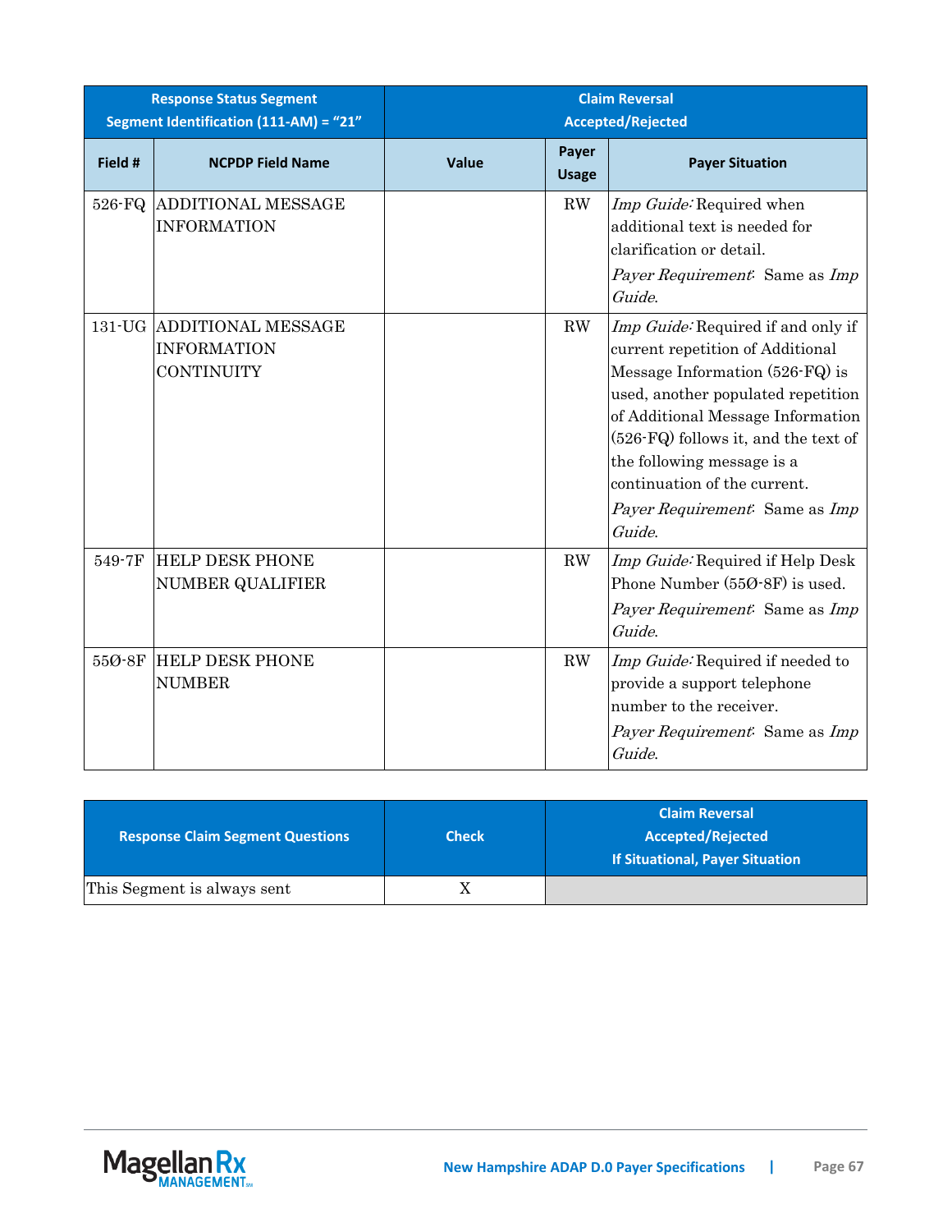| Response Status Segment Segment Identification (111-AM) = "21" | | Claim Reversal Accepted/Rejected | | |
|---|---|---|---|---|
| **Field #** | **NCPDP Field Name** | **Value** | **Payer Usage** | **Payer Situation** |
| 526-FQ | ADDITIONAL MESSAGE INFORMATION | | RW | *Imp Guide:* Required when additional text is needed for clarification or detail.<br>*Payer Requirement:* Same as *Imp Guide.* |
| 131-UG | ADDITIONAL MESSAGE INFORMATION CONTINUITY | | RW | *Imp Guide:* Required if and only if current repetition of Additional Message Information (526-FQ) is used, another populated repetition of Additional Message Information (526-FQ) follows it, and the text of the following message is a continuation of the current.<br>*Payer Requirement:* Same as *Imp Guide.* |
| 549-7F | HELP DESK PHONE NUMBER QUALIFIER | | RW | *Imp Guide:* Required if Help Desk Phone Number (55Ø-8F) is used.<br>*Payer Requirement:* Same as *Imp Guide.* |
| 55Ø-8F | HELP DESK PHONE NUMBER | | RW | *Imp Guide:* Required if needed to provide a support telephone number to the receiver.<br>*Payer Requirement:* Same as *Imp Guide.* |

| Response Claim Segment Questions | Check | Claim Reversal Accepted/Rejected If Situational, Payer Situation |
|---|---|---|
| This Segment is always sent | X | |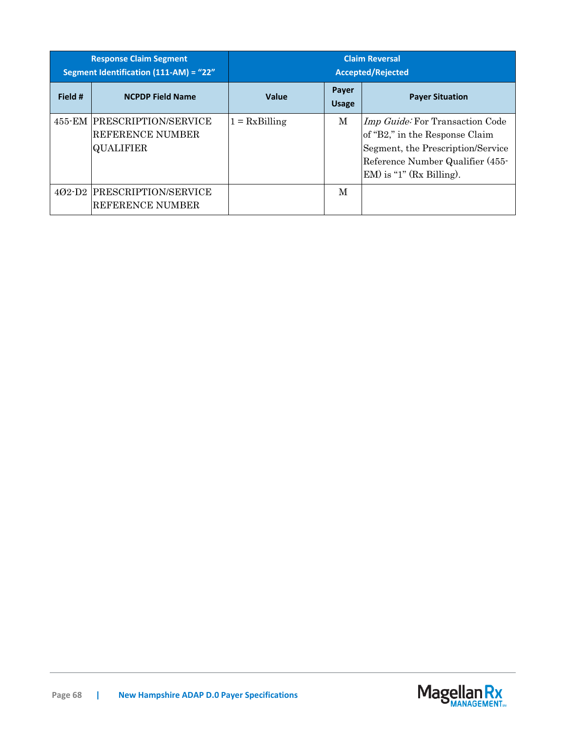| Response Claim Segment Segment Identification (111-AM) = "22" | | Claim Reversal Accepted/Rejected | | |
|---|---|---|---|---|
| **Field #** | **NCPDP Field Name** | **Value** | **Payer Usage** | **Payer Situation** |
| 455-EM | PRESCRIPTION/SERVICE REFERENCE NUMBER QUALIFIER | 1 = RxBilling | M | *Imp Guide:* For Transaction Code of "B2," in the Response Claim Segment, the Prescription/Service Reference Number Qualifier (455-EM) is "1" (Rx Billing). |
| 4Ø2-D2 | PRESCRIPTION/SERVICE REFERENCE NUMBER | | M | |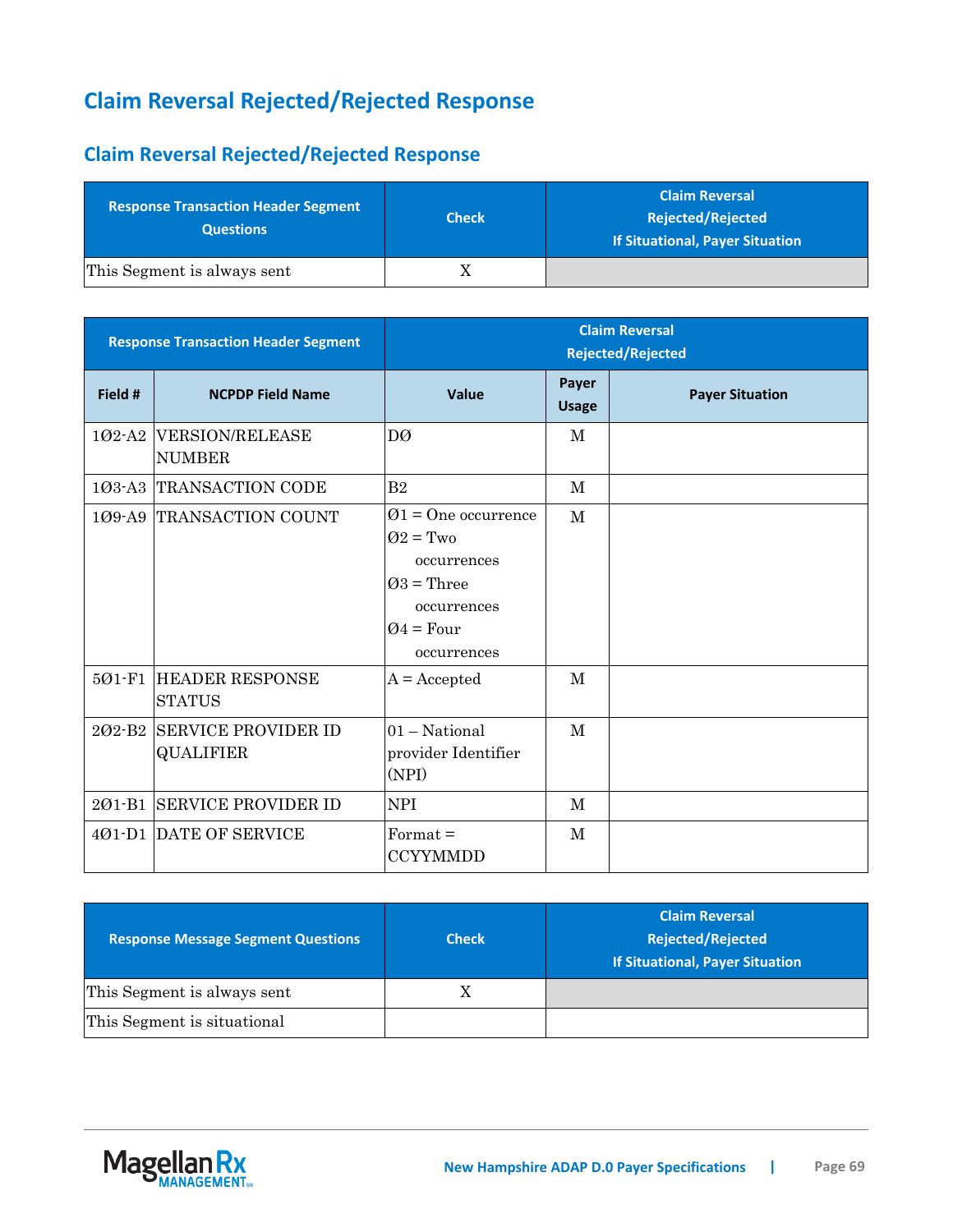# Claim Reversal Rejected/Rejected Response

## Claim Reversal Rejected/Rejected Response

| Response Transaction Header Segment Questions | Check | Claim Reversal Rejected/Rejected If Situational, Payer Situation |
|---|---|---|
| This Segment is always sent | X | |

| Response Transaction Header Segment | | Claim Reversal Rejected/Rejected | | |
|---|---|---|---|---|
| Field # | NCPDP Field Name | Value | Payer Usage | Payer Situation |
| 1Ø2-A2 | VERSION/RELEASE NUMBER | DØ | M | |
| 1Ø3-A3 | TRANSACTION CODE | B2 | M | |
| 1Ø9-A9 | TRANSACTION COUNT | Ø1 = One occurrence<br>Ø2 = Two occurrences<br>Ø3 = Three occurrences<br>Ø4 = Four occurrences | M | |
| 5Ø1-F1 | HEADER RESPONSE STATUS | A = Accepted | M | |
| 2Ø2-B2 | SERVICE PROVIDER ID QUALIFIER | 01 – National provider Identifier (NPI) | M | |
| 2Ø1-B1 | SERVICE PROVIDER ID | NPI | M | |
| 4Ø1-D1 | DATE OF SERVICE | Format = CCYYMMDD | M | |

| Response Message Segment Questions | Check | Claim Reversal Rejected/Rejected If Situational, Payer Situation |
|---|---|---|
| This Segment is always sent | X | |
| This Segment is situational | | |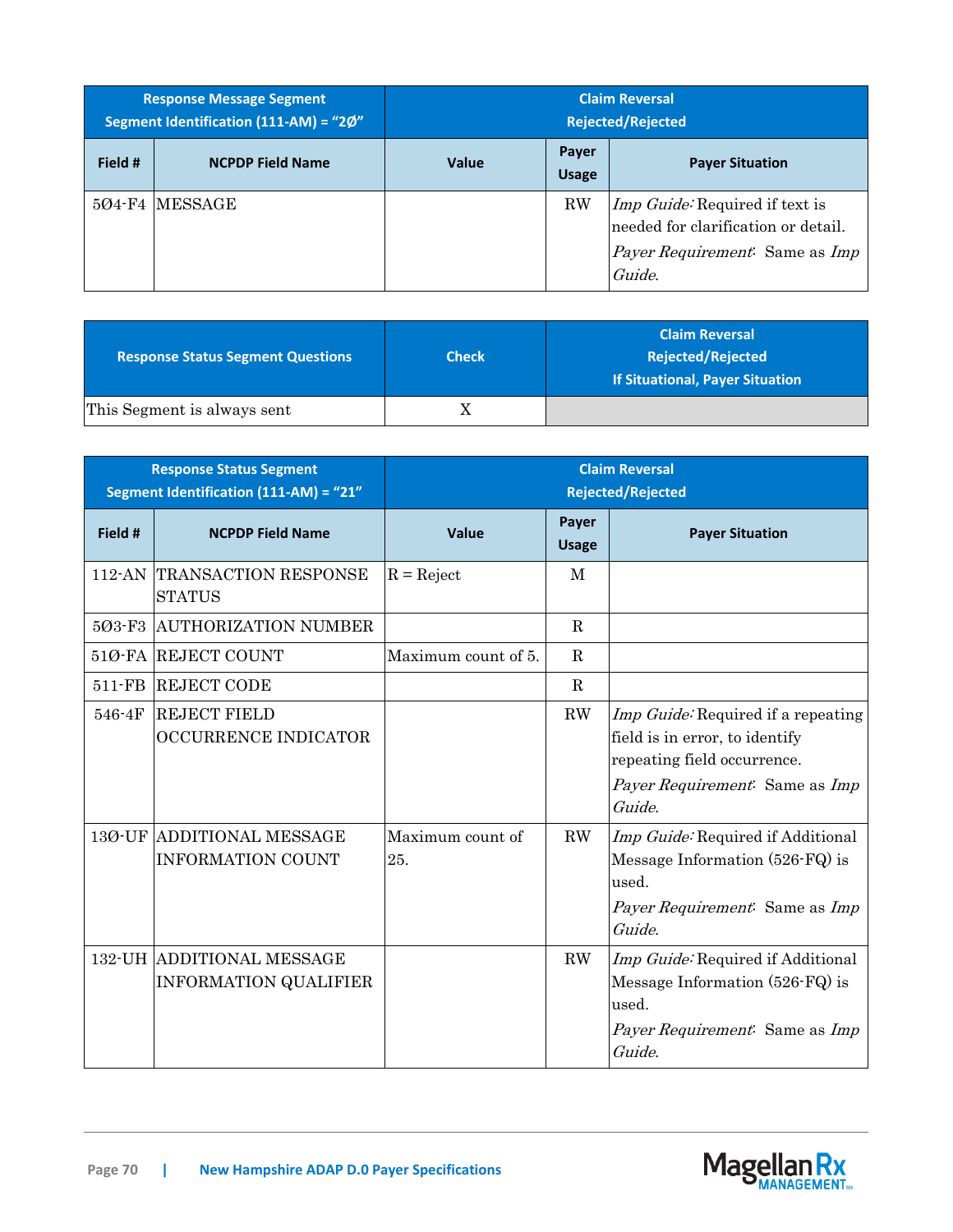| Response Message Segment<br>Segment Identification (111-AM) = "2Ø" | | Claim Reversal<br>Rejected/Rejected | | |
|---|---|---|---|---|
| **Field #** | **NCPDP Field Name** | **Value** | **Payer Usage** | **Payer Situation** |
| 5Ø4-F4 | MESSAGE | | RW | *Imp Guide:* Required if text is needed for clarification or detail.<br>*Payer Requirement:* Same as *Imp Guide.* |

| Response Status Segment Questions | Check | Claim Reversal<br>Rejected/Rejected<br>If Situational, Payer Situation |
|---|---|---|
| This Segment is always sent | X | |

| Response Status Segment<br>Segment Identification (111-AM) = "21" | | Claim Reversal<br>Rejected/Rejected | | |
|---|---|---|---|---|
| **Field #** | **NCPDP Field Name** | **Value** | **Payer Usage** | **Payer Situation** |
| 112-AN | TRANSACTION RESPONSE STATUS | R = Reject | M | |
| 5Ø3-F3 | AUTHORIZATION NUMBER | | R | |
| 51Ø-FA | REJECT COUNT | Maximum count of 5. | R | |
| 511-FB | REJECT CODE | | R | |
| 546-4F | REJECT FIELD OCCURRENCE INDICATOR | | RW | *Imp Guide:* Required if a repeating field is in error, to identify repeating field occurrence.<br>*Payer Requirement:* Same as *Imp Guide.* |
| 13Ø-UF | ADDITIONAL MESSAGE INFORMATION COUNT | Maximum count of 25. | RW | *Imp Guide:* Required if Additional Message Information (526-FQ) is used.<br>*Payer Requirement:* Same as *Imp Guide.* |
| 132-UH | ADDITIONAL MESSAGE INFORMATION QUALIFIER | | RW | *Imp Guide:* Required if Additional Message Information (526-FQ) is used.<br>*Payer Requirement:* Same as *Imp Guide.* |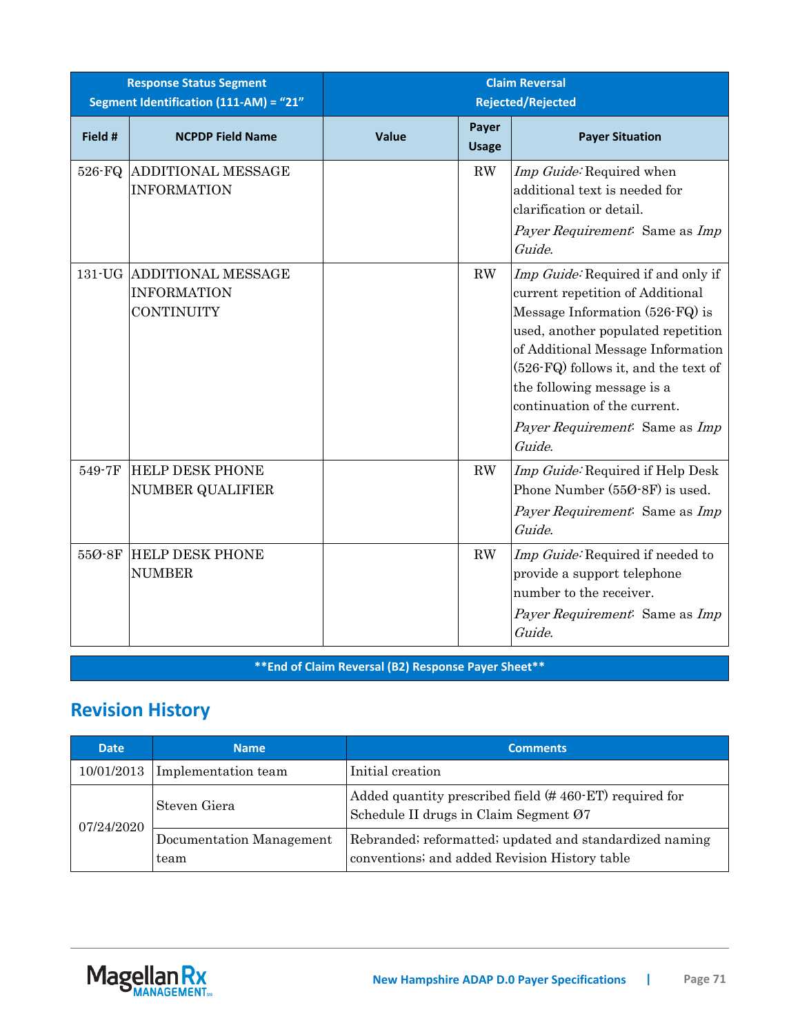| Response Status Segment Segment Identification (111-AM) = "21" | | Claim Reversal Rejected/Rejected | | |
|---|---|---|---|---|
| **Field #** | **NCPDP Field Name** | **Value** | **Payer Usage** | **Payer Situation** |
| 526-FQ | ADDITIONAL MESSAGE INFORMATION | | RW | *Imp Guide:* Required when additional text is needed for clarification or detail.<br>*Payer Requirement:* Same as *Imp Guide*. |
| 131-UG | ADDITIONAL MESSAGE INFORMATION CONTINUITY | | RW | *Imp Guide:* Required if and only if current repetition of Additional Message Information (526-FQ) is used, another populated repetition of Additional Message Information (526-FQ) follows it, and the text of the following message is a continuation of the current.<br>*Payer Requirement:* Same as *Imp Guide*. |
| 549-7F | HELP DESK PHONE NUMBER QUALIFIER | | RW | *Imp Guide:* Required if Help Desk Phone Number (55Ø-8F) is used.<br>*Payer Requirement:* Same as *Imp Guide*. |
| 55Ø-8F | HELP DESK PHONE NUMBER | | RW | *Imp Guide:* Required if needed to provide a support telephone number to the receiver.<br>*Payer Requirement:* Same as *Imp Guide*. |

**\*\*End of Claim Reversal (B2) Response Payer Sheet\*\***

## Revision History

| Date | Name | Comments |
|---|---|---|
| 10/01/2013 | Implementation team | Initial creation |
| 07/24/2020 | Steven Giera | Added quantity prescribed field (# 460-ET) required for Schedule II drugs in Claim Segment Ø7 |
| | Documentation Management team | Rebranded; reformatted; updated and standardized naming conventions; and added Revision History table |